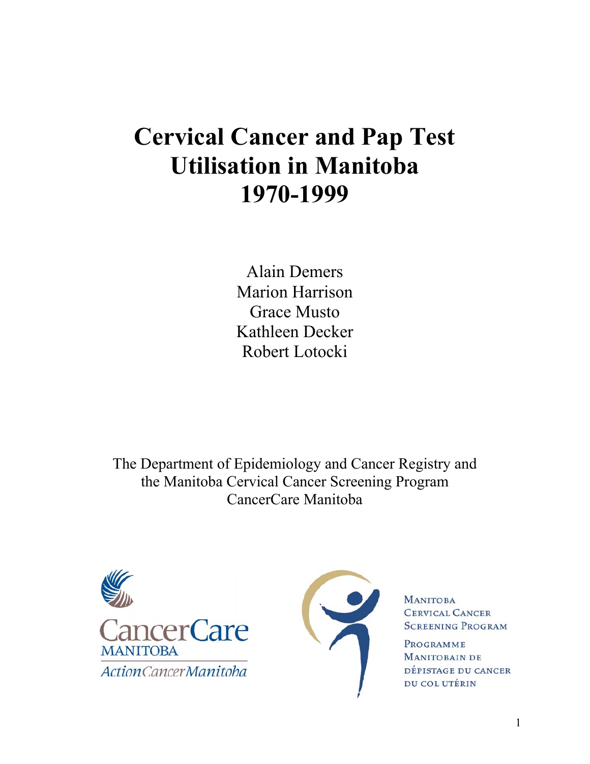# Cervical Cancer and Pap Test Utilisation in Manitoba 1970-1999

Alain Demers
Marion Harrison
Grace Musto
Kathleen Decker
Robert Lotocki

The Department of Epidemiology and Cancer Registry and
the Manitoba Cervical Cancer Screening Program
CancerCare Manitoba

CancerCare MANITOBA
ActionCancerManitoba

MANITOBA CERVICAL CANCER SCREENING PROGRAM
PROGRAMME MANITOBAIN DE DÉPISTAGE DU CANCER DU COL UTÉRIN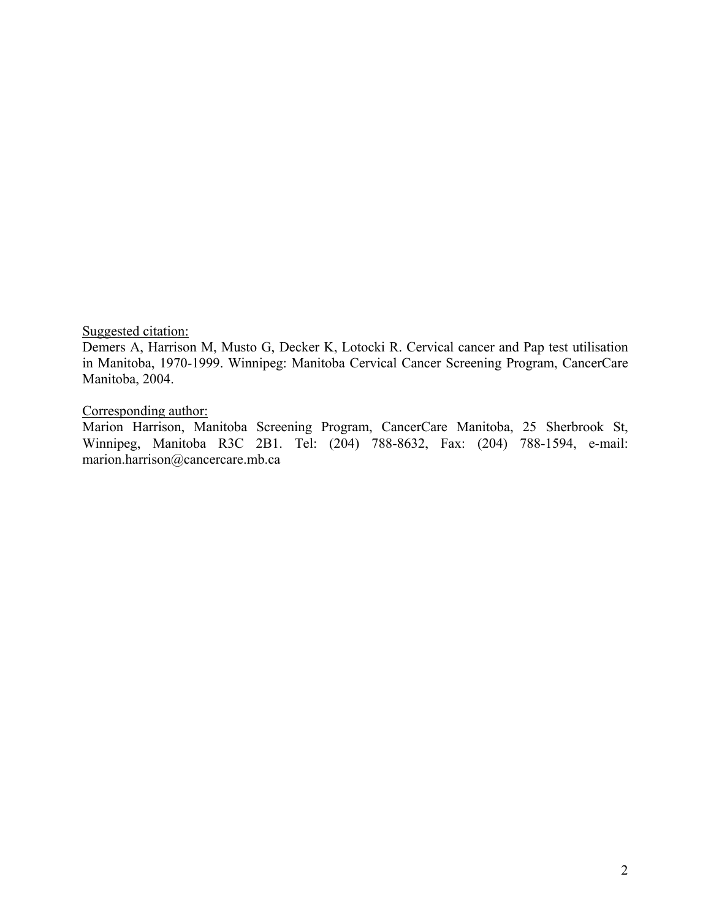<u>Suggested citation:</u>
Demers A, Harrison M, Musto G, Decker K, Lotocki R. Cervical cancer and Pap test utilisation in Manitoba, 1970-1999. Winnipeg: Manitoba Cervical Cancer Screening Program, CancerCare Manitoba, 2004.

<u>Corresponding author:</u>
Marion Harrison, Manitoba Screening Program, CancerCare Manitoba, 25 Sherbrook St, Winnipeg, Manitoba R3C 2B1. Tel: (204) 788-8632, Fax: (204) 788-1594, e-mail: marion.harrison@cancercare.mb.ca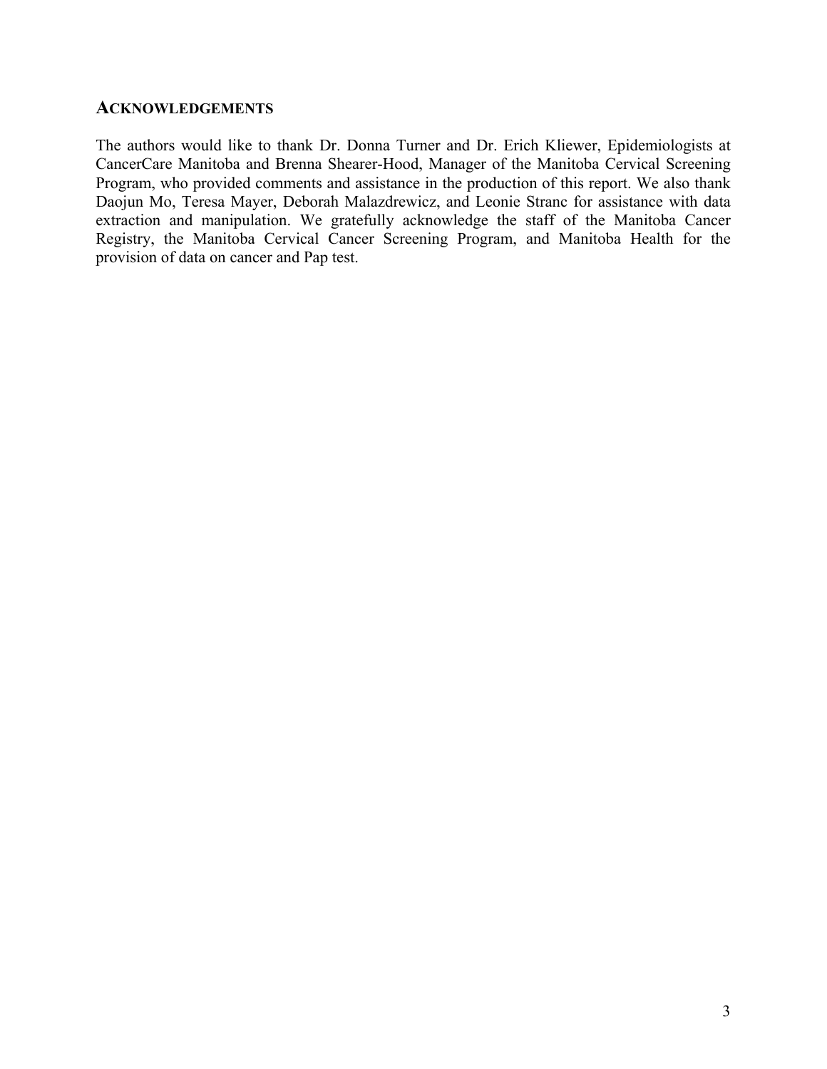## ACKNOWLEDGEMENTS

The authors would like to thank Dr. Donna Turner and Dr. Erich Kliewer, Epidemiologists at CancerCare Manitoba and Brenna Shearer-Hood, Manager of the Manitoba Cervical Screening Program, who provided comments and assistance in the production of this report. We also thank Daojun Mo, Teresa Mayer, Deborah Malazdrewicz, and Leonie Stranc for assistance with data extraction and manipulation. We gratefully acknowledge the staff of the Manitoba Cancer Registry, the Manitoba Cervical Cancer Screening Program, and Manitoba Health for the provision of data on cancer and Pap test.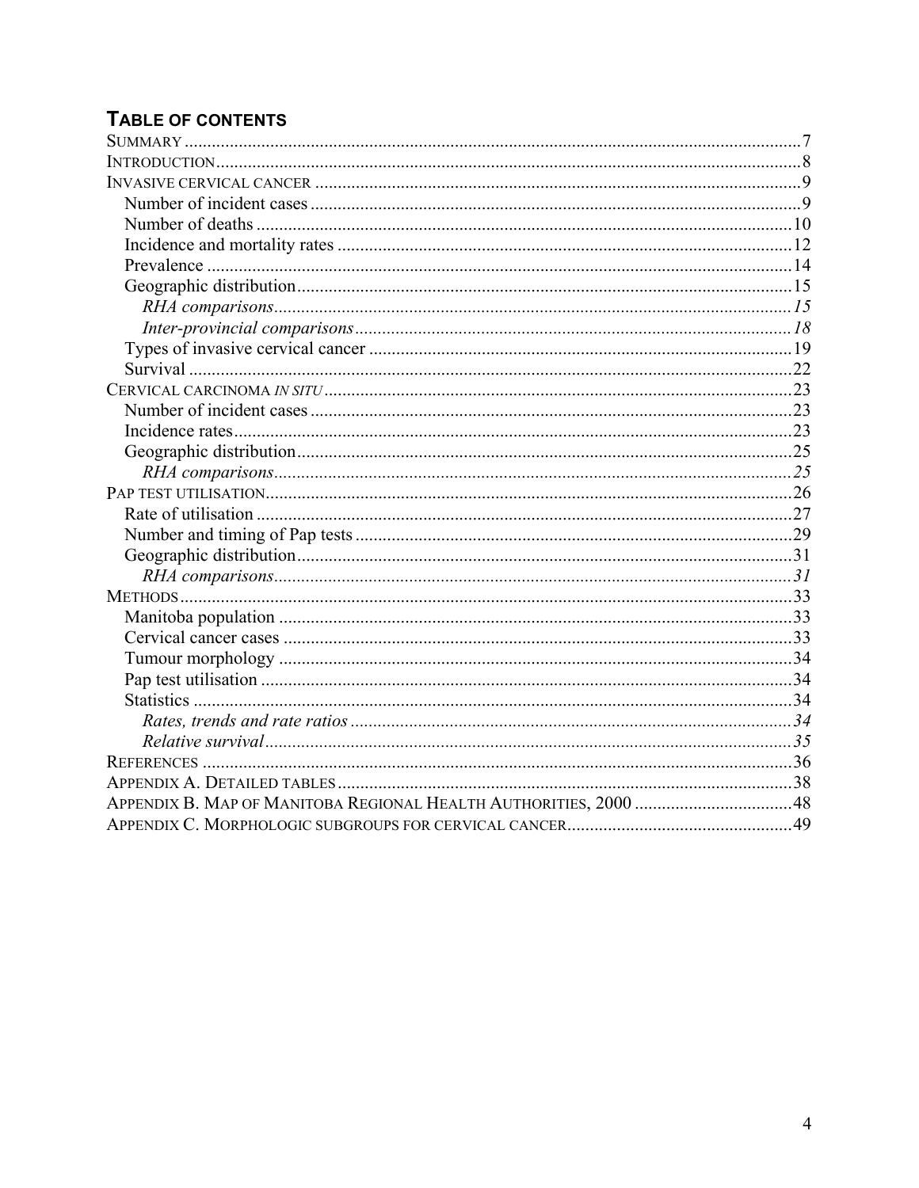## TABLE OF CONTENTS

SUMMARY ........................................................................................................................7
INTRODUCTION ...............................................................................................................8
INVASIVE CERVICAL CANCER ..........................................................................................9
  Number of incident cases ...........................................................................................9
  Number of deaths ......................................................................................................10
  Incidence and mortality rates ...................................................................................12
  Prevalence ................................................................................................................14
  Geographic distribution ............................................................................................15
    *RHA comparisons* .................................................................................................15
    *Inter-provincial comparisons* ................................................................................18
  Types of invasive cervical cancer ..............................................................................19
  Survival .....................................................................................................................22
CERVICAL CARCINOMA *IN SITU* ........................................................................................23
  Number of incident cases ..........................................................................................23
  Incidence rates ..........................................................................................................23
  Geographic distribution ............................................................................................25
    *RHA comparisons* .................................................................................................25
PAP TEST UTILISATION ....................................................................................................26
  Rate of utilisation ......................................................................................................27
  Number and timing of Pap tests ................................................................................29
  Geographic distribution ............................................................................................31
    *RHA comparisons* .................................................................................................31
METHODS .......................................................................................................................33
  Manitoba population .................................................................................................33
  Cervical cancer cases ................................................................................................33
  Tumour morphology .................................................................................................34
  Pap test utilisation .....................................................................................................34
  Statistics ....................................................................................................................34
    *Rates, trends and rate ratios* ................................................................................34
    *Relative survival* ...................................................................................................35
REFERENCES ..................................................................................................................36
APPENDIX A. DETAILED TABLES .....................................................................................38
APPENDIX B. MAP OF MANITOBA REGIONAL HEALTH AUTHORITIES, 2000 ...................................48
APPENDIX C. MORPHOLOGIC SUBGROUPS FOR CERVICAL CANCER ..................................................49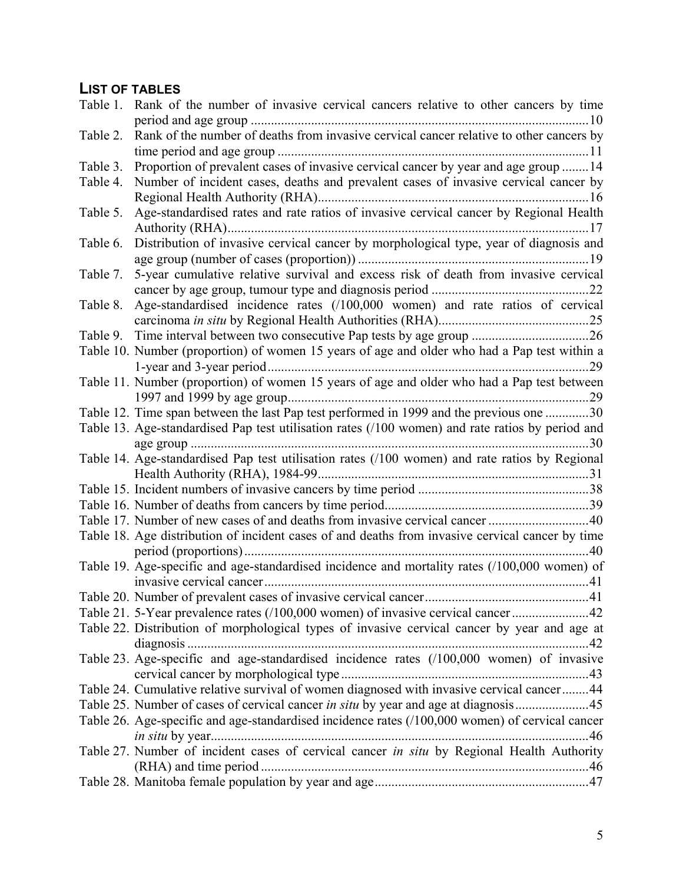## LIST OF TABLES

Table 1. Rank of the number of invasive cervical cancers relative to other cancers by time period and age group ....................10

Table 2. Rank of the number of deaths from invasive cervical cancer relative to other cancers by time period and age group ....................11

Table 3. Proportion of prevalent cases of invasive cervical cancer by year and age group ....................14

Table 4. Number of incident cases, deaths and prevalent cases of invasive cervical cancer by Regional Health Authority (RHA)....................16

Table 5. Age-standardised rates and rate ratios of invasive cervical cancer by Regional Health Authority (RHA)....................17

Table 6. Distribution of invasive cervical cancer by morphological type, year of diagnosis and age group (number of cases (proportion)) ....................19

Table 7. 5-year cumulative relative survival and excess risk of death from invasive cervical cancer by age group, tumour type and diagnosis period ....................22

Table 8. Age-standardised incidence rates (/100,000 women) and rate ratios of cervical carcinoma *in situ* by Regional Health Authorities (RHA)....................25

Table 9. Time interval between two consecutive Pap tests by age group ....................26

Table 10. Number (proportion) of women 15 years of age and older who had a Pap test within a 1-year and 3-year period....................29

Table 11. Number (proportion) of women 15 years of age and older who had a Pap test between 1997 and 1999 by age group....................29

Table 12. Time span between the last Pap test performed in 1999 and the previous one ....................30

Table 13. Age-standardised Pap test utilisation rates (/100 women) and rate ratios by period and age group ....................30

Table 14. Age-standardised Pap test utilisation rates (/100 women) and rate ratios by Regional Health Authority (RHA), 1984-99....................31

Table 15. Incident numbers of invasive cancers by time period ....................38

Table 16. Number of deaths from cancers by time period....................39

Table 17. Number of new cases of and deaths from invasive cervical cancer ....................40

Table 18. Age distribution of incident cases of and deaths from invasive cervical cancer by time period (proportions) ....................40

Table 19. Age-specific and age-standardised incidence and mortality rates (/100,000 women) of invasive cervical cancer....................41

Table 20. Number of prevalent cases of invasive cervical cancer....................41

Table 21. 5-Year prevalence rates (/100,000 women) of invasive cervical cancer ....................42

Table 22. Distribution of morphological types of invasive cervical cancer by year and age at diagnosis ....................42

Table 23. Age-specific and age-standardised incidence rates (/100,000 women) of invasive cervical cancer by morphological type....................43

Table 24. Cumulative relative survival of women diagnosed with invasive cervical cancer....................44

Table 25. Number of cases of cervical cancer *in situ* by year and age at diagnosis....................45

Table 26. Age-specific and age-standardised incidence rates (/100,000 women) of cervical cancer *in situ* by year....................46

Table 27. Number of incident cases of cervical cancer *in situ* by Regional Health Authority (RHA) and time period ....................46

Table 28. Manitoba female population by year and age....................47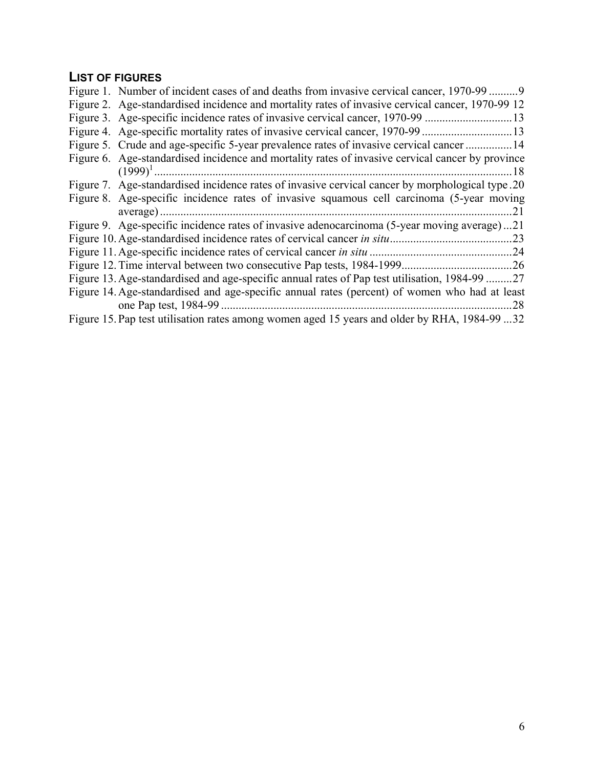## LIST OF FIGURES

Figure 1. Number of incident cases of and deaths from invasive cervical cancer, 1970-99 ..........9
Figure 2. Age-standardised incidence and mortality rates of invasive cervical cancer, 1970-99 12
Figure 3. Age-specific incidence rates of invasive cervical cancer, 1970-99 ..............................13
Figure 4. Age-specific mortality rates of invasive cervical cancer, 1970-99 ...............................13
Figure 5. Crude and age-specific 5-year prevalence rates of invasive cervical cancer ................14
Figure 6. Age-standardised incidence and mortality rates of invasive cervical cancer by province (1999)[1] ..........................................................................................................................18
Figure 7. Age-standardised incidence rates of invasive cervical cancer by morphological type .20
Figure 8. Age-specific incidence rates of invasive squamous cell carcinoma (5-year moving average) ........................................................................................................................21
Figure 9. Age-specific incidence rates of invasive adenocarcinoma (5-year moving average) ...21
Figure 10. Age-standardised incidence rates of cervical cancer *in situ* ..........................................23
Figure 11. Age-specific incidence rates of cervical cancer *in situ* .................................................24
Figure 12. Time interval between two consecutive Pap tests, 1984-1999......................................26
Figure 13. Age-standardised and age-specific annual rates of Pap test utilisation, 1984-99 .........27
Figure 14. Age-standardised and age-specific annual rates (percent) of women who had at least one Pap test, 1984-99 .....................................................................................................28
Figure 15. Pap test utilisation rates among women aged 15 years and older by RHA, 1984-99 ...32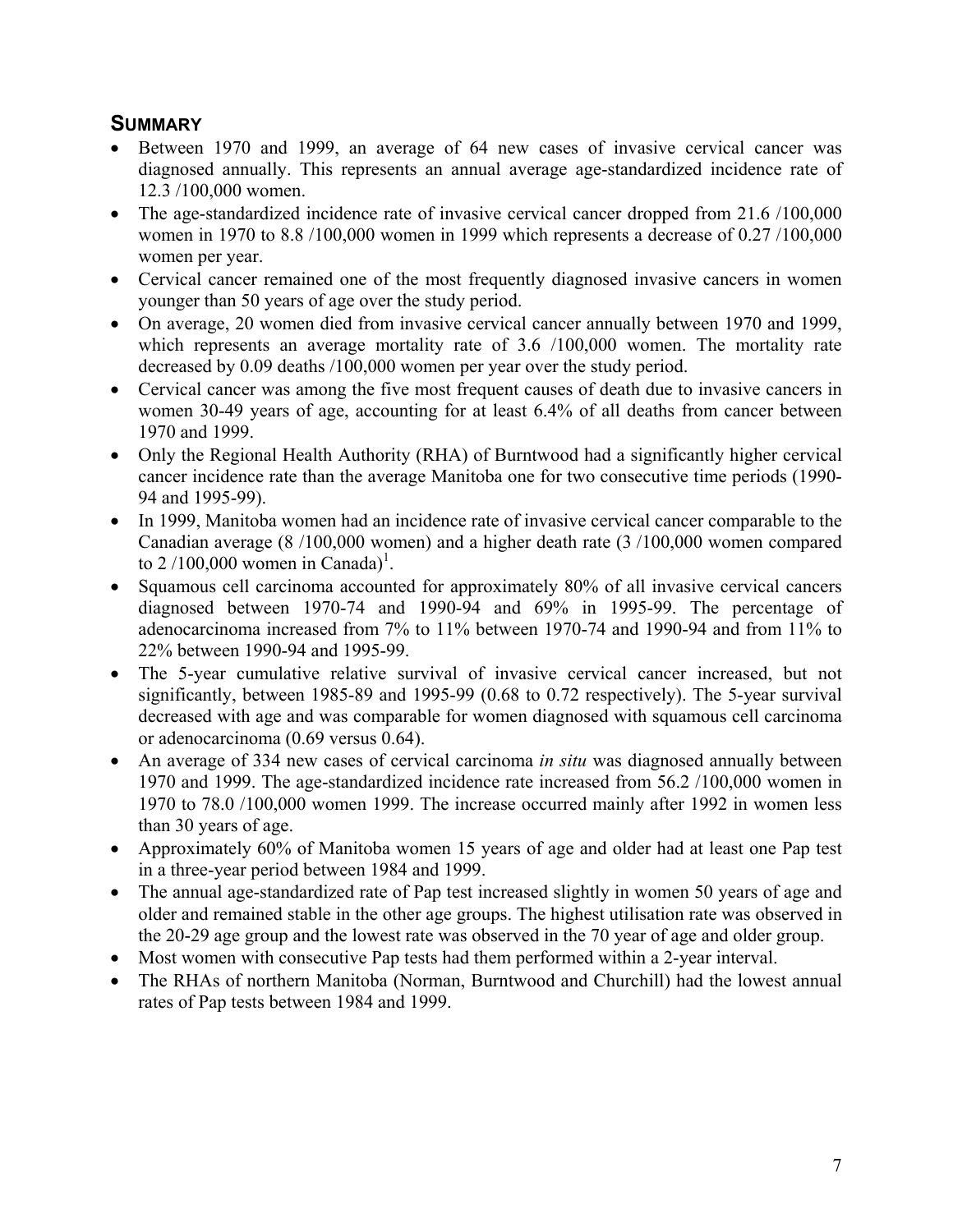## SUMMARY

- Between 1970 and 1999, an average of 64 new cases of invasive cervical cancer was diagnosed annually. This represents an annual average age-standardized incidence rate of 12.3 /100,000 women.
- The age-standardized incidence rate of invasive cervical cancer dropped from 21.6 /100,000 women in 1970 to 8.8 /100,000 women in 1999 which represents a decrease of 0.27 /100,000 women per year.
- Cervical cancer remained one of the most frequently diagnosed invasive cancers in women younger than 50 years of age over the study period.
- On average, 20 women died from invasive cervical cancer annually between 1970 and 1999, which represents an average mortality rate of 3.6 /100,000 women. The mortality rate decreased by 0.09 deaths /100,000 women per year over the study period.
- Cervical cancer was among the five most frequent causes of death due to invasive cancers in women 30-49 years of age, accounting for at least 6.4% of all deaths from cancer between 1970 and 1999.
- Only the Regional Health Authority (RHA) of Burntwood had a significantly higher cervical cancer incidence rate than the average Manitoba one for two consecutive time periods (1990-94 and 1995-99).
- In 1999, Manitoba women had an incidence rate of invasive cervical cancer comparable to the Canadian average (8 /100,000 women) and a higher death rate (3 /100,000 women compared to 2 /100,000 women in Canada)[1].
- Squamous cell carcinoma accounted for approximately 80% of all invasive cervical cancers diagnosed between 1970-74 and 1990-94 and 69% in 1995-99. The percentage of adenocarcinoma increased from 7% to 11% between 1970-74 and 1990-94 and from 11% to 22% between 1990-94 and 1995-99.
- The 5-year cumulative relative survival of invasive cervical cancer increased, but not significantly, between 1985-89 and 1995-99 (0.68 to 0.72 respectively). The 5-year survival decreased with age and was comparable for women diagnosed with squamous cell carcinoma or adenocarcinoma (0.69 versus 0.64).
- An average of 334 new cases of cervical carcinoma *in situ* was diagnosed annually between 1970 and 1999. The age-standardized incidence rate increased from 56.2 /100,000 women in 1970 to 78.0 /100,000 women 1999. The increase occurred mainly after 1992 in women less than 30 years of age.
- Approximately 60% of Manitoba women 15 years of age and older had at least one Pap test in a three-year period between 1984 and 1999.
- The annual age-standardized rate of Pap test increased slightly in women 50 years of age and older and remained stable in the other age groups. The highest utilisation rate was observed in the 20-29 age group and the lowest rate was observed in the 70 year of age and older group.
- Most women with consecutive Pap tests had them performed within a 2-year interval.
- The RHAs of northern Manitoba (Norman, Burntwood and Churchill) had the lowest annual rates of Pap tests between 1984 and 1999.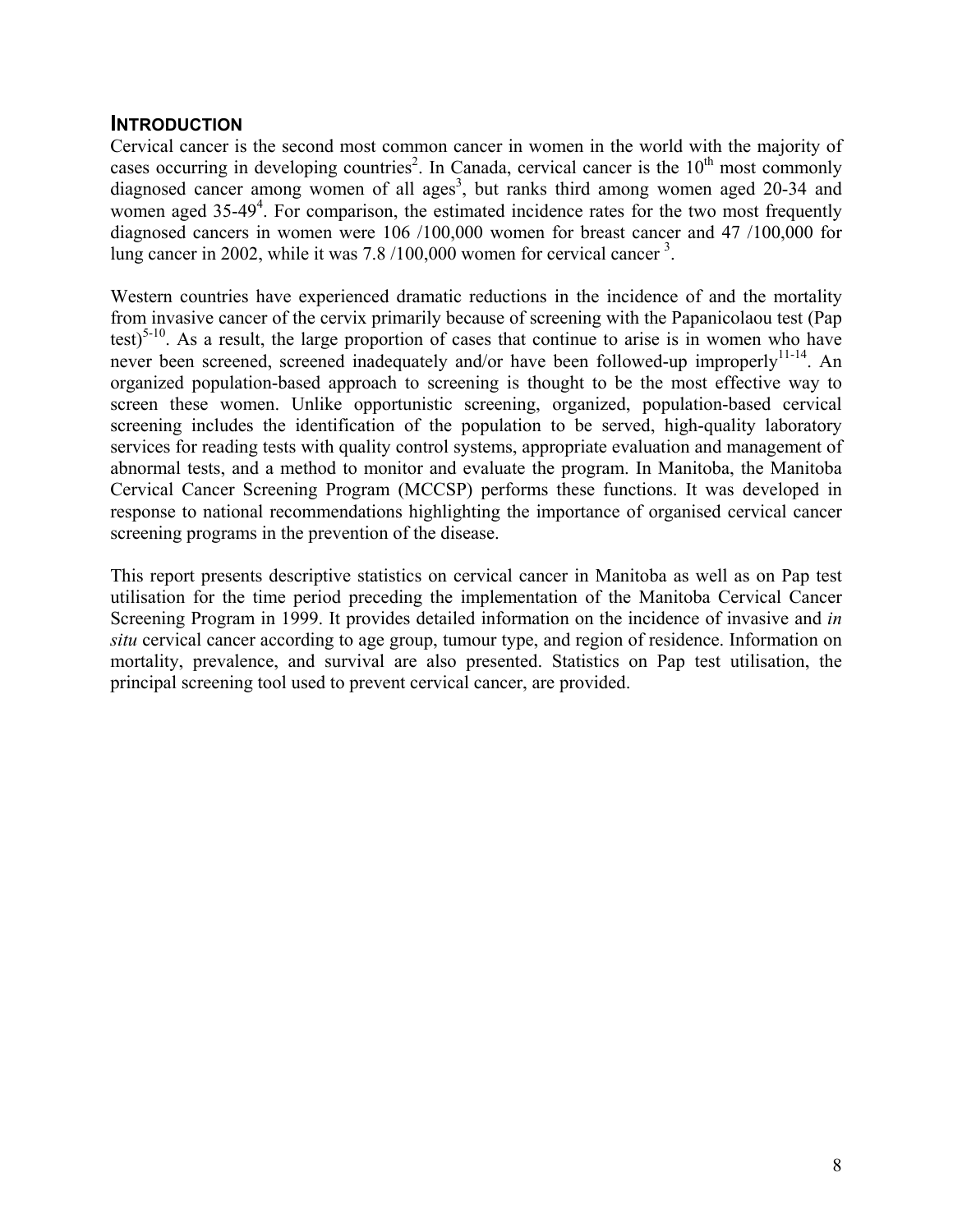## INTRODUCTION

Cervical cancer is the second most common cancer in women in the world with the majority of cases occurring in developing countries[2]. In Canada, cervical cancer is the 10$^{th}$ most commonly diagnosed cancer among women of all ages[3], but ranks third among women aged 20-34 and women aged 35-49[4]. For comparison, the estimated incidence rates for the two most frequently diagnosed cancers in women were 106 /100,000 women for breast cancer and 47 /100,000 for lung cancer in 2002, while it was 7.8 /100,000 women for cervical cancer [3].

Western countries have experienced dramatic reductions in the incidence of and the mortality from invasive cancer of the cervix primarily because of screening with the Papanicolaou test (Pap test)[5-10]. As a result, the large proportion of cases that continue to arise is in women who have never been screened, screened inadequately and/or have been followed-up improperly[11-14]. An organized population-based approach to screening is thought to be the most effective way to screen these women. Unlike opportunistic screening, organized, population-based cervical screening includes the identification of the population to be served, high-quality laboratory services for reading tests with quality control systems, appropriate evaluation and management of abnormal tests, and a method to monitor and evaluate the program. In Manitoba, the Manitoba Cervical Cancer Screening Program (MCCSP) performs these functions. It was developed in response to national recommendations highlighting the importance of organised cervical cancer screening programs in the prevention of the disease.

This report presents descriptive statistics on cervical cancer in Manitoba as well as on Pap test utilisation for the time period preceding the implementation of the Manitoba Cervical Cancer Screening Program in 1999. It provides detailed information on the incidence of invasive and *in situ* cervical cancer according to age group, tumour type, and region of residence. Information on mortality, prevalence, and survival are also presented. Statistics on Pap test utilisation, the principal screening tool used to prevent cervical cancer, are provided.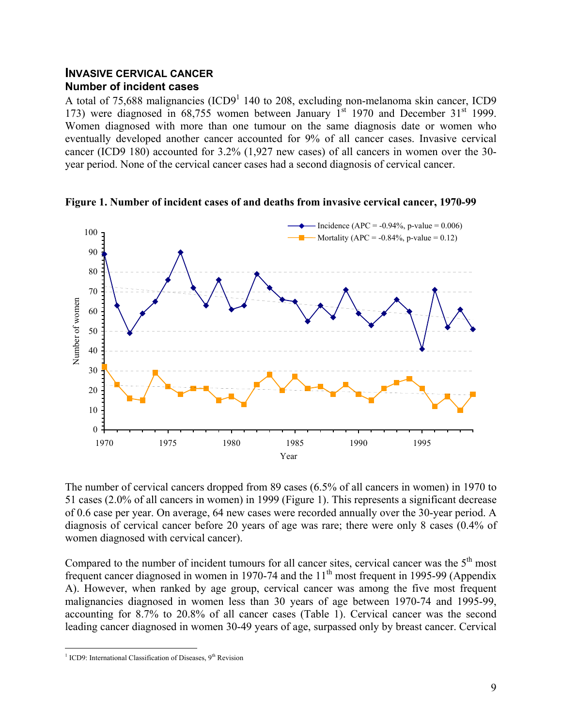## INVASIVE CERVICAL CANCER

### Number of incident cases

A total of 75,688 malignancies (ICD9[1] 140 to 208, excluding non-melanoma skin cancer, ICD9 173) were diagnosed in 68,755 women between January 1st 1970 and December 31st 1999. Women diagnosed with more than one tumour on the same diagnosis date or women who eventually developed another cancer accounted for 9% of all cancer cases. Invasive cervical cancer (ICD9 180) accounted for 3.2% (1,927 new cases) of all cancers in women over the 30-year period. None of the cervical cancer cases had a second diagnosis of cervical cancer.

**Figure 1. Number of incident cases of and deaths from invasive cervical cancer, 1970-99**

The number of cervical cancers dropped from 89 cases (6.5% of all cancers in women) in 1970 to 51 cases (2.0% of all cancers in women) in 1999 (Figure 1). This represents a significant decrease of 0.6 case per year. On average, 64 new cases were recorded annually over the 30-year period. A diagnosis of cervical cancer before 20 years of age was rare; there were only 8 cases (0.4% of women diagnosed with cervical cancer).

Compared to the number of incident tumours for all cancer sites, cervical cancer was the 5th most frequent cancer diagnosed in women in 1970-74 and the 11th most frequent in 1995-99 (Appendix A). However, when ranked by age group, cervical cancer was among the five most frequent malignancies diagnosed in women less than 30 years of age between 1970-74 and 1995-99, accounting for 8.7% to 20.8% of all cancer cases (Table 1). Cervical cancer was the second leading cancer diagnosed in women 30-49 years of age, surpassed only by breast cancer. Cervical

---

[1] ICD9: International Classification of Diseases, 9th Revision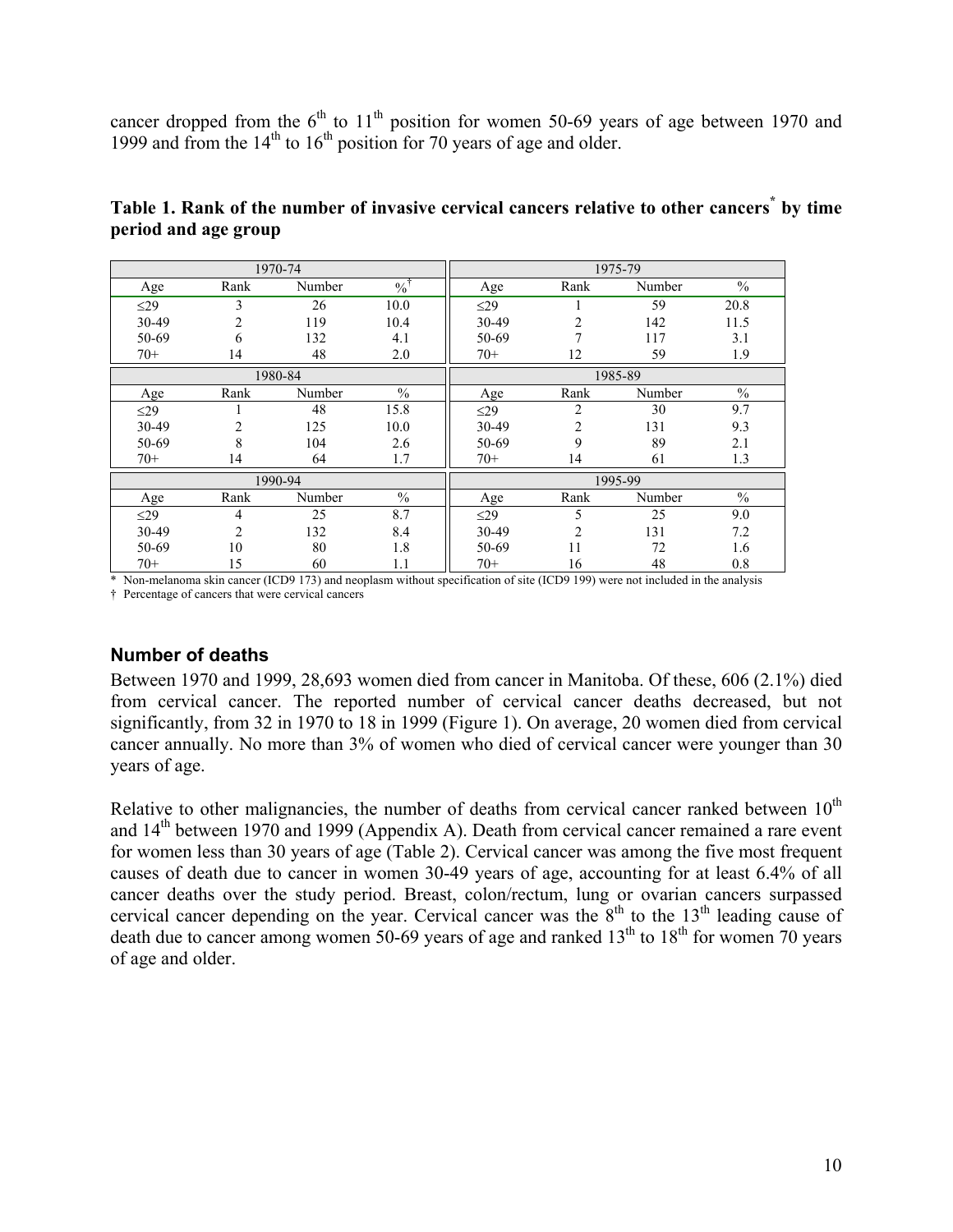cancer dropped from the 6th to 11th position for women 50-69 years of age between 1970 and 1999 and from the 14th to 16th position for 70 years of age and older.

**Table 1. Rank of the number of invasive cervical cancers relative to other cancers* by time period and age group**

| 1970-74 | | | | 1975-79 | | | |
|---|---|---|---|---|---|---|---|
| Age | Rank | Number | %† | Age | Rank | Number | % |
| ≤29 | 3 | 26 | 10.0 | ≤29 | 1 | 59 | 20.8 |
| 30-49 | 2 | 119 | 10.4 | 30-49 | 2 | 142 | 11.5 |
| 50-69 | 6 | 132 | 4.1 | 50-69 | 7 | 117 | 3.1 |
| 70+ | 14 | 48 | 2.0 | 70+ | 12 | 59 | 1.9 |
| **1980-84** | | | | **1985-89** | | | |
| Age | Rank | Number | % | Age | Rank | Number | % |
| ≤29 | 1 | 48 | 15.8 | ≤29 | 2 | 30 | 9.7 |
| 30-49 | 2 | 125 | 10.0 | 30-49 | 2 | 131 | 9.3 |
| 50-69 | 8 | 104 | 2.6 | 50-69 | 9 | 89 | 2.1 |
| 70+ | 14 | 64 | 1.7 | 70+ | 14 | 61 | 1.3 |
| **1990-94** | | | | **1995-99** | | | |
| Age | Rank | Number | % | Age | Rank | Number | % |
| ≤29 | 4 | 25 | 8.7 | ≤29 | 5 | 25 | 9.0 |
| 30-49 | 2 | 132 | 8.4 | 30-49 | 2 | 131 | 7.2 |
| 50-69 | 10 | 80 | 1.8 | 50-69 | 11 | 72 | 1.6 |
| 70+ | 15 | 60 | 1.1 | 70+ | 16 | 48 | 0.8 |

\* Non-melanoma skin cancer (ICD9 173) and neoplasm without specification of site (ICD9 199) were not included in the analysis

† Percentage of cancers that were cervical cancers

## Number of deaths

Between 1970 and 1999, 28,693 women died from cancer in Manitoba. Of these, 606 (2.1%) died from cervical cancer. The reported number of cervical cancer deaths decreased, but not significantly, from 32 in 1970 to 18 in 1999 (Figure 1). On average, 20 women died from cervical cancer annually. No more than 3% of women who died of cervical cancer were younger than 30 years of age.

Relative to other malignancies, the number of deaths from cervical cancer ranked between 10th and 14th between 1970 and 1999 (Appendix A). Death from cervical cancer remained a rare event for women less than 30 years of age (Table 2). Cervical cancer was among the five most frequent causes of death due to cancer in women 30-49 years of age, accounting for at least 6.4% of all cancer deaths over the study period. Breast, colon/rectum, lung or ovarian cancers surpassed cervical cancer depending on the year. Cervical cancer was the 8th to the 13th leading cause of death due to cancer among women 50-69 years of age and ranked 13th to 18th for women 70 years of age and older.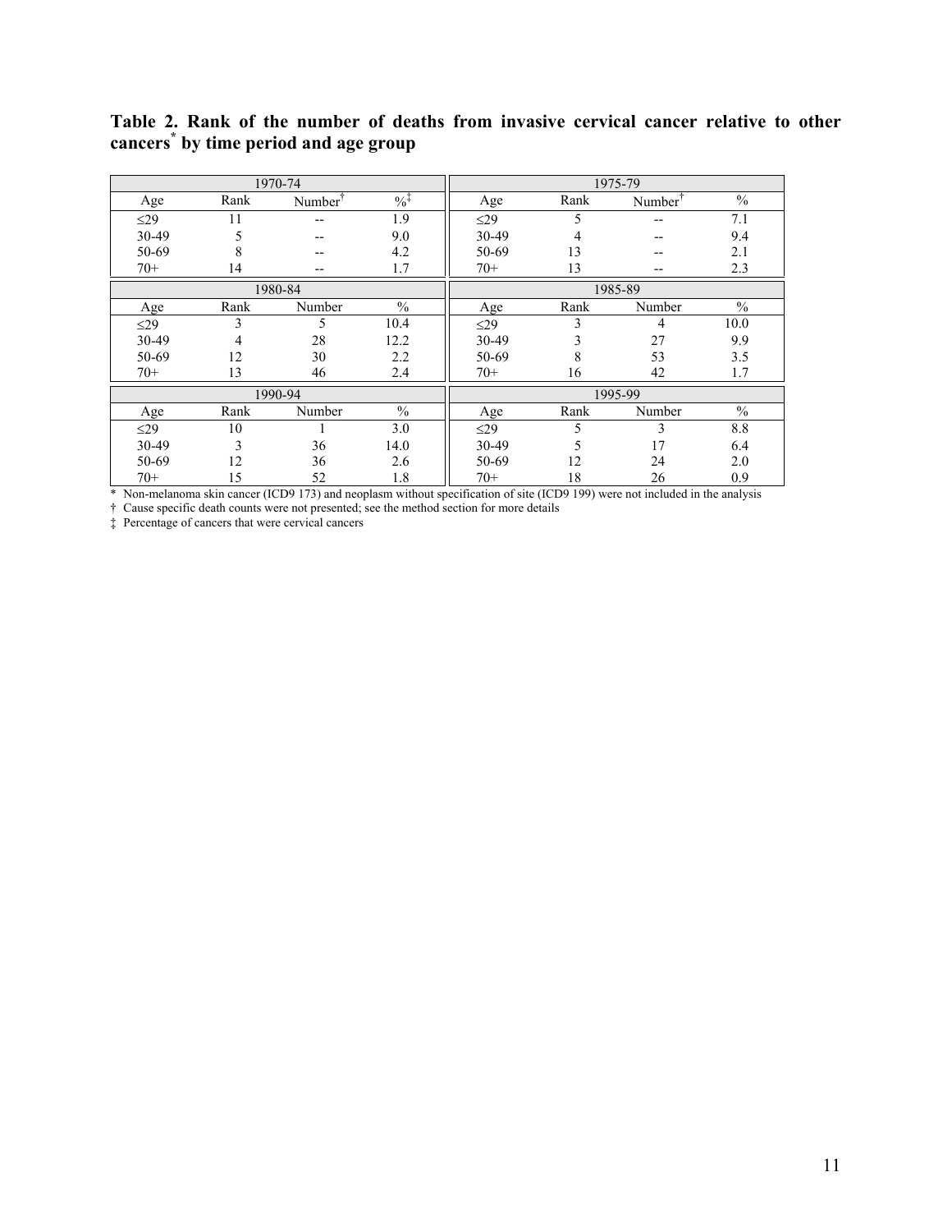**Table 2. Rank of the number of deaths from invasive cervical cancer relative to other cancers* by time period and age group**

| 1970-74 | | | | 1975-79 | | | |
|---|---|---|---|---|---|---|---|
| Age | Rank | Number† | %‡ | Age | Rank | Number† | % |
| ≤29 | 11 | -- | 1.9 | ≤29 | 5 | -- | 7.1 |
| 30-49 | 5 | -- | 9.0 | 30-49 | 4 | -- | 9.4 |
| 50-69 | 8 | -- | 4.2 | 50-69 | 13 | -- | 2.1 |
| 70+ | 14 | -- | 1.7 | 70+ | 13 | -- | 2.3 |
| **1980-84** | | | | **1985-89** | | | |
| Age | Rank | Number | % | Age | Rank | Number | % |
| ≤29 | 3 | 5 | 10.4 | ≤29 | 3 | 4 | 10.0 |
| 30-49 | 4 | 28 | 12.2 | 30-49 | 3 | 27 | 9.9 |
| 50-69 | 12 | 30 | 2.2 | 50-69 | 8 | 53 | 3.5 |
| 70+ | 13 | 46 | 2.4 | 70+ | 16 | 42 | 1.7 |
| **1990-94** | | | | **1995-99** | | | |
| Age | Rank | Number | % | Age | Rank | Number | % |
| ≤29 | 10 | 1 | 3.0 | ≤29 | 5 | 3 | 8.8 |
| 30-49 | 3 | 36 | 14.0 | 30-49 | 5 | 17 | 6.4 |
| 50-69 | 12 | 36 | 2.6 | 50-69 | 12 | 24 | 2.0 |
| 70+ | 15 | 52 | 1.8 | 70+ | 18 | 26 | 0.9 |

\* Non-melanoma skin cancer (ICD9 173) and neoplasm without specification of site (ICD9 199) were not included in the analysis

† Cause specific death counts were not presented; see the method section for more details

‡ Percentage of cancers that were cervical cancers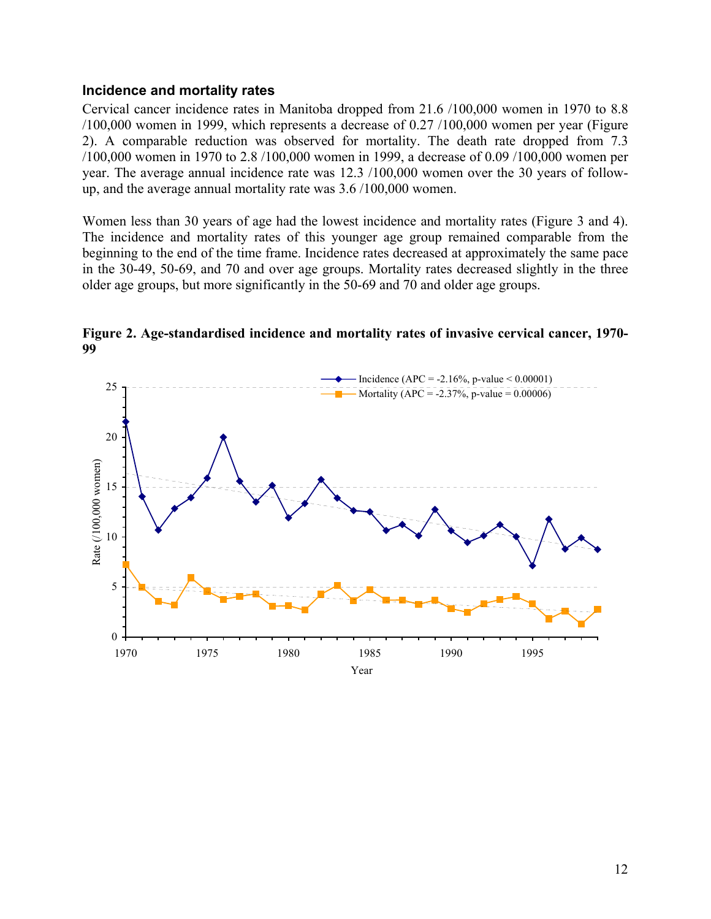### Incidence and mortality rates

Cervical cancer incidence rates in Manitoba dropped from 21.6 /100,000 women in 1970 to 8.8 /100,000 women in 1999, which represents a decrease of 0.27 /100,000 women per year (Figure 2). A comparable reduction was observed for mortality. The death rate dropped from 7.3 /100,000 women in 1970 to 2.8 /100,000 women in 1999, a decrease of 0.09 /100,000 women per year. The average annual incidence rate was 12.3 /100,000 women over the 30 years of follow-up, and the average annual mortality rate was 3.6 /100,000 women.

Women less than 30 years of age had the lowest incidence and mortality rates (Figure 3 and 4). The incidence and mortality rates of this younger age group remained comparable from the beginning to the end of the time frame. Incidence rates decreased at approximately the same pace in the 30-49, 50-69, and 70 and over age groups. Mortality rates decreased slightly in the three older age groups, but more significantly in the 50-69 and 70 and older age groups.

**Figure 2. Age-standardised incidence and mortality rates of invasive cervical cancer, 1970-99**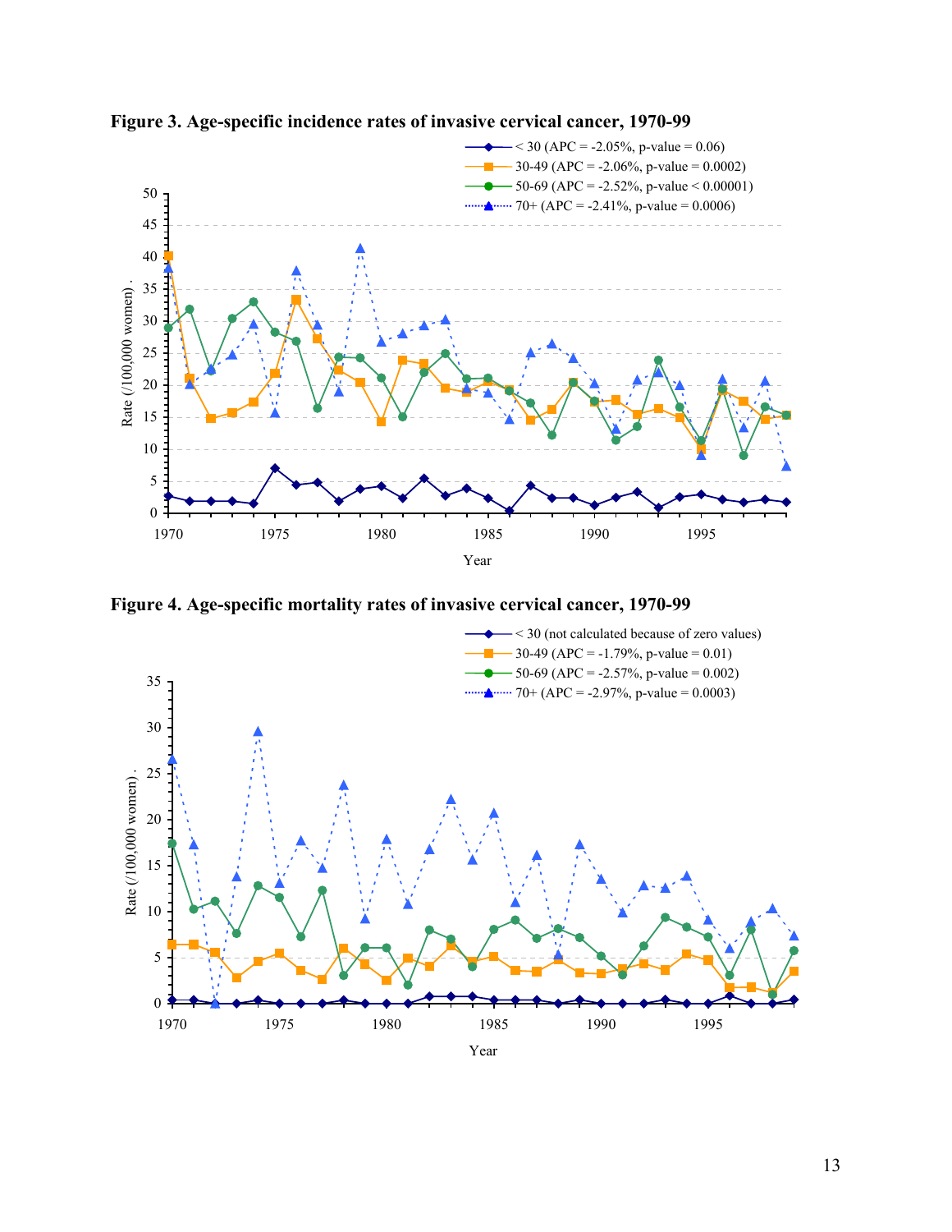**Figure 3. Age-specific incidence rates of invasive cervical cancer, 1970-99**

- < 30 (APC = -2.05%, p-value = 0.06)
- 30-49 (APC = -2.06%, p-value = 0.0002)
- 50-69 (APC = -2.52%, p-value < 0.00001)
- 70+ (APC = -2.41%, p-value = 0.0006)

Rate (/100,000 women)

Year

**Figure 4. Age-specific mortality rates of invasive cervical cancer, 1970-99**

- < 30 (not calculated because of zero values)
- 30-49 (APC = -1.79%, p-value = 0.01)
- 50-69 (APC = -2.57%, p-value = 0.002)
- 70+ (APC = -2.97%, p-value = 0.0003)

Rate (/100,000 women)

Year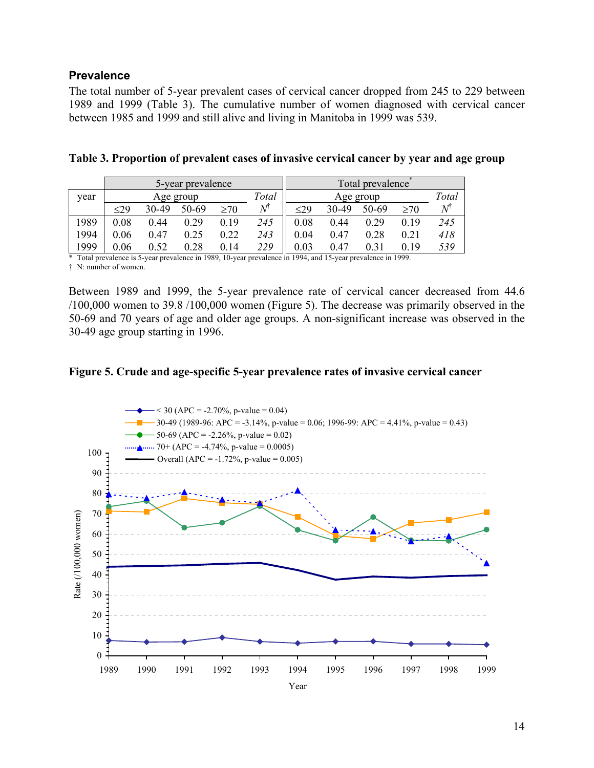### Prevalence

The total number of 5-year prevalent cases of cervical cancer dropped from 245 to 229 between 1989 and 1999 (Table 3). The cumulative number of women diagnosed with cervical cancer between 1985 and 1999 and still alive and living in Manitoba in 1999 was 539.

**Table 3. Proportion of prevalent cases of invasive cervical cancer by year and age group**

| year | 5-year prevalence | | | | | Total prevalence* | | | | |
|---|---|---|---|---|---|---|---|---|---|---|
| | Age group | | | | *Total* | Age group | | | | *Total* |
| | ≤29 | 30-49 | 50-69 | ≥70 | *N*† | ≤29 | 30-49 | 50-69 | ≥70 | *N*† |
| 1989 | 0.08 | 0.44 | 0.29 | 0.19 | *245* | 0.08 | 0.44 | 0.29 | 0.19 | *245* |
| 1994 | 0.06 | 0.47 | 0.25 | 0.22 | *243* | 0.04 | 0.47 | 0.28 | 0.21 | *418* |
| 1999 | 0.06 | 0.52 | 0.28 | 0.14 | *229* | 0.03 | 0.47 | 0.31 | 0.19 | *539* |

\* Total prevalence is 5-year prevalence in 1989, 10-year prevalence in 1994, and 15-year prevalence in 1999.
† N: number of women.

Between 1989 and 1999, the 5-year prevalence rate of cervical cancer decreased from 44.6 /100,000 women to 39.8 /100,000 women (Figure 5). The decrease was primarily observed in the 50-69 and 70 years of age and older age groups. A non-significant increase was observed in the 30-49 age group starting in 1996.

**Figure 5. Crude and age-specific 5-year prevalence rates of invasive cervical cancer**

- < 30 (APC = -2.70%, p-value = 0.04)
- 30-49 (1989-96: APC = -3.14%, p-value = 0.06; 1996-99: APC = 4.41%, p-value = 0.43)
- 50-69 (APC = -2.26%, p-value = 0.02)
- 70+ (APC = -4.74%, p-value = 0.0005)
- Overall (APC = -1.72%, p-value = 0.005)

Rate (/100,000 women)

Year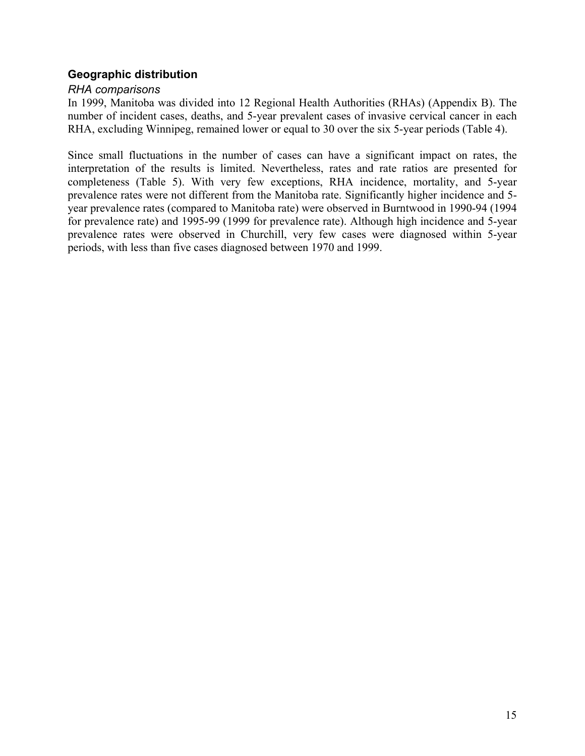## Geographic distribution

### *RHA comparisons*

In 1999, Manitoba was divided into 12 Regional Health Authorities (RHAs) (Appendix B). The number of incident cases, deaths, and 5-year prevalent cases of invasive cervical cancer in each RHA, excluding Winnipeg, remained lower or equal to 30 over the six 5-year periods (Table 4).

Since small fluctuations in the number of cases can have a significant impact on rates, the interpretation of the results is limited. Nevertheless, rates and rate ratios are presented for completeness (Table 5). With very few exceptions, RHA incidence, mortality, and 5-year prevalence rates were not different from the Manitoba rate. Significantly higher incidence and 5-year prevalence rates (compared to Manitoba rate) were observed in Burntwood in 1990-94 (1994 for prevalence rate) and 1995-99 (1999 for prevalence rate). Although high incidence and 5-year prevalence rates were observed in Churchill, very few cases were diagnosed within 5-year periods, with less than five cases diagnosed between 1970 and 1999.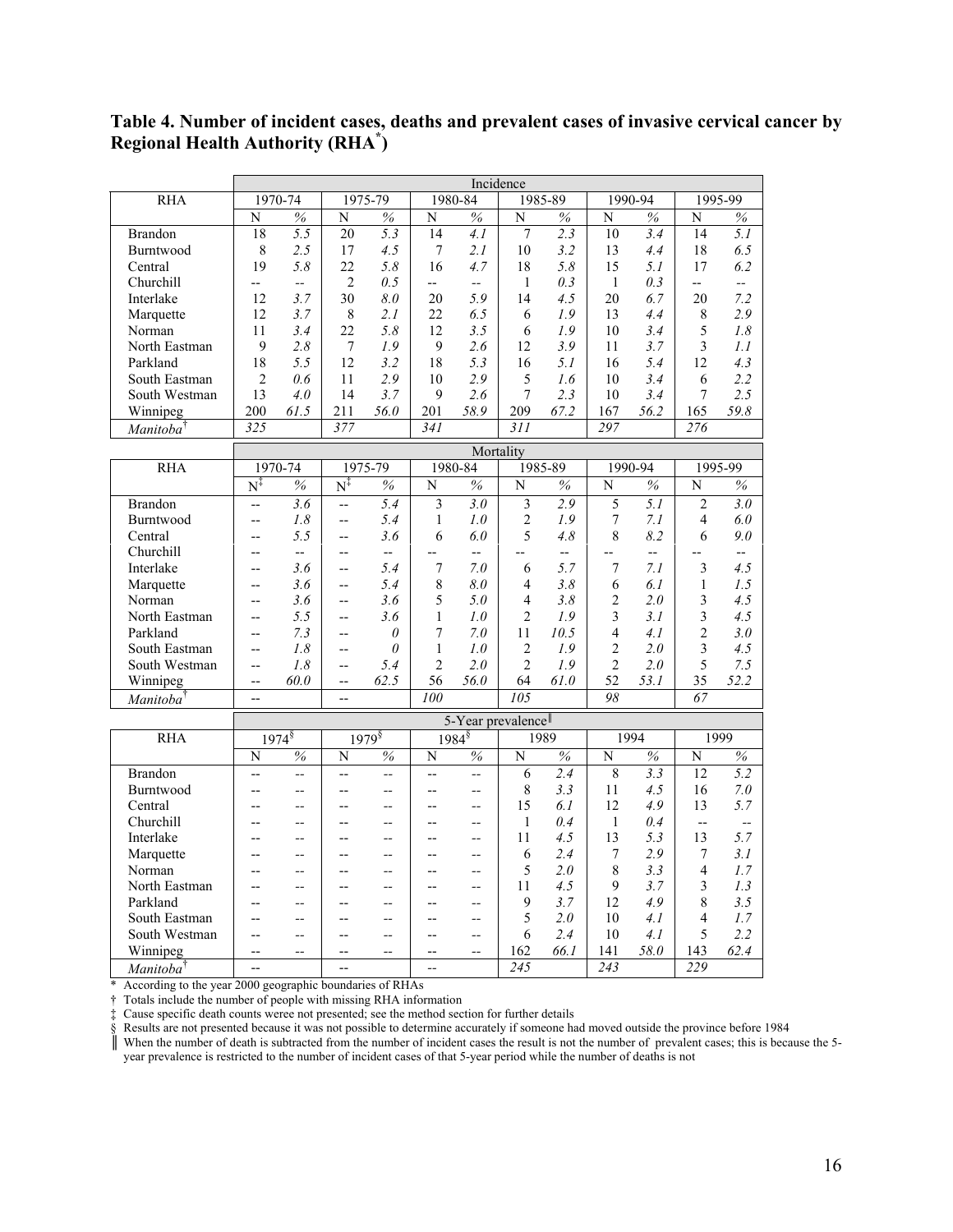**Table 4. Number of incident cases, deaths and prevalent cases of invasive cervical cancer by Regional Health Authority (RHA*)**

| RHA | Incidence | | | | | | | | | | | |
|---|---|---|---|---|---|---|---|---|---|---|---|---|
| | 1970-74 | | 1975-79 | | 1980-84 | | 1985-89 | | 1990-94 | | 1995-99 | |
| | N | % | N | % | N | % | N | % | N | % | N | % |
| Brandon | 18 | *5.5* | 20 | *5.3* | 14 | *4.1* | 7 | *2.3* | 10 | *3.4* | 14 | *5.1* |
| Burntwood | 8 | *2.5* | 17 | *4.5* | 7 | *2.1* | 10 | *3.2* | 13 | *4.4* | 18 | *6.5* |
| Central | 19 | *5.8* | 22 | *5.8* | 16 | *4.7* | 18 | *5.8* | 15 | *5.1* | 17 | *6.2* |
| Churchill | -- | -- | 2 | *0.5* | -- | -- | 1 | *0.3* | 1 | *0.3* | -- | -- |
| Interlake | 12 | *3.7* | 30 | *8.0* | 20 | *5.9* | 14 | *4.5* | 20 | *6.7* | 20 | *7.2* |
| Marquette | 12 | *3.7* | 8 | *2.1* | 22 | *6.5* | 6 | *1.9* | 13 | *4.4* | 8 | *2.9* |
| Norman | 11 | *3.4* | 22 | *5.8* | 12 | *3.5* | 6 | *1.9* | 10 | *3.4* | 5 | *1.8* |
| North Eastman | 9 | *2.8* | 7 | *1.9* | 9 | *2.6* | 12 | *3.9* | 11 | *3.7* | 3 | *1.1* |
| Parkland | 18 | *5.5* | 12 | *3.2* | 18 | *5.3* | 16 | *5.1* | 16 | *5.4* | 12 | *4.3* |
| South Eastman | 2 | *0.6* | 11 | *2.9* | 10 | *2.9* | 5 | *1.6* | 10 | *3.4* | 6 | *2.2* |
| South Westman | 13 | *4.0* | 14 | *3.7* | 9 | *2.6* | 7 | *2.3* | 10 | *3.4* | 7 | *2.5* |
| Winnipeg | 200 | *61.5* | 211 | *56.0* | 201 | *58.9* | 209 | *67.2* | 167 | *56.2* | 165 | *59.8* |
| *Manitoba†* | *325* | | *377* | | *341* | | *311* | | *297* | | *276* | |

| RHA | Mortality | | | | | | | | | | | |
|---|---|---|---|---|---|---|---|---|---|---|---|---|
| | 1970-74 | | 1975-79 | | 1980-84 | | 1985-89 | | 1990-94 | | 1995-99 | |
| | N‡ | % | N‡ | % | N | % | N | % | N | % | N | % |
| Brandon | -- | *3.6* | -- | *5.4* | 3 | *3.0* | 3 | *2.9* | 5 | *5.1* | 2 | *3.0* |
| Burntwood | -- | *1.8* | -- | *5.4* | 1 | *1.0* | 2 | *1.9* | 7 | *7.1* | 4 | *6.0* |
| Central | -- | *5.5* | -- | *3.6* | 6 | *6.0* | 5 | *4.8* | 8 | *8.2* | 6 | *9.0* |
| Churchill | -- | -- | -- | -- | -- | -- | -- | -- | -- | -- | -- | -- |
| Interlake | -- | *3.6* | -- | *5.4* | 7 | *7.0* | 6 | *5.7* | 7 | *7.1* | 3 | *4.5* |
| Marquette | -- | *3.6* | -- | *5.4* | 8 | *8.0* | 4 | *3.8* | 6 | *6.1* | 1 | *1.5* |
| Norman | -- | *3.6* | -- | *3.6* | 5 | *5.0* | 4 | *3.8* | 2 | *2.0* | 3 | *4.5* |
| North Eastman | -- | *5.5* | -- | *3.6* | 1 | *1.0* | 2 | *1.9* | 3 | *3.1* | 3 | *4.5* |
| Parkland | -- | *7.3* | -- | *0* | 7 | *7.0* | 11 | *10.5* | 4 | *4.1* | 2 | *3.0* |
| South Eastman | -- | *1.8* | -- | *0* | 1 | *1.0* | 2 | *1.9* | 2 | *2.0* | 3 | *4.5* |
| South Westman | -- | *1.8* | -- | *5.4* | 2 | *2.0* | 2 | *1.9* | 2 | *2.0* | 5 | *7.5* |
| Winnipeg | -- | *60.0* | -- | *62.5* | 56 | *56.0* | 64 | *61.0* | 52 | *53.1* | 35 | *52.2* |
| *Manitoba†* | -- | | -- | | *100* | | *105* | | *98* | | *67* | |

| RHA | 5-Year prevalence‖ | | | | | | | | | | | |
|---|---|---|---|---|---|---|---|---|---|---|---|---|
| | 1974§ | | 1979§ | | 1984§ | | 1989 | | 1994 | | 1999 | |
| | N | % | N | % | N | % | N | % | N | % | N | % |
| Brandon | -- | -- | -- | -- | -- | -- | 6 | *2.4* | 8 | *3.3* | 12 | *5.2* |
| Burntwood | -- | -- | -- | -- | -- | -- | 8 | *3.3* | 11 | *4.5* | 16 | *7.0* |
| Central | -- | -- | -- | -- | -- | -- | 15 | *6.1* | 12 | *4.9* | 13 | *5.7* |
| Churchill | -- | -- | -- | -- | -- | -- | 1 | *0.4* | 1 | *0.4* | -- | -- |
| Interlake | -- | -- | -- | -- | -- | -- | 11 | *4.5* | 13 | *5.3* | 13 | *5.7* |
| Marquette | -- | -- | -- | -- | -- | -- | 6 | *2.4* | 7 | *2.9* | 7 | *3.1* |
| Norman | -- | -- | -- | -- | -- | -- | 5 | *2.0* | 8 | *3.3* | 4 | *1.7* |
| North Eastman | -- | -- | -- | -- | -- | -- | 11 | *4.5* | 9 | *3.7* | 3 | *1.3* |
| Parkland | -- | -- | -- | -- | -- | -- | 9 | *3.7* | 12 | *4.9* | 8 | *3.5* |
| South Eastman | -- | -- | -- | -- | -- | -- | 5 | *2.0* | 10 | *4.1* | 4 | *1.7* |
| South Westman | -- | -- | -- | -- | -- | -- | 6 | *2.4* | 10 | *4.1* | 5 | *2.2* |
| Winnipeg | -- | -- | -- | -- | -- | -- | 162 | *66.1* | 141 | *58.0* | 143 | *62.4* |
| *Manitoba†* | -- | | -- | | -- | | *245* | | *243* | | *229* | |

\* According to the year 2000 geographic boundaries of RHAs
† Totals include the number of people with missing RHA information
‡ Cause specific death counts weree not presented; see the method section for further details
§ Results are not presented because it was not possible to determine accurately if someone had moved outside the province before 1984
‖ When the number of death is subtracted from the number of incident cases the result is not the number of prevalent cases; this is because the 5-year prevalence is restricted to the number of incident cases of that 5-year period while the number of deaths is not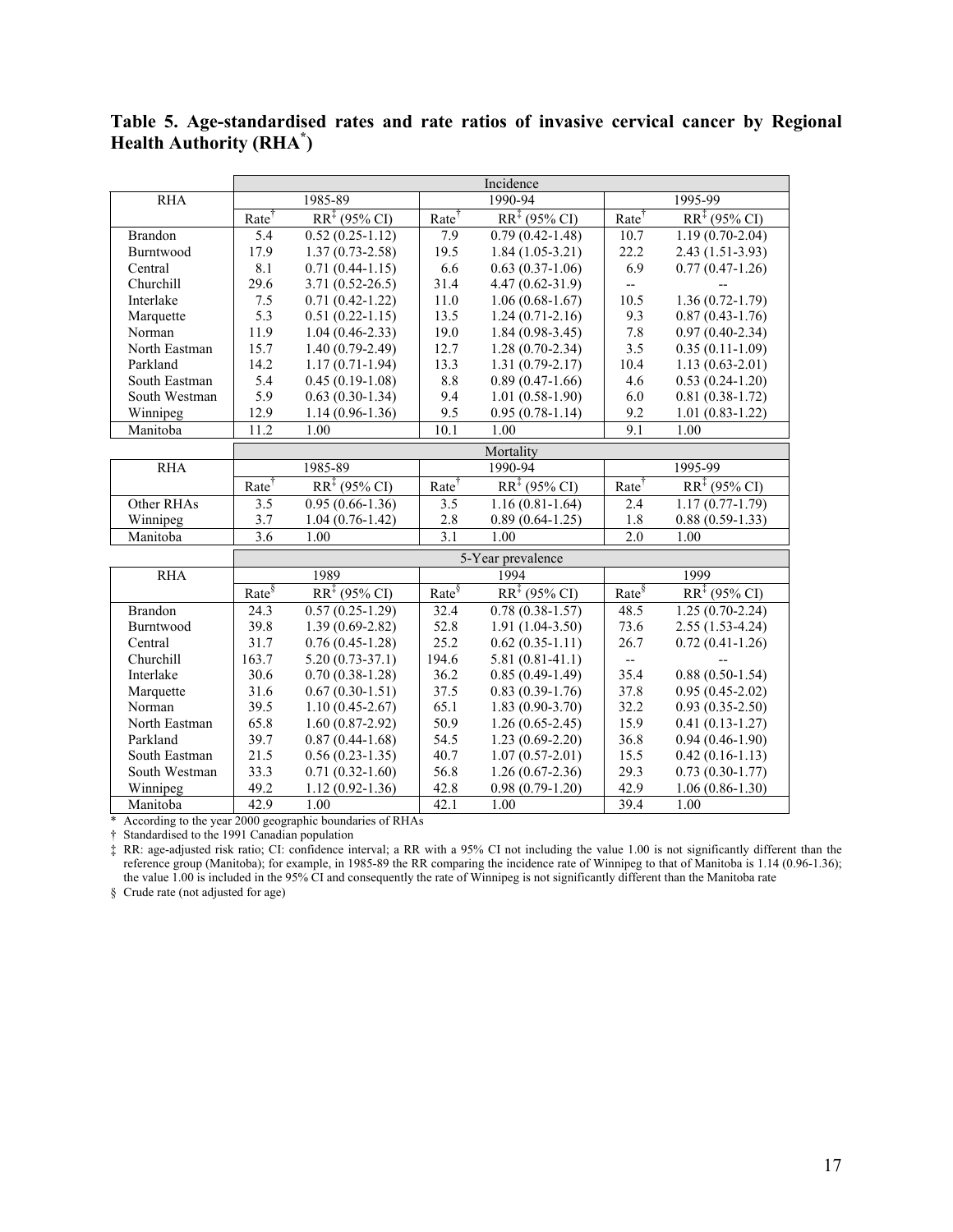**Table 5. Age-standardised rates and rate ratios of invasive cervical cancer by Regional Health Authority (RHA[*])**

| RHA | Incidence | | | | | |
|---|---|---|---|---|---|---|
| | 1985-89 | | 1990-94 | | 1995-99 | |
| | Rate[†] | RR[‡] (95% CI) | Rate[†] | RR[‡] (95% CI) | Rate[†] | RR[‡] (95% CI) |
| Brandon | 5.4 | 0.52 (0.25-1.12) | 7.9 | 0.79 (0.42-1.48) | 10.7 | 1.19 (0.70-2.04) |
| Burntwood | 17.9 | 1.37 (0.73-2.58) | 19.5 | 1.84 (1.05-3.21) | 22.2 | 2.43 (1.51-3.93) |
| Central | 8.1 | 0.71 (0.44-1.15) | 6.6 | 0.63 (0.37-1.06) | 6.9 | 0.77 (0.47-1.26) |
| Churchill | 29.6 | 3.71 (0.52-26.5) | 31.4 | 4.47 (0.62-31.9) | -- | -- |
| Interlake | 7.5 | 0.71 (0.42-1.22) | 11.0 | 1.06 (0.68-1.67) | 10.5 | 1.36 (0.72-1.79) |
| Marquette | 5.3 | 0.51 (0.22-1.15) | 13.5 | 1.24 (0.71-2.16) | 9.3 | 0.87 (0.43-1.76) |
| Norman | 11.9 | 1.04 (0.46-2.33) | 19.0 | 1.84 (0.98-3.45) | 7.8 | 0.97 (0.40-2.34) |
| North Eastman | 15.7 | 1.40 (0.79-2.49) | 12.7 | 1.28 (0.70-2.34) | 3.5 | 0.35 (0.11-1.09) |
| Parkland | 14.2 | 1.17 (0.71-1.94) | 13.3 | 1.31 (0.79-2.17) | 10.4 | 1.13 (0.63-2.01) |
| South Eastman | 5.4 | 0.45 (0.19-1.08) | 8.8 | 0.89 (0.47-1.66) | 4.6 | 0.53 (0.24-1.20) |
| South Westman | 5.9 | 0.63 (0.30-1.34) | 9.4 | 1.01 (0.58-1.90) | 6.0 | 0.81 (0.38-1.72) |
| Winnipeg | 12.9 | 1.14 (0.96-1.36) | 9.5 | 0.95 (0.78-1.14) | 9.2 | 1.01 (0.83-1.22) |
| Manitoba | 11.2 | 1.00 | 10.1 | 1.00 | 9.1 | 1.00 |

| RHA | Mortality | | | | | |
|---|---|---|---|---|---|---|
| | 1985-89 | | 1990-94 | | 1995-99 | |
| | Rate[†] | RR[‡] (95% CI) | Rate[†] | RR[‡] (95% CI) | Rate[†] | RR[‡] (95% CI) |
| Other RHAs | 3.5 | 0.95 (0.66-1.36) | 3.5 | 1.16 (0.81-1.64) | 2.4 | 1.17 (0.77-1.79) |
| Winnipeg | 3.7 | 1.04 (0.76-1.42) | 2.8 | 0.89 (0.64-1.25) | 1.8 | 0.88 (0.59-1.33) |
| Manitoba | 3.6 | 1.00 | 3.1 | 1.00 | 2.0 | 1.00 |

| RHA | 5-Year prevalence | | | | | |
|---|---|---|---|---|---|---|
| | 1989 | | 1994 | | 1999 | |
| | Rate[§] | RR[‡] (95% CI) | Rate[§] | RR[‡] (95% CI) | Rate[§] | RR[‡] (95% CI) |
| Brandon | 24.3 | 0.57 (0.25-1.29) | 32.4 | 0.78 (0.38-1.57) | 48.5 | 1.25 (0.70-2.24) |
| Burntwood | 39.8 | 1.39 (0.69-2.82) | 52.8 | 1.91 (1.04-3.50) | 73.6 | 2.55 (1.53-4.24) |
| Central | 31.7 | 0.76 (0.45-1.28) | 25.2 | 0.62 (0.35-1.11) | 26.7 | 0.72 (0.41-1.26) |
| Churchill | 163.7 | 5.20 (0.73-37.1) | 194.6 | 5.81 (0.81-41.1) | -- | -- |
| Interlake | 30.6 | 0.70 (0.38-1.28) | 36.2 | 0.85 (0.49-1.49) | 35.4 | 0.88 (0.50-1.54) |
| Marquette | 31.6 | 0.67 (0.30-1.51) | 37.5 | 0.83 (0.39-1.76) | 37.8 | 0.95 (0.45-2.02) |
| Norman | 39.5 | 1.10 (0.45-2.67) | 65.1 | 1.83 (0.90-3.70) | 32.2 | 0.93 (0.35-2.50) |
| North Eastman | 65.8 | 1.60 (0.87-2.92) | 50.9 | 1.26 (0.65-2.45) | 15.9 | 0.41 (0.13-1.27) |
| Parkland | 39.7 | 0.87 (0.44-1.68) | 54.5 | 1.23 (0.69-2.20) | 36.8 | 0.94 (0.46-1.90) |
| South Eastman | 21.5 | 0.56 (0.23-1.35) | 40.7 | 1.07 (0.57-2.01) | 15.5 | 0.42 (0.16-1.13) |
| South Westman | 33.3 | 0.71 (0.32-1.60) | 56.8 | 1.26 (0.67-2.36) | 29.3 | 0.73 (0.30-1.77) |
| Winnipeg | 49.2 | 1.12 (0.92-1.36) | 42.8 | 0.98 (0.79-1.20) | 42.9 | 1.06 (0.86-1.30) |
| Manitoba | 42.9 | 1.00 | 42.1 | 1.00 | 39.4 | 1.00 |

\* According to the year 2000 geographic boundaries of RHAs

† Standardised to the 1991 Canadian population

‡ RR: age-adjusted risk ratio; CI: confidence interval; a RR with a 95% CI not including the value 1.00 is not significantly different than the reference group (Manitoba); for example, in 1985-89 the RR comparing the incidence rate of Winnipeg to that of Manitoba is 1.14 (0.96-1.36); the value 1.00 is included in the 95% CI and consequently the rate of Winnipeg is not significantly different than the Manitoba rate

§ Crude rate (not adjusted for age)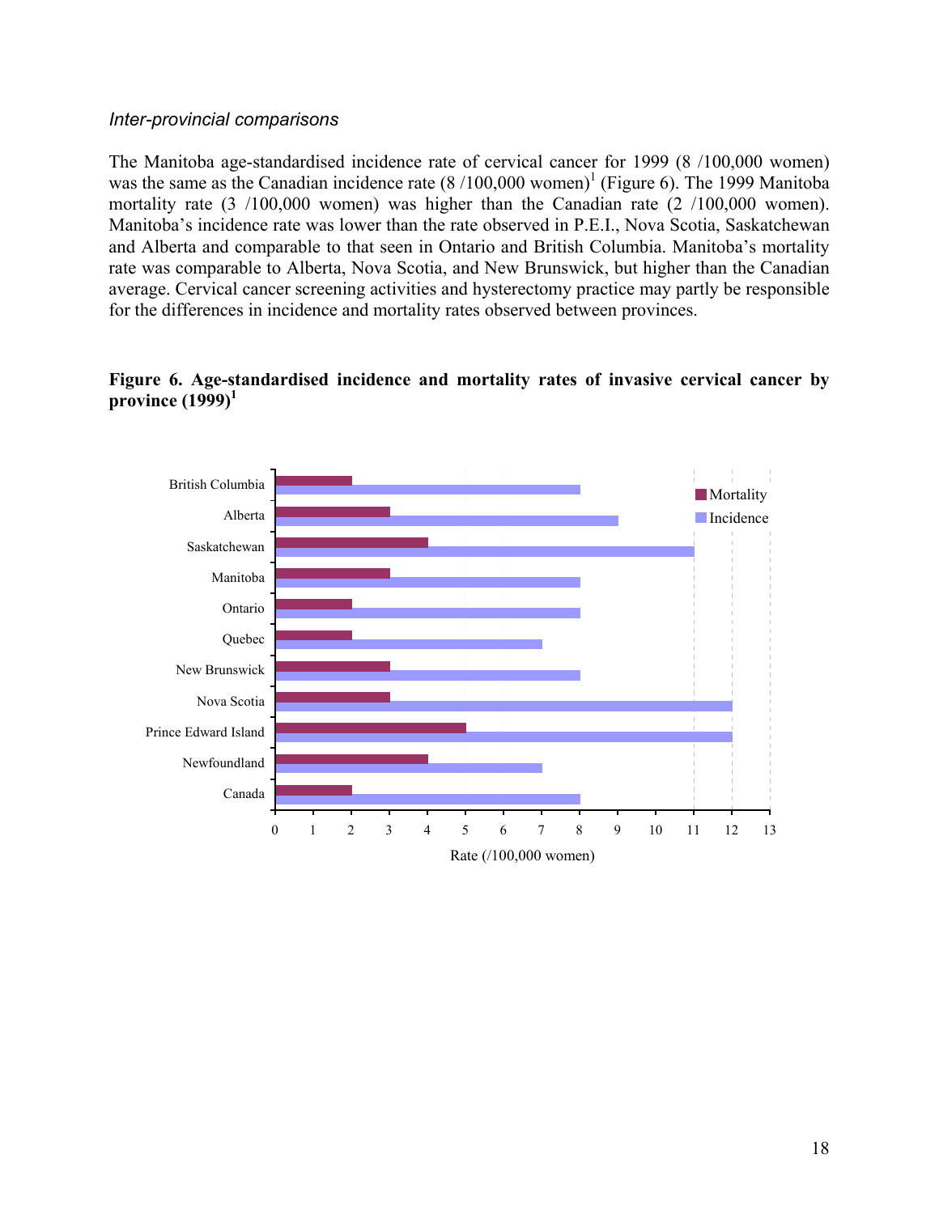*Inter-provincial comparisons*

The Manitoba age-standardised incidence rate of cervical cancer for 1999 (8 /100,000 women) was the same as the Canadian incidence rate (8 /100,000 women)[1] (Figure 6). The 1999 Manitoba mortality rate (3 /100,000 women) was higher than the Canadian rate (2 /100,000 women). Manitoba's incidence rate was lower than the rate observed in P.E.I., Nova Scotia, Saskatchewan and Alberta and comparable to that seen in Ontario and British Columbia. Manitoba's mortality rate was comparable to Alberta, Nova Scotia, and New Brunswick, but higher than the Canadian average. Cervical cancer screening activities and hysterectomy practice may partly be responsible for the differences in incidence and mortality rates observed between provinces.

**Figure 6. Age-standardised incidence and mortality rates of invasive cervical cancer by province (1999)[1]**

| Province | Mortality | Incidence |
|---|---|---|
| British Columbia | 2 | 8 |
| Alberta | 3 | 9 |
| Saskatchewan | 4 | 11 |
| Manitoba | 3 | 8 |
| Ontario | 2 | 8 |
| Quebec | 2 | 7 |
| New Brunswick | 3 | 8 |
| Nova Scotia | 3 | 12 |
| Prince Edward Island | 5 | 12 |
| Newfoundland | 4 | 7 |
| Canada | 2 | 8 |

Rate (/100,000 women)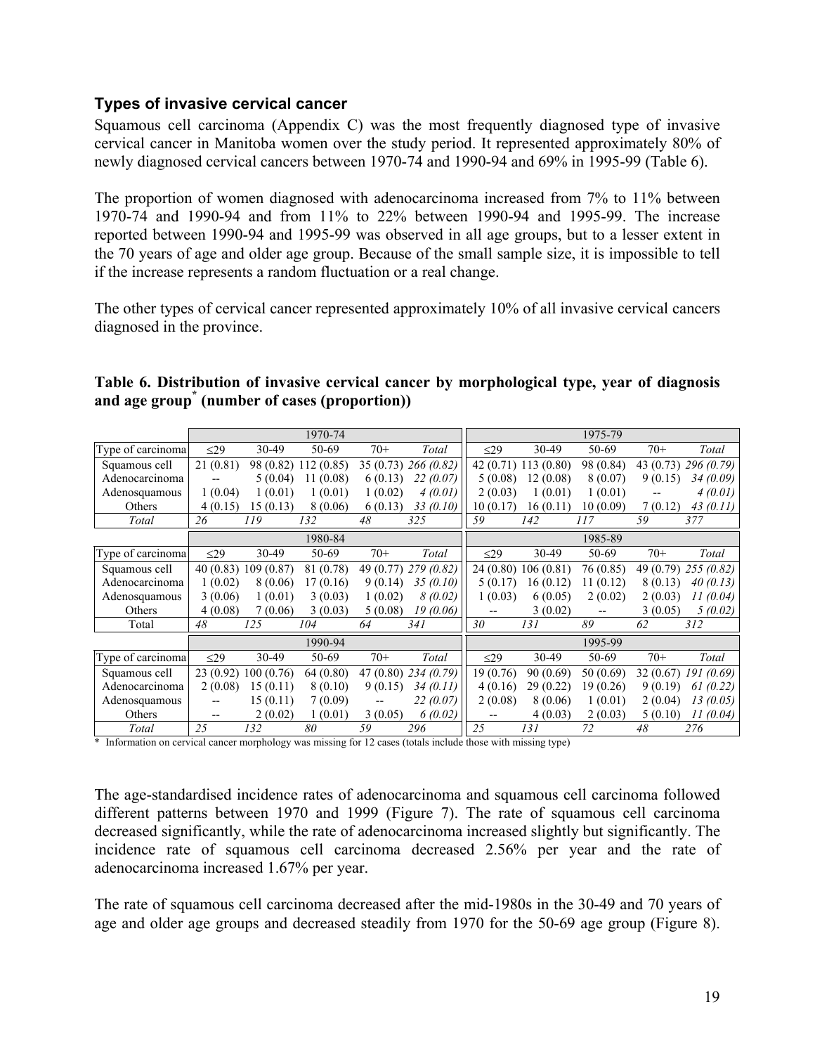### Types of invasive cervical cancer

Squamous cell carcinoma (Appendix C) was the most frequently diagnosed type of invasive cervical cancer in Manitoba women over the study period. It represented approximately 80% of newly diagnosed cervical cancers between 1970-74 and 1990-94 and 69% in 1995-99 (Table 6).

The proportion of women diagnosed with adenocarcinoma increased from 7% to 11% between 1970-74 and 1990-94 and from 11% to 22% between 1990-94 and 1995-99. The increase reported between 1990-94 and 1995-99 was observed in all age groups, but to a lesser extent in the 70 years of age and older age group. Because of the small sample size, it is impossible to tell if the increase represents a random fluctuation or a real change.

The other types of cervical cancer represented approximately 10% of all invasive cervical cancers diagnosed in the province.

**Table 6. Distribution of invasive cervical cancer by morphological type, year of diagnosis and age group* (number of cases (proportion))**

| | 1970-74 | | | | | 1975-79 | | | | |
|---|---|---|---|---|---|---|---|---|---|---|
| Type of carcinoma | ≤29 | 30-49 | 50-69 | 70+ | *Total* | ≤29 | 30-49 | 50-69 | 70+ | *Total* |
| Squamous cell | 21 (0.81) | 98 (0.82) | 112 (0.85) | 35 (0.73) | *266 (0.82)* | 42 (0.71) | 113 (0.80) | 98 (0.84) | 43 (0.73) | *296 (0.79)* |
| Adenocarcinoma | -- | 5 (0.04) | 11 (0.08) | 6 (0.13) | *22 (0.07)* | 5 (0.08) | 12 (0.08) | 8 (0.07) | 9 (0.15) | *34 (0.09)* |
| Adenosquamous | 1 (0.04) | 1 (0.01) | 1 (0.01) | 1 (0.02) | *4 (0.01)* | 2 (0.03) | 1 (0.01) | 1 (0.01) | -- | *4 (0.01)* |
| Others | 4 (0.15) | 15 (0.13) | 8 (0.06) | 6 (0.13) | *33 (0.10)* | 10 (0.17) | 16 (0.11) | 10 (0.09) | 7 (0.12) | *43 (0.11)* |
| *Total* | *26* | *119* | *132* | *48* | *325* | *59* | *142* | *117* | *59* | *377* |
| | 1980-84 | | | | | 1985-89 | | | | |
| Type of carcinoma | ≤29 | 30-49 | 50-69 | 70+ | *Total* | ≤29 | 30-49 | 50-69 | 70+ | *Total* |
| Squamous cell | 40 (0.83) | 109 (0.87) | 81 (0.78) | 49 (0.77) | *279 (0.82)* | 24 (0.80) | 106 (0.81) | 76 (0.85) | 49 (0.79) | *255 (0.82)* |
| Adenocarcinoma | 1 (0.02) | 8 (0.06) | 17 (0.16) | 9 (0.14) | *35 (0.10)* | 5 (0.17) | 16 (0.12) | 11 (0.12) | 8 (0.13) | *40 (0.13)* |
| Adenosquamous | 3 (0.06) | 1 (0.01) | 3 (0.03) | 1 (0.02) | *8 (0.02)* | 1 (0.03) | 6 (0.05) | 2 (0.02) | 2 (0.03) | *11 (0.04)* |
| Others | 4 (0.08) | 7 (0.06) | 3 (0.03) | 5 (0.08) | *19 (0.06)* | -- | 3 (0.02) | -- | 3 (0.05) | *5 (0.02)* |
| Total | *48* | *125* | *104* | *64* | *341* | *30* | *131* | *89* | *62* | *312* |
| | 1990-94 | | | | | 1995-99 | | | | |
| Type of carcinoma | ≤29 | 30-49 | 50-69 | 70+ | *Total* | ≤29 | 30-49 | 50-69 | 70+ | *Total* |
| Squamous cell | 23 (0.92) | 100 (0.76) | 64 (0.80) | 47 (0.80) | *234 (0.79)* | 19 (0.76) | 90 (0.69) | 50 (0.69) | 32 (0.67) | *191 (0.69)* |
| Adenocarcinoma | 2 (0.08) | 15 (0.11) | 8 (0.10) | 9 (0.15) | *34 (0.11)* | 4 (0.16) | 29 (0.22) | 19 (0.26) | 9 (0.19) | *61 (0.22)* |
| Adenosquamous | -- | 15 (0.11) | 7 (0.09) | -- | *22 (0.07)* | 2 (0.08) | 8 (0.06) | 1 (0.01) | 2 (0.04) | *13 (0.05)* |
| Others | -- | 2 (0.02) | 1 (0.01) | 3 (0.05) | *6 (0.02)* | -- | 4 (0.03) | 2 (0.03) | 5 (0.10) | *11 (0.04)* |
| *Total* | *25* | *132* | *80* | *59* | *296* | *25* | *131* | *72* | *48* | *276* |

\* Information on cervical cancer morphology was missing for 12 cases (totals include those with missing type)

The age-standardised incidence rates of adenocarcinoma and squamous cell carcinoma followed different patterns between 1970 and 1999 (Figure 7). The rate of squamous cell carcinoma decreased significantly, while the rate of adenocarcinoma increased slightly but significantly. The incidence rate of squamous cell carcinoma decreased 2.56% per year and the rate of adenocarcinoma increased 1.67% per year.

The rate of squamous cell carcinoma decreased after the mid-1980s in the 30-49 and 70 years of age and older age groups and decreased steadily from 1970 for the 50-69 age group (Figure 8).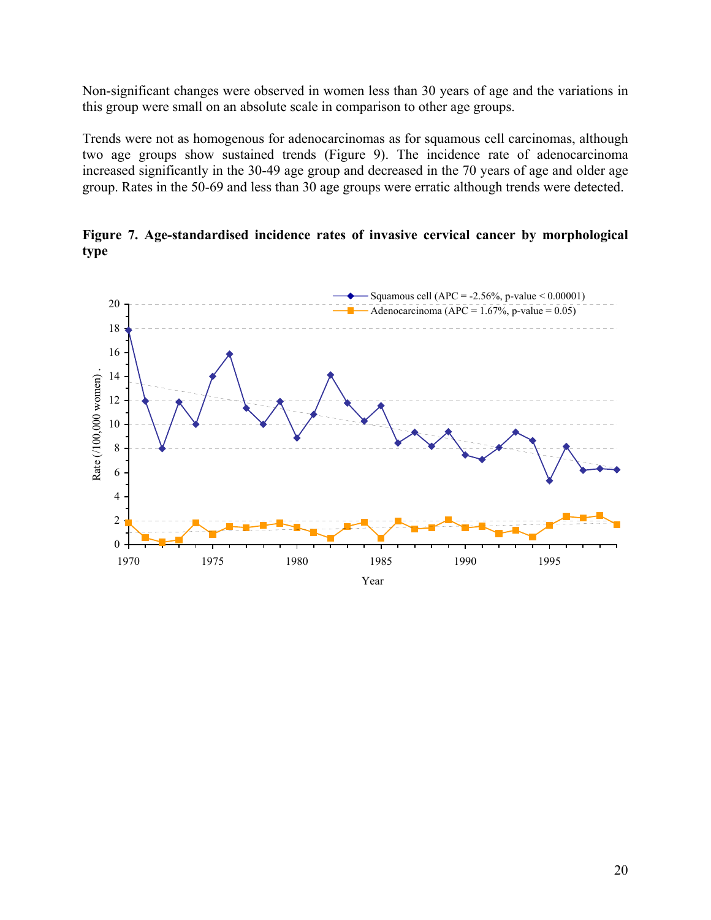Non-significant changes were observed in women less than 30 years of age and the variations in this group were small on an absolute scale in comparison to other age groups.

Trends were not as homogenous for adenocarcinomas as for squamous cell carcinomas, although two age groups show sustained trends (Figure 9). The incidence rate of adenocarcinoma increased significantly in the 30-49 age group and decreased in the 70 years of age and older age group. Rates in the 50-69 and less than 30 age groups were erratic although trends were detected.

**Figure 7. Age-standardised incidence rates of invasive cervical cancer by morphological type**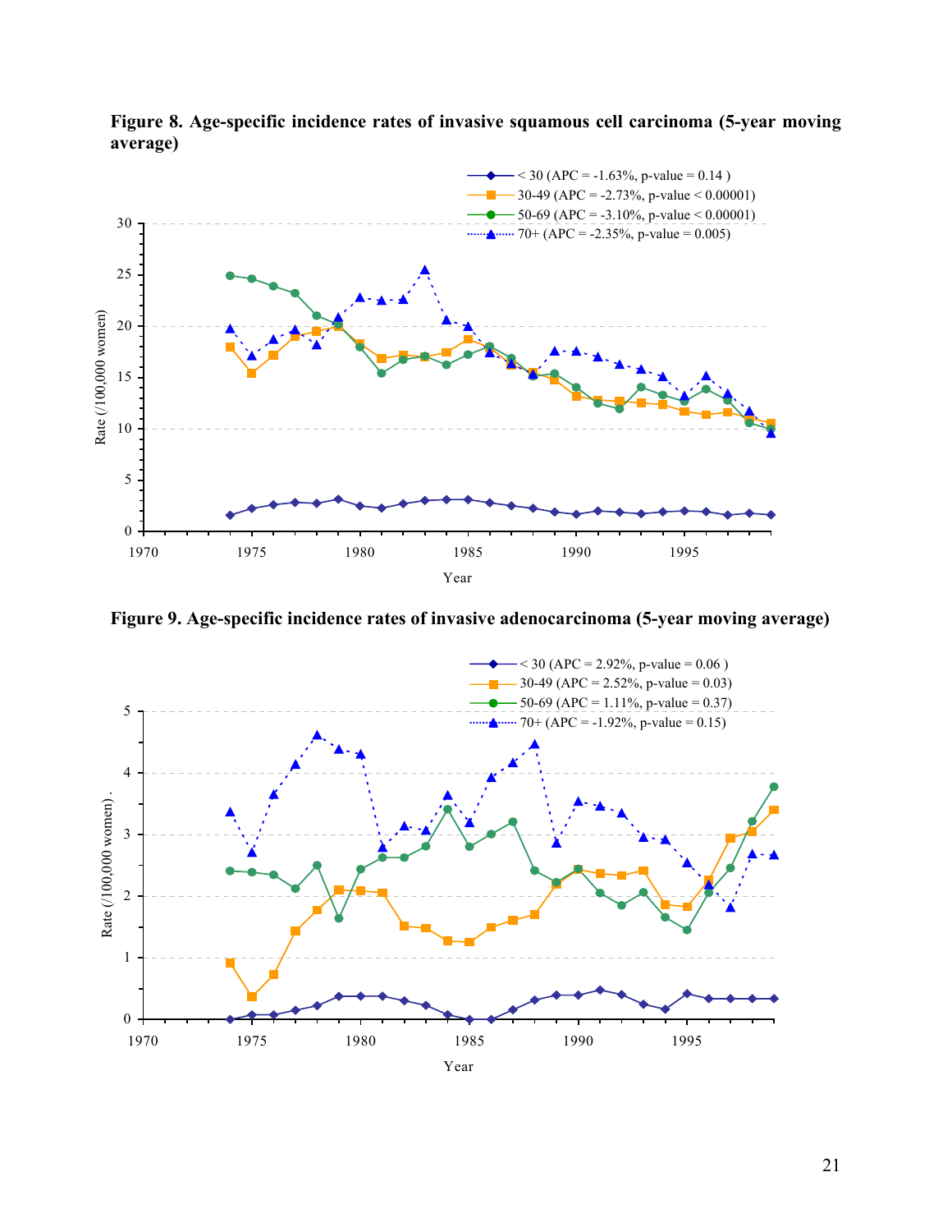**Figure 8. Age-specific incidence rates of invasive squamous cell carcinoma (5-year moving average)**

< 30 (APC = -1.63%, p-value = 0.14 )
30-49 (APC = -2.73%, p-value < 0.00001)
50-69 (APC = -3.10%, p-value < 0.00001)
70+ (APC = -2.35%, p-value = 0.005)

**Figure 9. Age-specific incidence rates of invasive adenocarcinoma (5-year moving average)**

< 30 (APC = 2.92%, p-value = 0.06 )
30-49 (APC = 2.52%, p-value = 0.03)
50-69 (APC = 1.11%, p-value = 0.37)
70+ (APC = -1.92%, p-value = 0.15)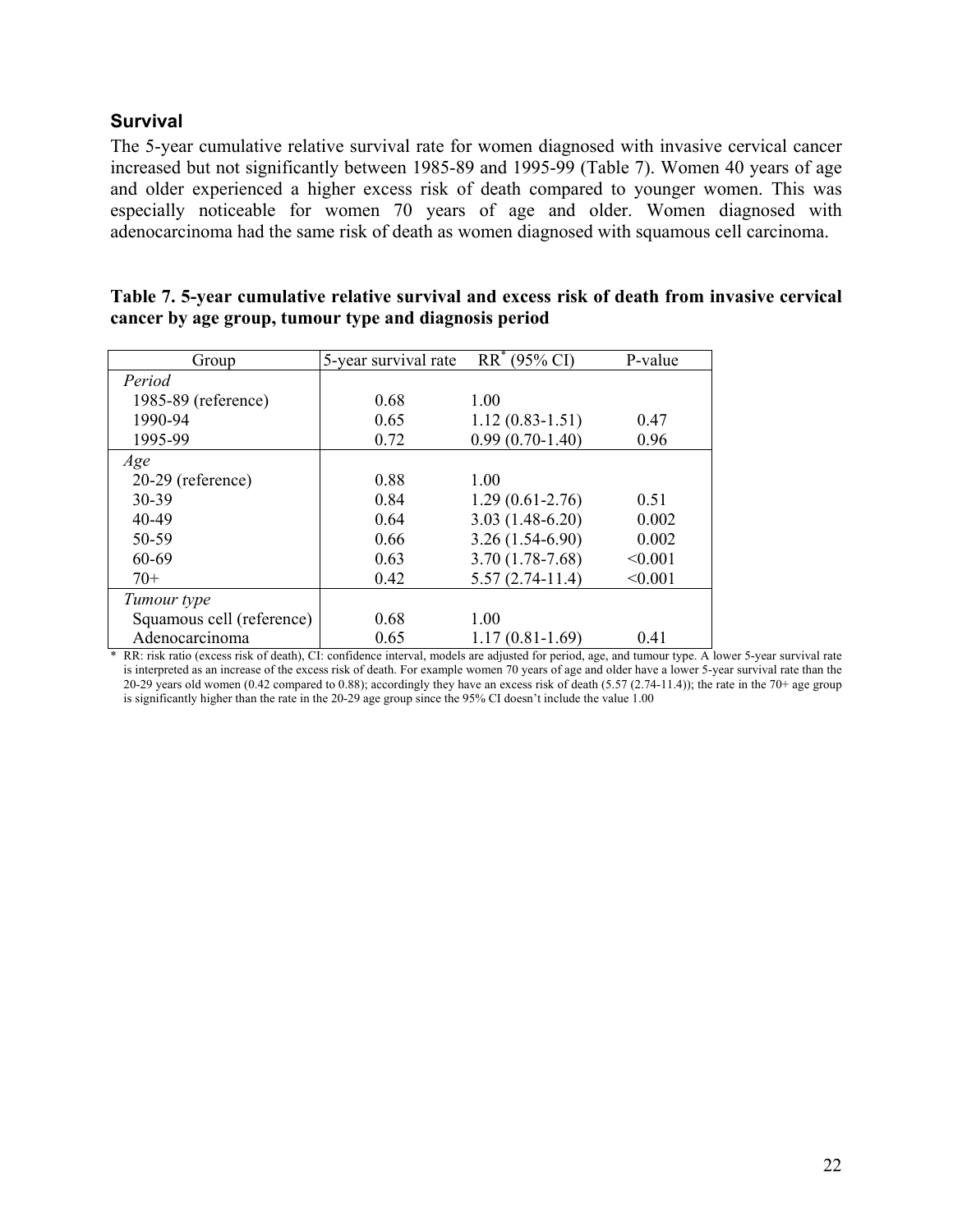## Survival

The 5-year cumulative relative survival rate for women diagnosed with invasive cervical cancer increased but not significantly between 1985-89 and 1995-99 (Table 7). Women 40 years of age and older experienced a higher excess risk of death compared to younger women. This was especially noticeable for women 70 years of age and older. Women diagnosed with adenocarcinoma had the same risk of death as women diagnosed with squamous cell carcinoma.

**Table 7. 5-year cumulative relative survival and excess risk of death from invasive cervical cancer by age group, tumour type and diagnosis period**

| Group | 5-year survival rate | RR* (95% CI) | P-value |
|---|---|---|---|
| *Period* | | | |
| 1985-89 (reference) | 0.68 | 1.00 | |
| 1990-94 | 0.65 | 1.12 (0.83-1.51) | 0.47 |
| 1995-99 | 0.72 | 0.99 (0.70-1.40) | 0.96 |
| *Age* | | | |
| 20-29 (reference) | 0.88 | 1.00 | |
| 30-39 | 0.84 | 1.29 (0.61-2.76) | 0.51 |
| 40-49 | 0.64 | 3.03 (1.48-6.20) | 0.002 |
| 50-59 | 0.66 | 3.26 (1.54-6.90) | 0.002 |
| 60-69 | 0.63 | 3.70 (1.78-7.68) | <0.001 |
| 70+ | 0.42 | 5.57 (2.74-11.4) | <0.001 |
| *Tumour type* | | | |
| Squamous cell (reference) | 0.68 | 1.00 | |
| Adenocarcinoma | 0.65 | 1.17 (0.81-1.69) | 0.41 |

* RR: risk ratio (excess risk of death), CI: confidence interval, models are adjusted for period, age, and tumour type. A lower 5-year survival rate is interpreted as an increase of the excess risk of death. For example women 70 years of age and older have a lower 5-year survival rate than the 20-29 years old women (0.42 compared to 0.88); accordingly they have an excess risk of death (5.57 (2.74-11.4)); the rate in the 70+ age group is significantly higher than the rate in the 20-29 age group since the 95% CI doesn't include the value 1.00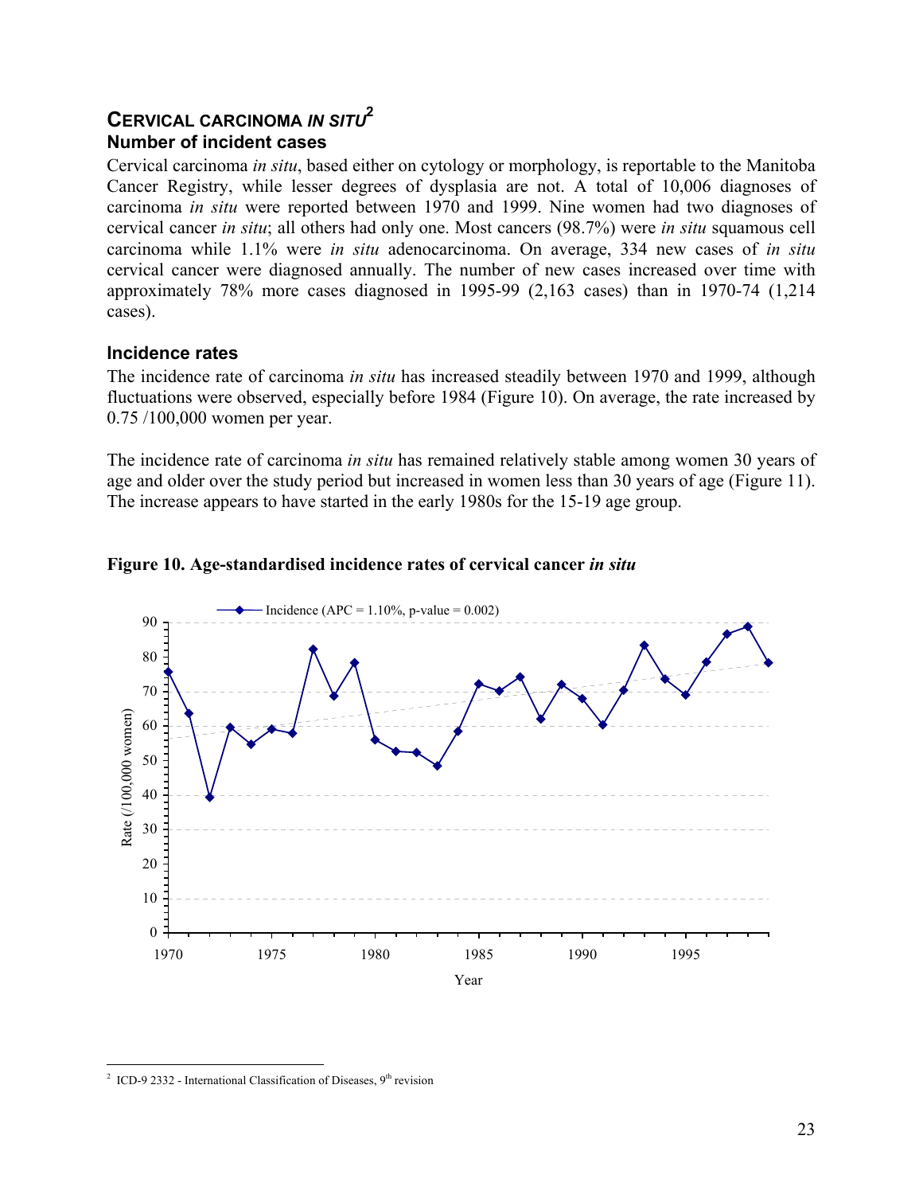## CERVICAL CARCINOMA *IN SITU*[2]

### Number of incident cases

Cervical carcinoma *in situ*, based either on cytology or morphology, is reportable to the Manitoba Cancer Registry, while lesser degrees of dysplasia are not. A total of 10,006 diagnoses of carcinoma *in situ* were reported between 1970 and 1999. Nine women had two diagnoses of cervical cancer *in situ*; all others had only one. Most cancers (98.7%) were *in situ* squamous cell carcinoma while 1.1% were *in situ* adenocarcinoma. On average, 334 new cases of *in situ* cervical cancer were diagnosed annually. The number of new cases increased over time with approximately 78% more cases diagnosed in 1995-99 (2,163 cases) than in 1970-74 (1,214 cases).

### Incidence rates

The incidence rate of carcinoma *in situ* has increased steadily between 1970 and 1999, although fluctuations were observed, especially before 1984 (Figure 10). On average, the rate increased by 0.75 /100,000 women per year.

The incidence rate of carcinoma *in situ* has remained relatively stable among women 30 years of age and older over the study period but increased in women less than 30 years of age (Figure 11). The increase appears to have started in the early 1980s for the 15-19 age group.

**Figure 10. Age-standardised incidence rates of cervical cancer *in situ***

Incidence (APC = 1.10%, p-value = 0.002)

Rate (/100,000 women)

Year

---

[2] ICD-9 2332 - International Classification of Diseases, 9th revision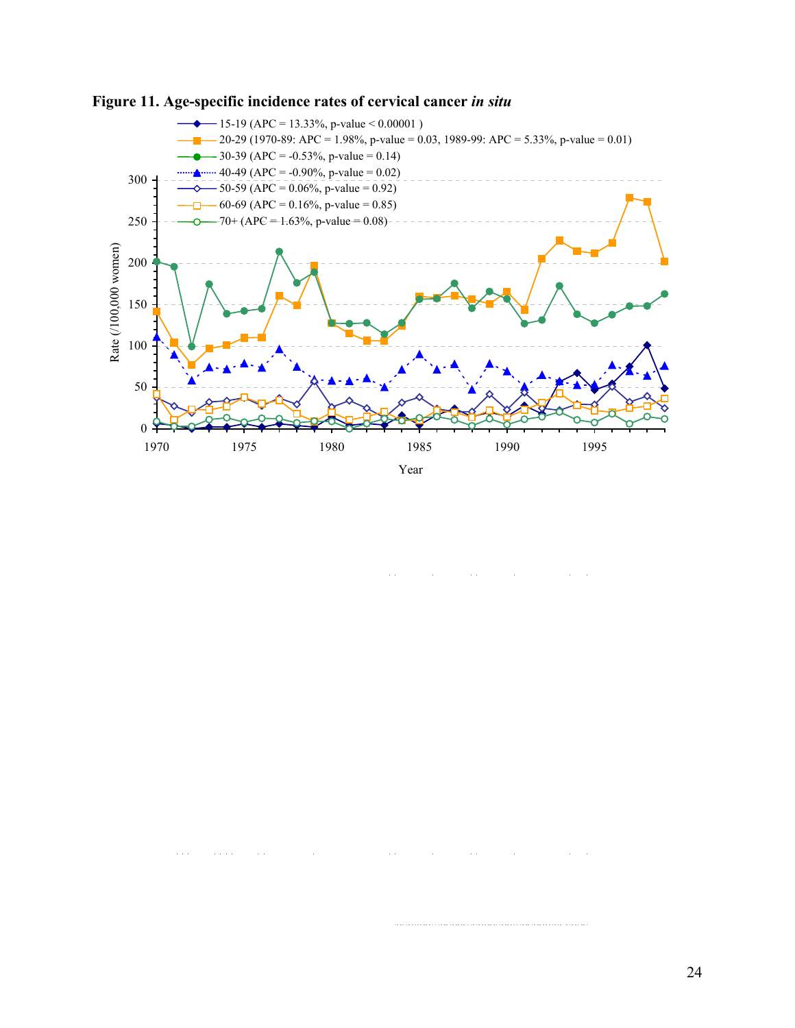**Figure 11. Age-specific incidence rates of cervical cancer *in situ***

- 15-19 (APC = 13.33%, p-value < 0.00001 )
- 20-29 (1970-89: APC = 1.98%, p-value = 0.03, 1989-99: APC = 5.33%, p-value = 0.01)
- 30-39 (APC = -0.53%, p-value = 0.14)
- 40-49 (APC = -0.90%, p-value = 0.02)
- 50-59 (APC = 0.06%, p-value = 0.92)
- 60-69 (APC = 0.16%, p-value = 0.85)
- 70+ (APC = 1.63%, p-value = 0.08)

Rate (/100,000 women)

Year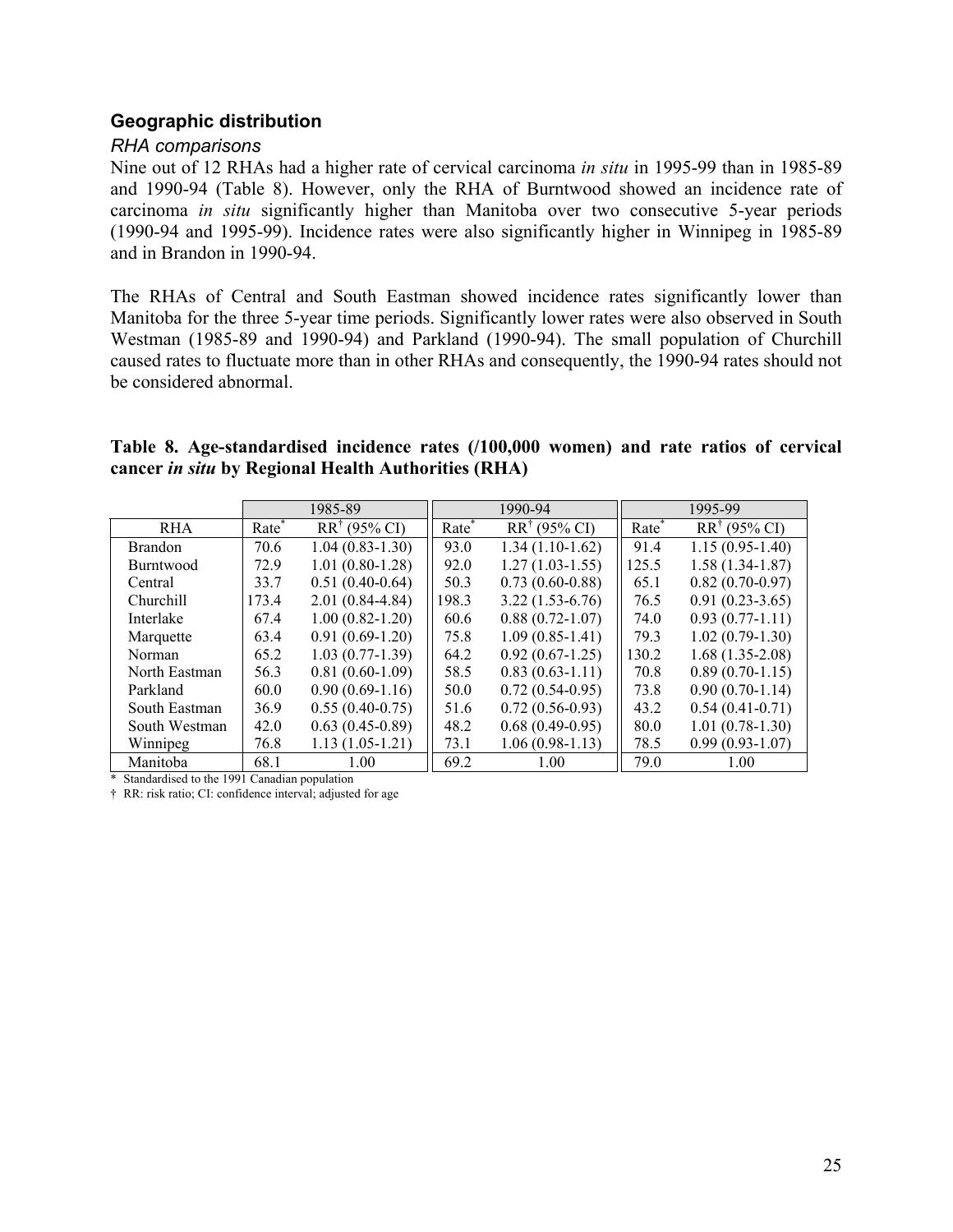## Geographic distribution

### *RHA comparisons*

Nine out of 12 RHAs had a higher rate of cervical carcinoma *in situ* in 1995-99 than in 1985-89 and 1990-94 (Table 8). However, only the RHA of Burntwood showed an incidence rate of carcinoma *in situ* significantly higher than Manitoba over two consecutive 5-year periods (1990-94 and 1995-99). Incidence rates were also significantly higher in Winnipeg in 1985-89 and in Brandon in 1990-94.

The RHAs of Central and South Eastman showed incidence rates significantly lower than Manitoba for the three 5-year time periods. Significantly lower rates were also observed in South Westman (1985-89 and 1990-94) and Parkland (1990-94). The small population of Churchill caused rates to fluctuate more than in other RHAs and consequently, the 1990-94 rates should not be considered abnormal.

**Table 8. Age-standardised incidence rates (/100,000 women) and rate ratios of cervical cancer *in situ* by Regional Health Authorities (RHA)**

| | 1985-89 | | 1990-94 | | 1995-99 | |
|---|---|---|---|---|---|---|
| RHA | Rate* | RR† (95% CI) | Rate* | RR† (95% CI) | Rate* | RR† (95% CI) |
| Brandon | 70.6 | 1.04 (0.83-1.30) | 93.0 | 1.34 (1.10-1.62) | 91.4 | 1.15 (0.95-1.40) |
| Burntwood | 72.9 | 1.01 (0.80-1.28) | 92.0 | 1.27 (1.03-1.55) | 125.5 | 1.58 (1.34-1.87) |
| Central | 33.7 | 0.51 (0.40-0.64) | 50.3 | 0.73 (0.60-0.88) | 65.1 | 0.82 (0.70-0.97) |
| Churchill | 173.4 | 2.01 (0.84-4.84) | 198.3 | 3.22 (1.53-6.76) | 76.5 | 0.91 (0.23-3.65) |
| Interlake | 67.4 | 1.00 (0.82-1.20) | 60.6 | 0.88 (0.72-1.07) | 74.0 | 0.93 (0.77-1.11) |
| Marquette | 63.4 | 0.91 (0.69-1.20) | 75.8 | 1.09 (0.85-1.41) | 79.3 | 1.02 (0.79-1.30) |
| Norman | 65.2 | 1.03 (0.77-1.39) | 64.2 | 0.92 (0.67-1.25) | 130.2 | 1.68 (1.35-2.08) |
| North Eastman | 56.3 | 0.81 (0.60-1.09) | 58.5 | 0.83 (0.63-1.11) | 70.8 | 0.89 (0.70-1.15) |
| Parkland | 60.0 | 0.90 (0.69-1.16) | 50.0 | 0.72 (0.54-0.95) | 73.8 | 0.90 (0.70-1.14) |
| South Eastman | 36.9 | 0.55 (0.40-0.75) | 51.6 | 0.72 (0.56-0.93) | 43.2 | 0.54 (0.41-0.71) |
| South Westman | 42.0 | 0.63 (0.45-0.89) | 48.2 | 0.68 (0.49-0.95) | 80.0 | 1.01 (0.78-1.30) |
| Winnipeg | 76.8 | 1.13 (1.05-1.21) | 73.1 | 1.06 (0.98-1.13) | 78.5 | 0.99 (0.93-1.07) |
| Manitoba | 68.1 | 1.00 | 69.2 | 1.00 | 79.0 | 1.00 |

\* Standardised to the 1991 Canadian population

† RR: risk ratio; CI: confidence interval; adjusted for age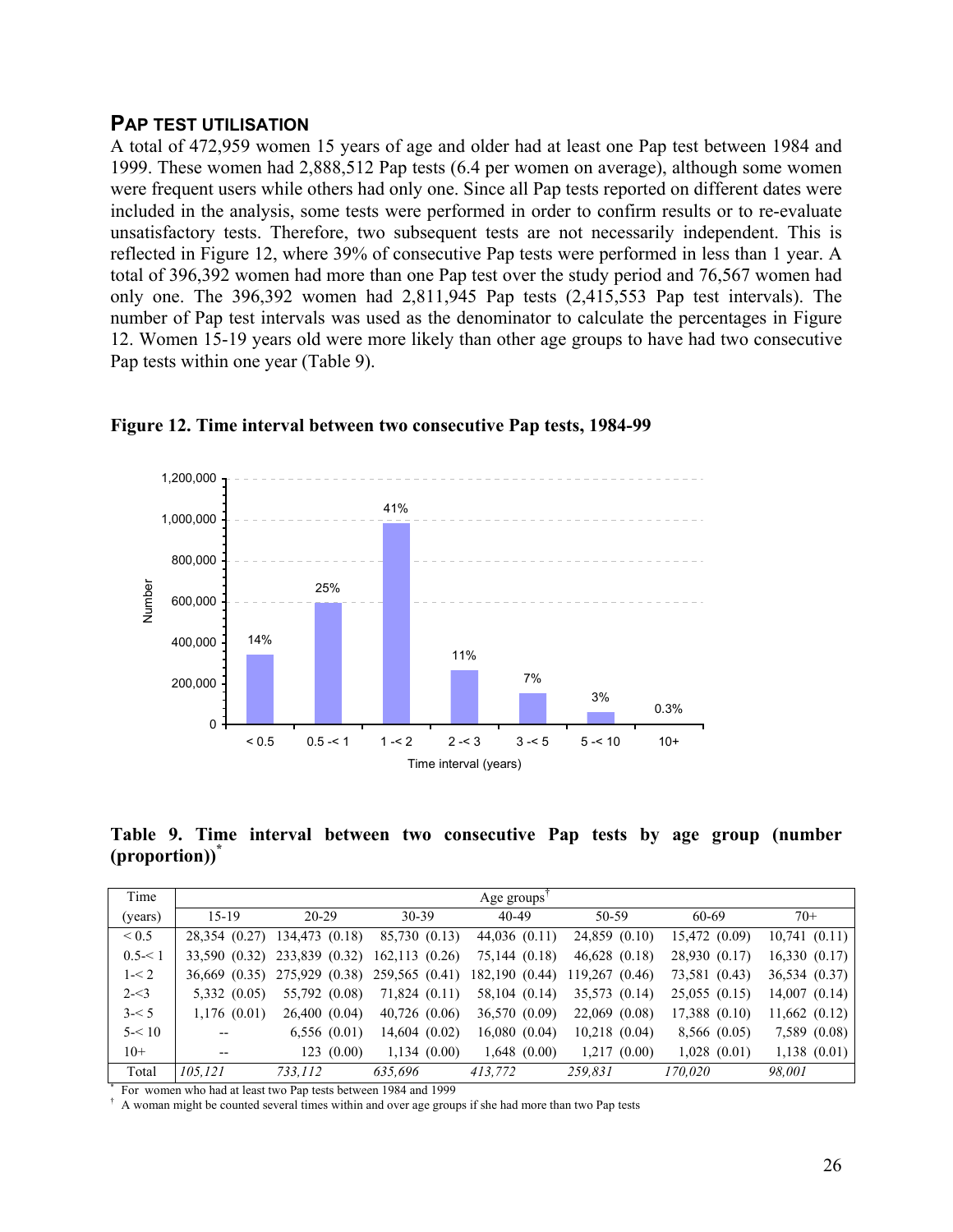## PAP TEST UTILISATION

A total of 472,959 women 15 years of age and older had at least one Pap test between 1984 and 1999. These women had 2,888,512 Pap tests (6.4 per women on average), although some women were frequent users while others had only one. Since all Pap tests reported on different dates were included in the analysis, some tests were performed in order to confirm results or to re-evaluate unsatisfactory tests. Therefore, two subsequent tests are not necessarily independent. This is reflected in Figure 12, where 39% of consecutive Pap tests were performed in less than 1 year. A total of 396,392 women had more than one Pap test over the study period and 76,567 women had only one. The 396,392 women had 2,811,945 Pap tests (2,415,553 Pap test intervals). The number of Pap test intervals was used as the denominator to calculate the percentages in Figure 12. Women 15-19 years old were more likely than other age groups to have had two consecutive Pap tests within one year (Table 9).

**Figure 12. Time interval between two consecutive Pap tests, 1984-99**

| Time interval (years) | < 0.5 | 0.5 -< 1 | 1 -< 2 | 2 -< 3 | 3 -< 5 | 5 -< 10 | 10+ |
|---|---|---|---|---|---|---|---|
| Percentage | 14% | 25% | 41% | 11% | 7% | 3% | 0.3% |

**Table 9. Time interval between two consecutive Pap tests by age group (number (proportion))***

| Time | Age groups† | | | | | | |
|---|---|---|---|---|---|---|---|
| (years) | 15-19 | 20-29 | 30-39 | 40-49 | 50-59 | 60-69 | 70+ |
| < 0.5 | 28,354 (0.27) | 134,473 (0.18) | 85,730 (0.13) | 44,036 (0.11) | 24,859 (0.10) | 15,472 (0.09) | 10,741 (0.11) |
| 0.5-< 1 | 33,590 (0.32) | 233,839 (0.32) | 162,113 (0.26) | 75,144 (0.18) | 46,628 (0.18) | 28,930 (0.17) | 16,330 (0.17) |
| 1-< 2 | 36,669 (0.35) | 275,929 (0.38) | 259,565 (0.41) | 182,190 (0.44) | 119,267 (0.46) | 73,581 (0.43) | 36,534 (0.37) |
| 2-<3 | 5,332 (0.05) | 55,792 (0.08) | 71,824 (0.11) | 58,104 (0.14) | 35,573 (0.14) | 25,055 (0.15) | 14,007 (0.14) |
| 3-< 5 | 1,176 (0.01) | 26,400 (0.04) | 40,726 (0.06) | 36,570 (0.09) | 22,069 (0.08) | 17,388 (0.10) | 11,662 (0.12) |
| 5-< 10 | -- | 6,556 (0.01) | 14,604 (0.02) | 16,080 (0.04) | 10,218 (0.04) | 8,566 (0.05) | 7,589 (0.08) |
| 10+ | -- | 123 (0.00) | 1,134 (0.00) | 1,648 (0.00) | 1,217 (0.00) | 1,028 (0.01) | 1,138 (0.01) |
| Total | *105,121* | *733,112* | *635,696* | *413,772* | *259,831* | *170,020* | *98,001* |

\* For women who had at least two Pap tests between 1984 and 1999

† A woman might be counted several times within and over age groups if she had more than two Pap tests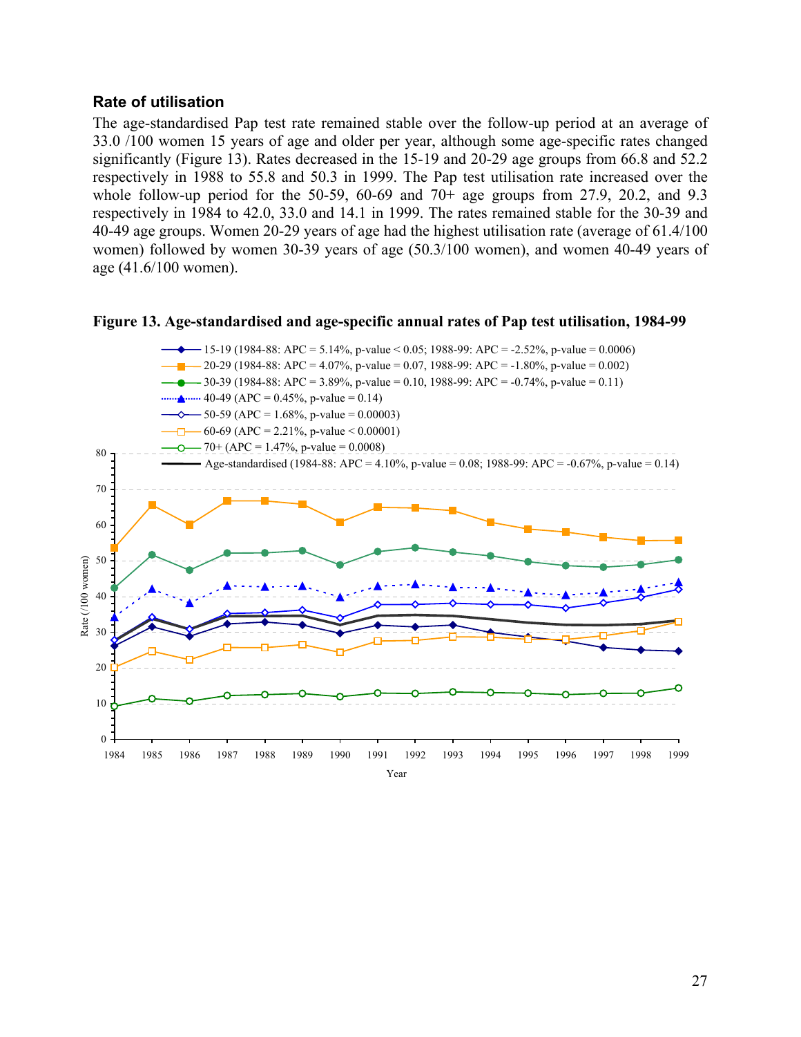### Rate of utilisation

The age-standardised Pap test rate remained stable over the follow-up period at an average of 33.0 /100 women 15 years of age and older per year, although some age-specific rates changed significantly (Figure 13). Rates decreased in the 15-19 and 20-29 age groups from 66.8 and 52.2 respectively in 1988 to 55.8 and 50.3 in 1999. The Pap test utilisation rate increased over the whole follow-up period for the 50-59, 60-69 and 70+ age groups from 27.9, 20.2, and 9.3 respectively in 1984 to 42.0, 33.0 and 14.1 in 1999. The rates remained stable for the 30-39 and 40-49 age groups. Women 20-29 years of age had the highest utilisation rate (average of 61.4/100 women) followed by women 30-39 years of age (50.3/100 women), and women 40-49 years of age (41.6/100 women).

**Figure 13. Age-standardised and age-specific annual rates of Pap test utilisation, 1984-99**

Legend:
- 15-19 (1984-88: APC = 5.14%, p-value < 0.05; 1988-99: APC = -2.52%, p-value = 0.0006)
- 20-29 (1984-88: APC = 4.07%, p-value = 0.07, 1988-99: APC = -1.80%, p-value = 0.002)
- 30-39 (1984-88: APC = 3.89%, p-value = 0.10, 1988-99: APC = -0.74%, p-value = 0.11)
- 40-49 (APC = 0.45%, p-value = 0.14)
- 50-59 (APC = 1.68%, p-value = 0.00003)
- 60-69 (APC = 2.21%, p-value < 0.00001)
- 70+ (APC = 1.47%, p-value = 0.0008)
- Age-standardised (1984-88: APC = 4.10%, p-value = 0.08; 1988-99: APC = -0.67%, p-value = 0.14)

Y-axis: Rate (/100 women); X-axis: Year (1984–1999)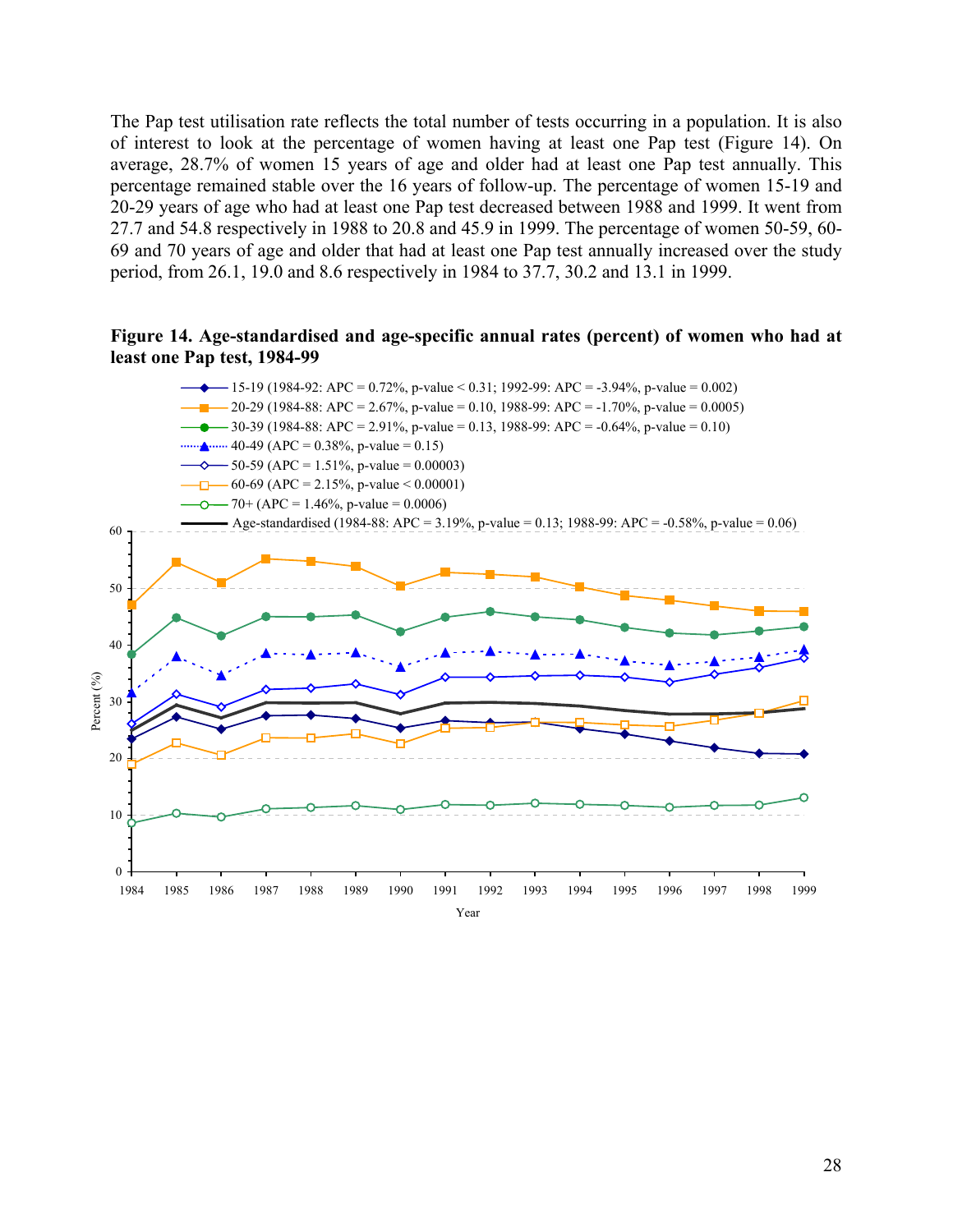The Pap test utilisation rate reflects the total number of tests occurring in a population. It is also of interest to look at the percentage of women having at least one Pap test (Figure 14). On average, 28.7% of women 15 years of age and older had at least one Pap test annually. This percentage remained stable over the 16 years of follow-up. The percentage of women 15-19 and 20-29 years of age who had at least one Pap test decreased between 1988 and 1999. It went from 27.7 and 54.8 respectively in 1988 to 20.8 and 45.9 in 1999. The percentage of women 50-59, 60-69 and 70 years of age and older that had at least one Pap test annually increased over the study period, from 26.1, 19.0 and 8.6 respectively in 1984 to 37.7, 30.2 and 13.1 in 1999.

**Figure 14. Age-standardised and age-specific annual rates (percent) of women who had at least one Pap test, 1984-99**

- 15-19 (1984-92: APC = 0.72%, p-value < 0.31; 1992-99: APC = -3.94%, p-value = 0.002)
- 20-29 (1984-88: APC = 2.67%, p-value = 0.10, 1988-99: APC = -1.70%, p-value = 0.0005)
- 30-39 (1984-88: APC = 2.91%, p-value = 0.13, 1988-99: APC = -0.64%, p-value = 0.10)
- 40-49 (APC = 0.38%, p-value = 0.15)
- 50-59 (APC = 1.51%, p-value = 0.00003)
- 60-69 (APC = 2.15%, p-value < 0.00001)
- 70+ (APC = 1.46%, p-value = 0.0006)
- Age-standardised (1984-88: APC = 3.19%, p-value = 0.13; 1988-99: APC = -0.58%, p-value = 0.06)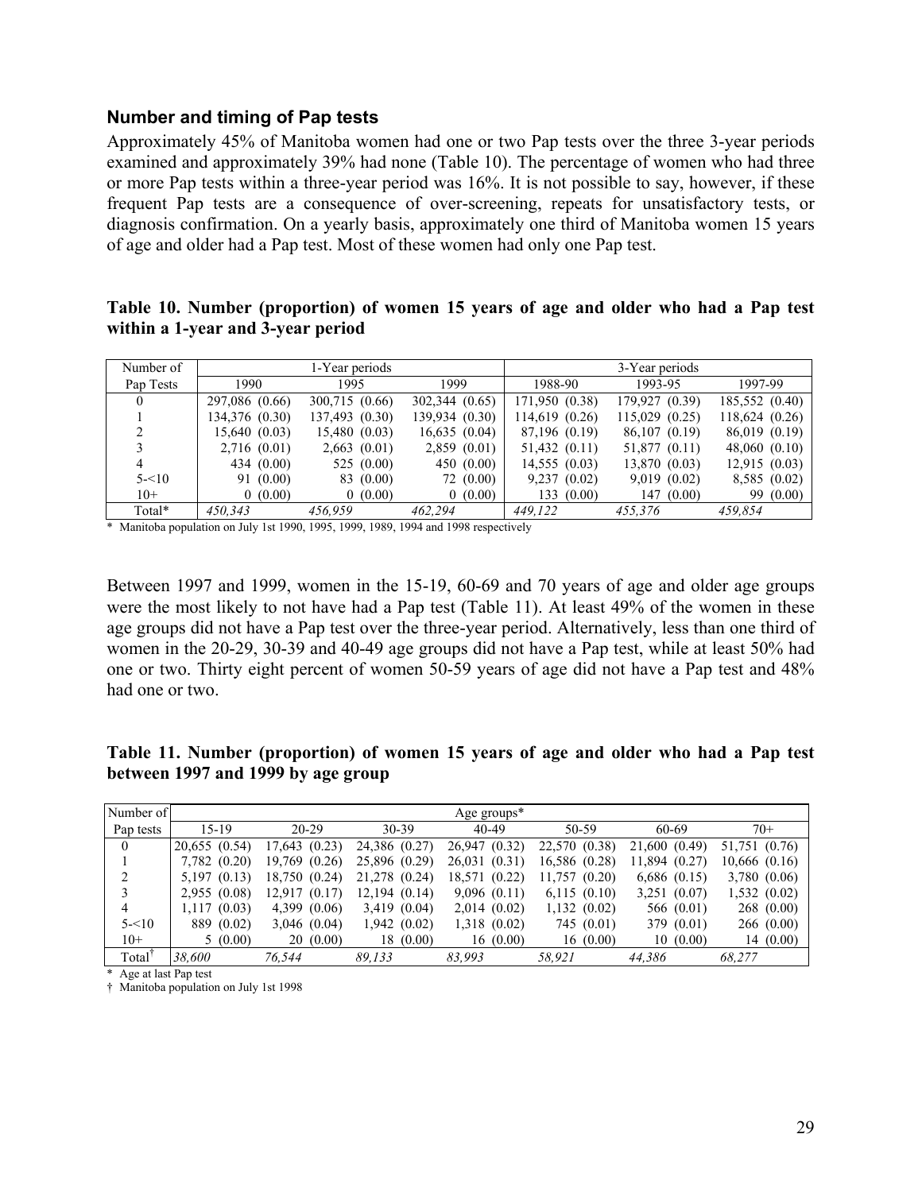### Number and timing of Pap tests

Approximately 45% of Manitoba women had one or two Pap tests over the three 3-year periods examined and approximately 39% had none (Table 10). The percentage of women who had three or more Pap tests within a three-year period was 16%. It is not possible to say, however, if these frequent Pap tests are a consequence of over-screening, repeats for unsatisfactory tests, or diagnosis confirmation. On a yearly basis, approximately one third of Manitoba women 15 years of age and older had a Pap test. Most of these women had only one Pap test.

**Table 10. Number (proportion) of women 15 years of age and older who had a Pap test within a 1-year and 3-year period**

| Number of | 1-Year periods | | | 3-Year periods | | |
|---|---|---|---|---|---|---|
| Pap Tests | 1990 | 1995 | 1999 | 1988-90 | 1993-95 | 1997-99 |
| 0 | 297,086 (0.66) | 300,715 (0.66) | 302,344 (0.65) | 171,950 (0.38) | 179,927 (0.39) | 185,552 (0.40) |
| 1 | 134,376 (0.30) | 137,493 (0.30) | 139,934 (0.30) | 114,619 (0.26) | 115,029 (0.25) | 118,624 (0.26) |
| 2 | 15,640 (0.03) | 15,480 (0.03) | 16,635 (0.04) | 87,196 (0.19) | 86,107 (0.19) | 86,019 (0.19) |
| 3 | 2,716 (0.01) | 2,663 (0.01) | 2,859 (0.01) | 51,432 (0.11) | 51,877 (0.11) | 48,060 (0.10) |
| 4 | 434 (0.00) | 525 (0.00) | 450 (0.00) | 14,555 (0.03) | 13,870 (0.03) | 12,915 (0.03) |
| 5-<10 | 91 (0.00) | 83 (0.00) | 72 (0.00) | 9,237 (0.02) | 9,019 (0.02) | 8,585 (0.02) |
| 10+ | 0 (0.00) | 0 (0.00) | 0 (0.00) | 133 (0.00) | 147 (0.00) | 99 (0.00) |
| Total* | *450,343* | *456,959* | *462,294* | *449,122* | *455,376* | *459,854* |

\* Manitoba population on July 1st 1990, 1995, 1999, 1989, 1994 and 1998 respectively

Between 1997 and 1999, women in the 15-19, 60-69 and 70 years of age and older age groups were the most likely to not have had a Pap test (Table 11). At least 49% of the women in these age groups did not have a Pap test over the three-year period. Alternatively, less than one third of women in the 20-29, 30-39 and 40-49 age groups did not have a Pap test, while at least 50% had one or two. Thirty eight percent of women 50-59 years of age did not have a Pap test and 48% had one or two.

**Table 11. Number (proportion) of women 15 years of age and older who had a Pap test between 1997 and 1999 by age group**

| Number of | Age groups* | | | | | | |
|---|---|---|---|---|---|---|---|
| Pap tests | 15-19 | 20-29 | 30-39 | 40-49 | 50-59 | 60-69 | 70+ |
| 0 | 20,655 (0.54) | 17,643 (0.23) | 24,386 (0.27) | 26,947 (0.32) | 22,570 (0.38) | 21,600 (0.49) | 51,751 (0.76) |
| 1 | 7,782 (0.20) | 19,769 (0.26) | 25,896 (0.29) | 26,031 (0.31) | 16,586 (0.28) | 11,894 (0.27) | 10,666 (0.16) |
| 2 | 5,197 (0.13) | 18,750 (0.24) | 21,278 (0.24) | 18,571 (0.22) | 11,757 (0.20) | 6,686 (0.15) | 3,780 (0.06) |
| 3 | 2,955 (0.08) | 12,917 (0.17) | 12,194 (0.14) | 9,096 (0.11) | 6,115 (0.10) | 3,251 (0.07) | 1,532 (0.02) |
| 4 | 1,117 (0.03) | 4,399 (0.06) | 3,419 (0.04) | 2,014 (0.02) | 1,132 (0.02) | 566 (0.01) | 268 (0.00) |
| 5-<10 | 889 (0.02) | 3,046 (0.04) | 1,942 (0.02) | 1,318 (0.02) | 745 (0.01) | 379 (0.01) | 266 (0.00) |
| 10+ | 5 (0.00) | 20 (0.00) | 18 (0.00) | 16 (0.00) | 16 (0.00) | 10 (0.00) | 14 (0.00) |
| Total† | *38,600* | *76,544* | *89,133* | *83,993* | *58,921* | *44,386* | *68,277* |

\* Age at last Pap test

† Manitoba population on July 1st 1998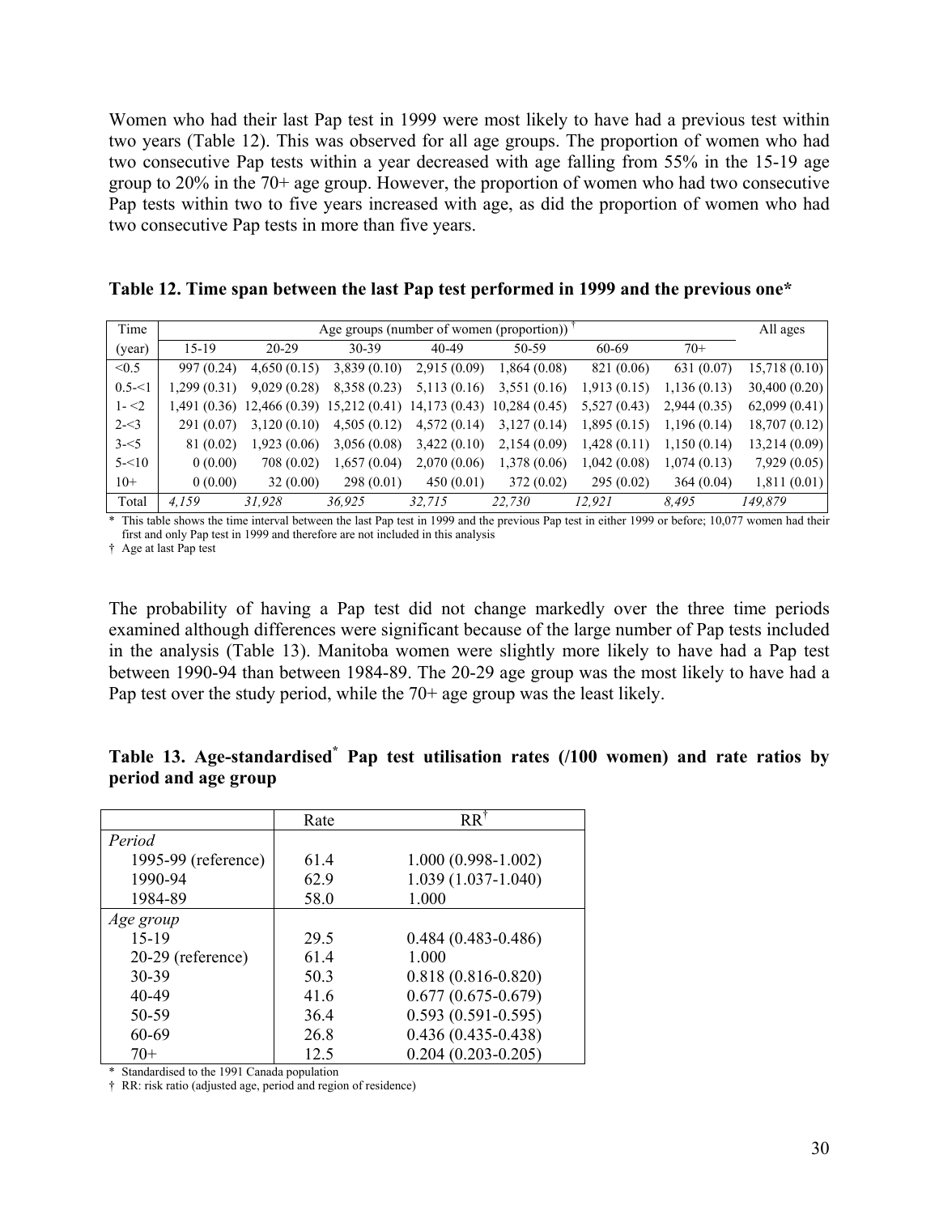Women who had their last Pap test in 1999 were most likely to have had a previous test within two years (Table 12). This was observed for all age groups. The proportion of women who had two consecutive Pap tests within a year decreased with age falling from 55% in the 15-19 age group to 20% in the 70+ age group. However, the proportion of women who had two consecutive Pap tests within two to five years increased with age, as did the proportion of women who had two consecutive Pap tests in more than five years.

**Table 12. Time span between the last Pap test performed in 1999 and the previous one***

| Time | Age groups (number of women (proportion)) † | | | | | | | All ages |
|---|---|---|---|---|---|---|---|---|
| (year) | 15-19 | 20-29 | 30-39 | 40-49 | 50-59 | 60-69 | 70+ | |
| <0.5 | 997 (0.24) | 4,650 (0.15) | 3,839 (0.10) | 2,915 (0.09) | 1,864 (0.08) | 821 (0.06) | 631 (0.07) | 15,718 (0.10) |
| 0.5-<1 | 1,299 (0.31) | 9,029 (0.28) | 8,358 (0.23) | 5,113 (0.16) | 3,551 (0.16) | 1,913 (0.15) | 1,136 (0.13) | 30,400 (0.20) |
| 1- <2 | 1,491 (0.36) | 12,466 (0.39) | 15,212 (0.41) | 14,173 (0.43) | 10,284 (0.45) | 5,527 (0.43) | 2,944 (0.35) | 62,099 (0.41) |
| 2-<3 | 291 (0.07) | 3,120 (0.10) | 4,505 (0.12) | 4,572 (0.14) | 3,127 (0.14) | 1,895 (0.15) | 1,196 (0.14) | 18,707 (0.12) |
| 3-<5 | 81 (0.02) | 1,923 (0.06) | 3,056 (0.08) | 3,422 (0.10) | 2,154 (0.09) | 1,428 (0.11) | 1,150 (0.14) | 13,214 (0.09) |
| 5-<10 | 0 (0.00) | 708 (0.02) | 1,657 (0.04) | 2,070 (0.06) | 1,378 (0.06) | 1,042 (0.08) | 1,074 (0.13) | 7,929 (0.05) |
| 10+ | 0 (0.00) | 32 (0.00) | 298 (0.01) | 450 (0.01) | 372 (0.02) | 295 (0.02) | 364 (0.04) | 1,811 (0.01) |
| Total | *4,159* | *31,928* | *36,925* | *32,715* | *22,730* | *12,921* | *8,495* | *149,879* |

\* This table shows the time interval between the last Pap test in 1999 and the previous Pap test in either 1999 or before; 10,077 women had their first and only Pap test in 1999 and therefore are not included in this analysis

† Age at last Pap test

The probability of having a Pap test did not change markedly over the three time periods examined although differences were significant because of the large number of Pap tests included in the analysis (Table 13). Manitoba women were slightly more likely to have had a Pap test between 1990-94 than between 1984-89. The 20-29 age group was the most likely to have had a Pap test over the study period, while the 70+ age group was the least likely.

**Table 13. Age-standardised* Pap test utilisation rates (/100 women) and rate ratios by period and age group**

| | Rate | RR† |
|---|---|---|
| *Period* | | |
| 1995-99 (reference) | 61.4 | 1.000 (0.998-1.002) |
| 1990-94 | 62.9 | 1.039 (1.037-1.040) |
| 1984-89 | 58.0 | 1.000 |
| *Age group* | | |
| 15-19 | 29.5 | 0.484 (0.483-0.486) |
| 20-29 (reference) | 61.4 | 1.000 |
| 30-39 | 50.3 | 0.818 (0.816-0.820) |
| 40-49 | 41.6 | 0.677 (0.675-0.679) |
| 50-59 | 36.4 | 0.593 (0.591-0.595) |
| 60-69 | 26.8 | 0.436 (0.435-0.438) |
| 70+ | 12.5 | 0.204 (0.203-0.205) |

\* Standardised to the 1991 Canada population

† RR: risk ratio (adjusted age, period and region of residence)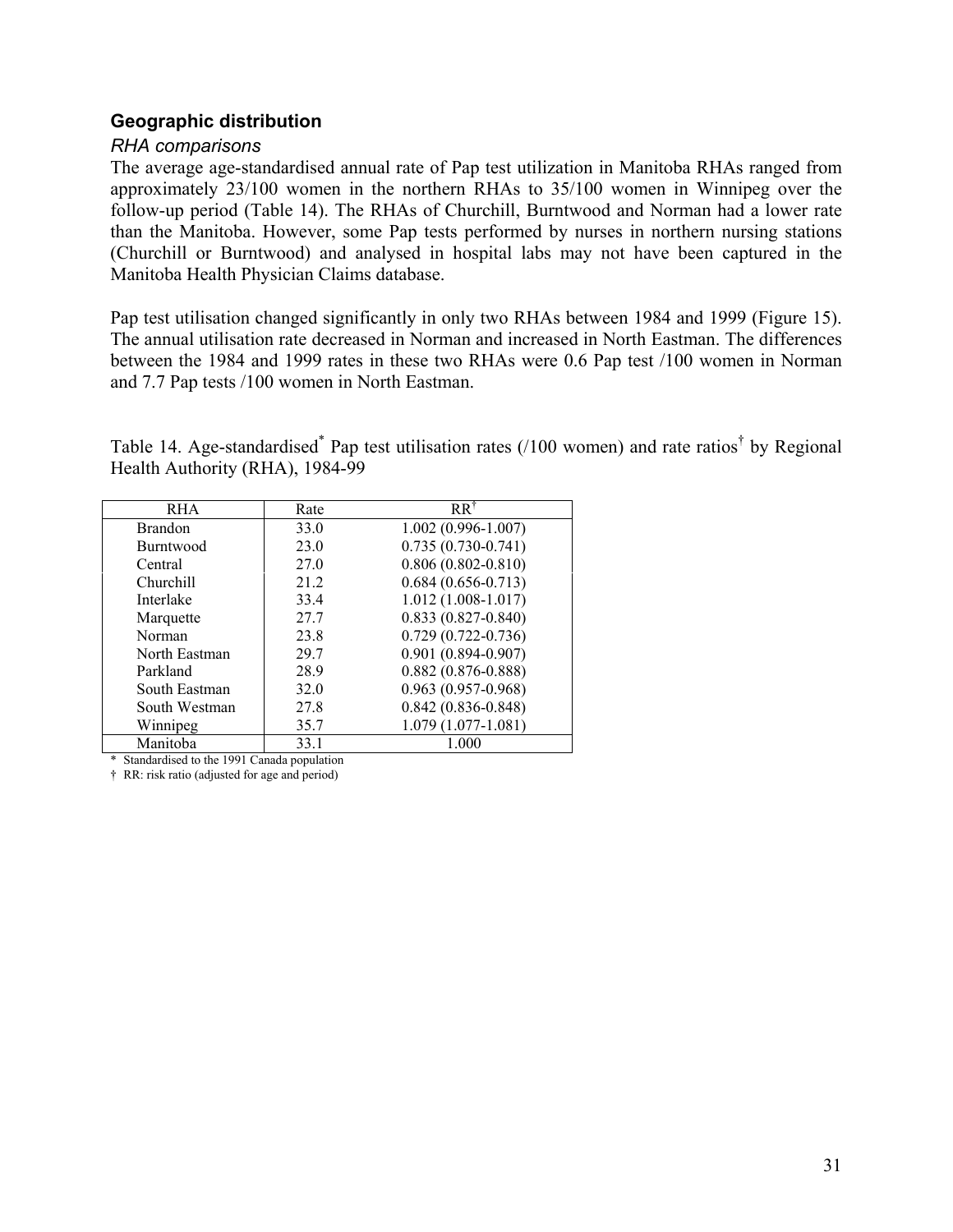## Geographic distribution

### *RHA comparisons*

The average age-standardised annual rate of Pap test utilization in Manitoba RHAs ranged from approximately 23/100 women in the northern RHAs to 35/100 women in Winnipeg over the follow-up period (Table 14). The RHAs of Churchill, Burntwood and Norman had a lower rate than the Manitoba. However, some Pap tests performed by nurses in northern nursing stations (Churchill or Burntwood) and analysed in hospital labs may not have been captured in the Manitoba Health Physician Claims database.

Pap test utilisation changed significantly in only two RHAs between 1984 and 1999 (Figure 15). The annual utilisation rate decreased in Norman and increased in North Eastman. The differences between the 1984 and 1999 rates in these two RHAs were 0.6 Pap test /100 women in Norman and 7.7 Pap tests /100 women in North Eastman.

Table 14. Age-standardised* Pap test utilisation rates (/100 women) and rate ratios† by Regional Health Authority (RHA), 1984-99

| RHA | Rate | RR† |
|---|---|---|
| Brandon | 33.0 | 1.002 (0.996-1.007) |
| Burntwood | 23.0 | 0.735 (0.730-0.741) |
| Central | 27.0 | 0.806 (0.802-0.810) |
| Churchill | 21.2 | 0.684 (0.656-0.713) |
| Interlake | 33.4 | 1.012 (1.008-1.017) |
| Marquette | 27.7 | 0.833 (0.827-0.840) |
| Norman | 23.8 | 0.729 (0.722-0.736) |
| North Eastman | 29.7 | 0.901 (0.894-0.907) |
| Parkland | 28.9 | 0.882 (0.876-0.888) |
| South Eastman | 32.0 | 0.963 (0.957-0.968) |
| South Westman | 27.8 | 0.842 (0.836-0.848) |
| Winnipeg | 35.7 | 1.079 (1.077-1.081) |
| Manitoba | 33.1 | 1.000 |

\* Standardised to the 1991 Canada population

† RR: risk ratio (adjusted for age and period)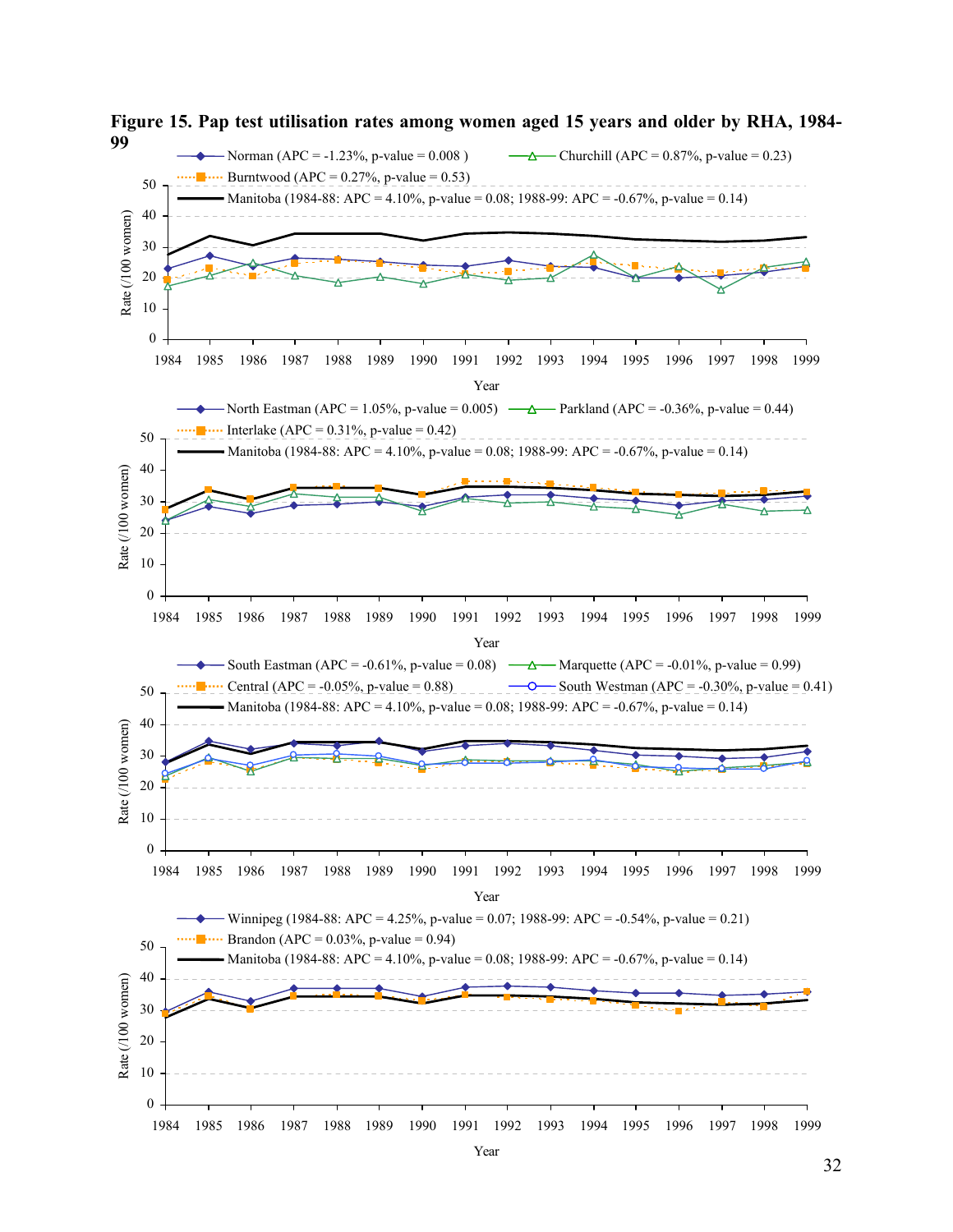**Figure 15. Pap test utilisation rates among women aged 15 years and older by RHA, 1984-99**

Norman (APC = -1.23%, p-value = 0.008 )
Churchill (APC = 0.87%, p-value = 0.23)
Burntwood (APC = 0.27%, p-value = 0.53)
Manitoba (1984-88: APC = 4.10%, p-value = 0.08; 1988-99: APC = -0.67%, p-value = 0.14)

North Eastman (APC = 1.05%, p-value = 0.005)
Parkland (APC = -0.36%, p-value = 0.44)
Interlake (APC = 0.31%, p-value = 0.42)
Manitoba (1984-88: APC = 4.10%, p-value = 0.08; 1988-99: APC = -0.67%, p-value = 0.14)

South Eastman (APC = -0.61%, p-value = 0.08)
Marquette (APC = -0.01%, p-value = 0.99)
Central (APC = -0.05%, p-value = 0.88)
South Westman (APC = -0.30%, p-value = 0.41)
Manitoba (1984-88: APC = 4.10%, p-value = 0.08; 1988-99: APC = -0.67%, p-value = 0.14)

Winnipeg (1984-88: APC = 4.25%, p-value = 0.07; 1988-99: APC = -0.54%, p-value = 0.21)
Brandon (APC = 0.03%, p-value = 0.94)
Manitoba (1984-88: APC = 4.10%, p-value = 0.08; 1988-99: APC = -0.67%, p-value = 0.14)

Rate (/100 women) vs. Year, 1984–1999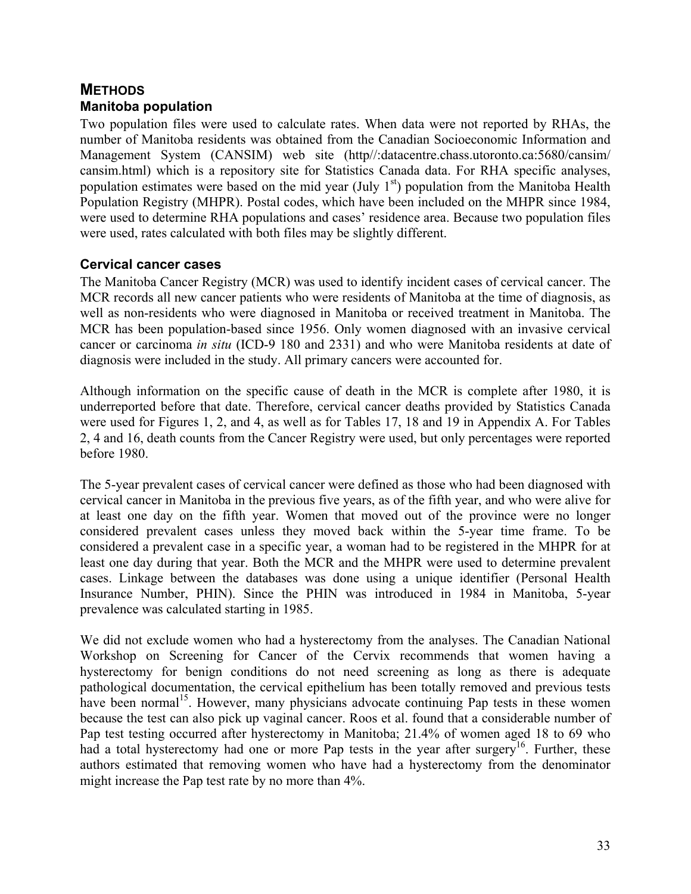# METHODS

## Manitoba population

Two population files were used to calculate rates. When data were not reported by RHAs, the number of Manitoba residents was obtained from the Canadian Socioeconomic Information and Management System (CANSIM) web site (http//:datacentre.chass.utoronto.ca:5680/cansim/cansim.html) which is a repository site for Statistics Canada data. For RHA specific analyses, population estimates were based on the mid year (July 1st) population from the Manitoba Health Population Registry (MHPR). Postal codes, which have been included on the MHPR since 1984, were used to determine RHA populations and cases' residence area. Because two population files were used, rates calculated with both files may be slightly different.

## Cervical cancer cases

The Manitoba Cancer Registry (MCR) was used to identify incident cases of cervical cancer. The MCR records all new cancer patients who were residents of Manitoba at the time of diagnosis, as well as non-residents who were diagnosed in Manitoba or received treatment in Manitoba. The MCR has been population-based since 1956. Only women diagnosed with an invasive cervical cancer or carcinoma *in situ* (ICD-9 180 and 2331) and who were Manitoba residents at date of diagnosis were included in the study. All primary cancers were accounted for.

Although information on the specific cause of death in the MCR is complete after 1980, it is underreported before that date. Therefore, cervical cancer deaths provided by Statistics Canada were used for Figures 1, 2, and 4, as well as for Tables 17, 18 and 19 in Appendix A. For Tables 2, 4 and 16, death counts from the Cancer Registry were used, but only percentages were reported before 1980.

The 5-year prevalent cases of cervical cancer were defined as those who had been diagnosed with cervical cancer in Manitoba in the previous five years, as of the fifth year, and who were alive for at least one day on the fifth year. Women that moved out of the province were no longer considered prevalent cases unless they moved back within the 5-year time frame. To be considered a prevalent case in a specific year, a woman had to be registered in the MHPR for at least one day during that year. Both the MCR and the MHPR were used to determine prevalent cases. Linkage between the databases was done using a unique identifier (Personal Health Insurance Number, PHIN). Since the PHIN was introduced in 1984 in Manitoba, 5-year prevalence was calculated starting in 1985.

We did not exclude women who had a hysterectomy from the analyses. The Canadian National Workshop on Screening for Cancer of the Cervix recommends that women having a hysterectomy for benign conditions do not need screening as long as there is adequate pathological documentation, the cervical epithelium has been totally removed and previous tests have been normal[15]. However, many physicians advocate continuing Pap tests in these women because the test can also pick up vaginal cancer. Roos et al. found that a considerable number of Pap test testing occurred after hysterectomy in Manitoba; 21.4% of women aged 18 to 69 who had a total hysterectomy had one or more Pap tests in the year after surgery[16]. Further, these authors estimated that removing women who have had a hysterectomy from the denominator might increase the Pap test rate by no more than 4%.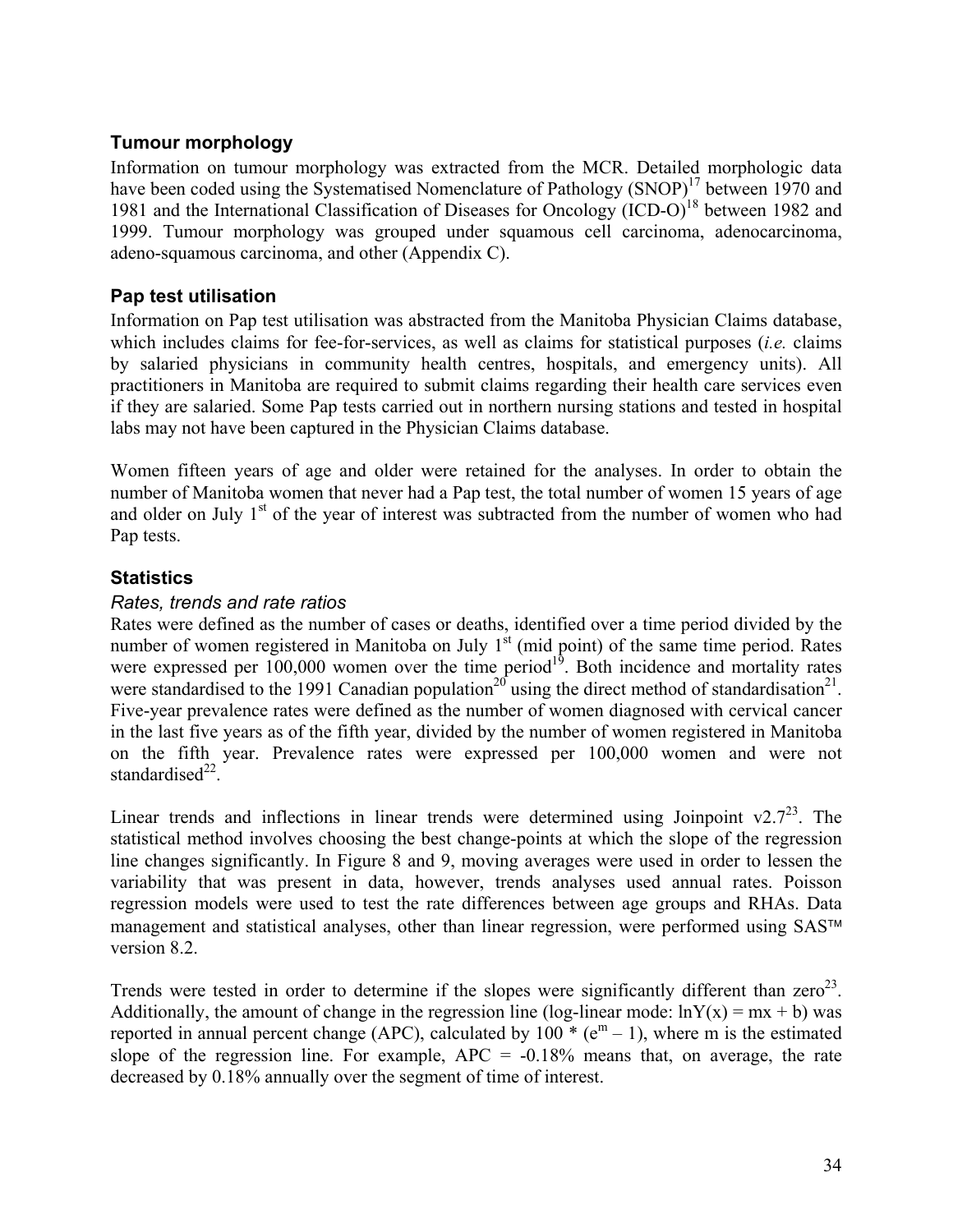### Tumour morphology

Information on tumour morphology was extracted from the MCR. Detailed morphologic data have been coded using the Systematised Nomenclature of Pathology (SNOP)[17] between 1970 and 1981 and the International Classification of Diseases for Oncology (ICD-O)[18] between 1982 and 1999. Tumour morphology was grouped under squamous cell carcinoma, adenocarcinoma, adeno-squamous carcinoma, and other (Appendix C).

### Pap test utilisation

Information on Pap test utilisation was abstracted from the Manitoba Physician Claims database, which includes claims for fee-for-services, as well as claims for statistical purposes (*i.e.* claims by salaried physicians in community health centres, hospitals, and emergency units). All practitioners in Manitoba are required to submit claims regarding their health care services even if they are salaried. Some Pap tests carried out in northern nursing stations and tested in hospital labs may not have been captured in the Physician Claims database.

Women fifteen years of age and older were retained for the analyses. In order to obtain the number of Manitoba women that never had a Pap test, the total number of women 15 years of age and older on July 1st of the year of interest was subtracted from the number of women who had Pap tests.

### Statistics

#### *Rates, trends and rate ratios*

Rates were defined as the number of cases or deaths, identified over a time period divided by the number of women registered in Manitoba on July 1st (mid point) of the same time period. Rates were expressed per 100,000 women over the time period[19]. Both incidence and mortality rates were standardised to the 1991 Canadian population[20] using the direct method of standardisation[21]. Five-year prevalence rates were defined as the number of women diagnosed with cervical cancer in the last five years as of the fifth year, divided by the number of women registered in Manitoba on the fifth year. Prevalence rates were expressed per 100,000 women and were not standardised[22].

Linear trends and inflections in linear trends were determined using Joinpoint v2.7[23]. The statistical method involves choosing the best change-points at which the slope of the regression line changes significantly. In Figure 8 and 9, moving averages were used in order to lessen the variability that was present in data, however, trends analyses used annual rates. Poisson regression models were used to test the rate differences between age groups and RHAs. Data management and statistical analyses, other than linear regression, were performed using SAS™ version 8.2.

Trends were tested in order to determine if the slopes were significantly different than zero[23]. Additionally, the amount of change in the regression line (log-linear mode: $\ln Y(x) = mx + b$) was reported in annual percent change (APC), calculated by $100 * (e^m - 1)$, where m is the estimated slope of the regression line. For example, APC = -0.18% means that, on average, the rate decreased by 0.18% annually over the segment of time of interest.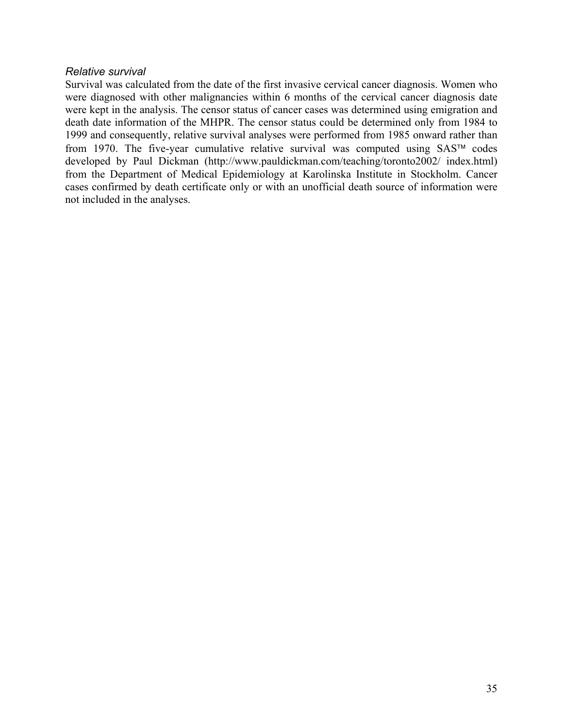*Relative survival*

Survival was calculated from the date of the first invasive cervical cancer diagnosis. Women who were diagnosed with other malignancies within 6 months of the cervical cancer diagnosis date were kept in the analysis. The censor status of cancer cases was determined using emigration and death date information of the MHPR. The censor status could be determined only from 1984 to 1999 and consequently, relative survival analyses were performed from 1985 onward rather than from 1970. The five-year cumulative relative survival was computed using SAS™ codes developed by Paul Dickman (http://www.pauldickman.com/teaching/toronto2002/ index.html) from the Department of Medical Epidemiology at Karolinska Institute in Stockholm. Cancer cases confirmed by death certificate only or with an unofficial death source of information were not included in the analyses.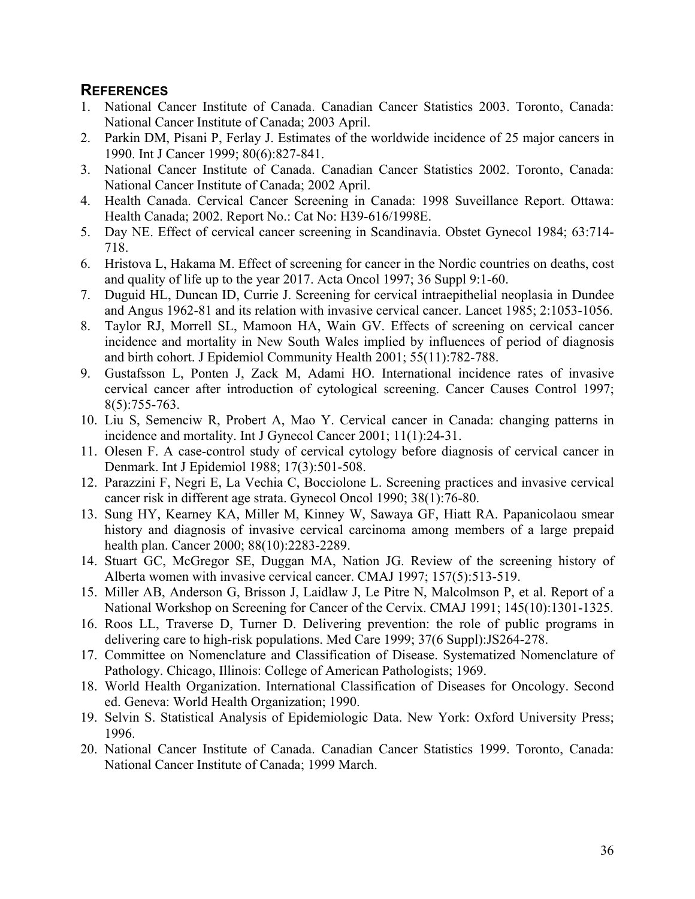## REFERENCES

1. National Cancer Institute of Canada. Canadian Cancer Statistics 2003. Toronto, Canada: National Cancer Institute of Canada; 2003 April.
2. Parkin DM, Pisani P, Ferlay J. Estimates of the worldwide incidence of 25 major cancers in 1990. Int J Cancer 1999; 80(6):827-841.
3. National Cancer Institute of Canada. Canadian Cancer Statistics 2002. Toronto, Canada: National Cancer Institute of Canada; 2002 April.
4. Health Canada. Cervical Cancer Screening in Canada: 1998 Suveillance Report. Ottawa: Health Canada; 2002. Report No.: Cat No: H39-616/1998E.
5. Day NE. Effect of cervical cancer screening in Scandinavia. Obstet Gynecol 1984; 63:714-718.
6. Hristova L, Hakama M. Effect of screening for cancer in the Nordic countries on deaths, cost and quality of life up to the year 2017. Acta Oncol 1997; 36 Suppl 9:1-60.
7. Duguid HL, Duncan ID, Currie J. Screening for cervical intraepithelial neoplasia in Dundee and Angus 1962-81 and its relation with invasive cervical cancer. Lancet 1985; 2:1053-1056.
8. Taylor RJ, Morrell SL, Mamoon HA, Wain GV. Effects of screening on cervical cancer incidence and mortality in New South Wales implied by influences of period of diagnosis and birth cohort. J Epidemiol Community Health 2001; 55(11):782-788.
9. Gustafsson L, Ponten J, Zack M, Adami HO. International incidence rates of invasive cervical cancer after introduction of cytological screening. Cancer Causes Control 1997; 8(5):755-763.
10. Liu S, Semenciw R, Probert A, Mao Y. Cervical cancer in Canada: changing patterns in incidence and mortality. Int J Gynecol Cancer 2001; 11(1):24-31.
11. Olesen F. A case-control study of cervical cytology before diagnosis of cervical cancer in Denmark. Int J Epidemiol 1988; 17(3):501-508.
12. Parazzini F, Negri E, La Vechia C, Bocciolone L. Screening practices and invasive cervical cancer risk in different age strata. Gynecol Oncol 1990; 38(1):76-80.
13. Sung HY, Kearney KA, Miller M, Kinney W, Sawaya GF, Hiatt RA. Papanicolaou smear history and diagnosis of invasive cervical carcinoma among members of a large prepaid health plan. Cancer 2000; 88(10):2283-2289.
14. Stuart GC, McGregor SE, Duggan MA, Nation JG. Review of the screening history of Alberta women with invasive cervical cancer. CMAJ 1997; 157(5):513-519.
15. Miller AB, Anderson G, Brisson J, Laidlaw J, Le Pitre N, Malcolmson P, et al. Report of a National Workshop on Screening for Cancer of the Cervix. CMAJ 1991; 145(10):1301-1325.
16. Roos LL, Traverse D, Turner D. Delivering prevention: the role of public programs in delivering care to high-risk populations. Med Care 1999; 37(6 Suppl):JS264-278.
17. Committee on Nomenclature and Classification of Disease. Systematized Nomenclature of Pathology. Chicago, Illinois: College of American Pathologists; 1969.
18. World Health Organization. International Classification of Diseases for Oncology. Second ed. Geneva: World Health Organization; 1990.
19. Selvin S. Statistical Analysis of Epidemiologic Data. New York: Oxford University Press; 1996.
20. National Cancer Institute of Canada. Canadian Cancer Statistics 1999. Toronto, Canada: National Cancer Institute of Canada; 1999 March.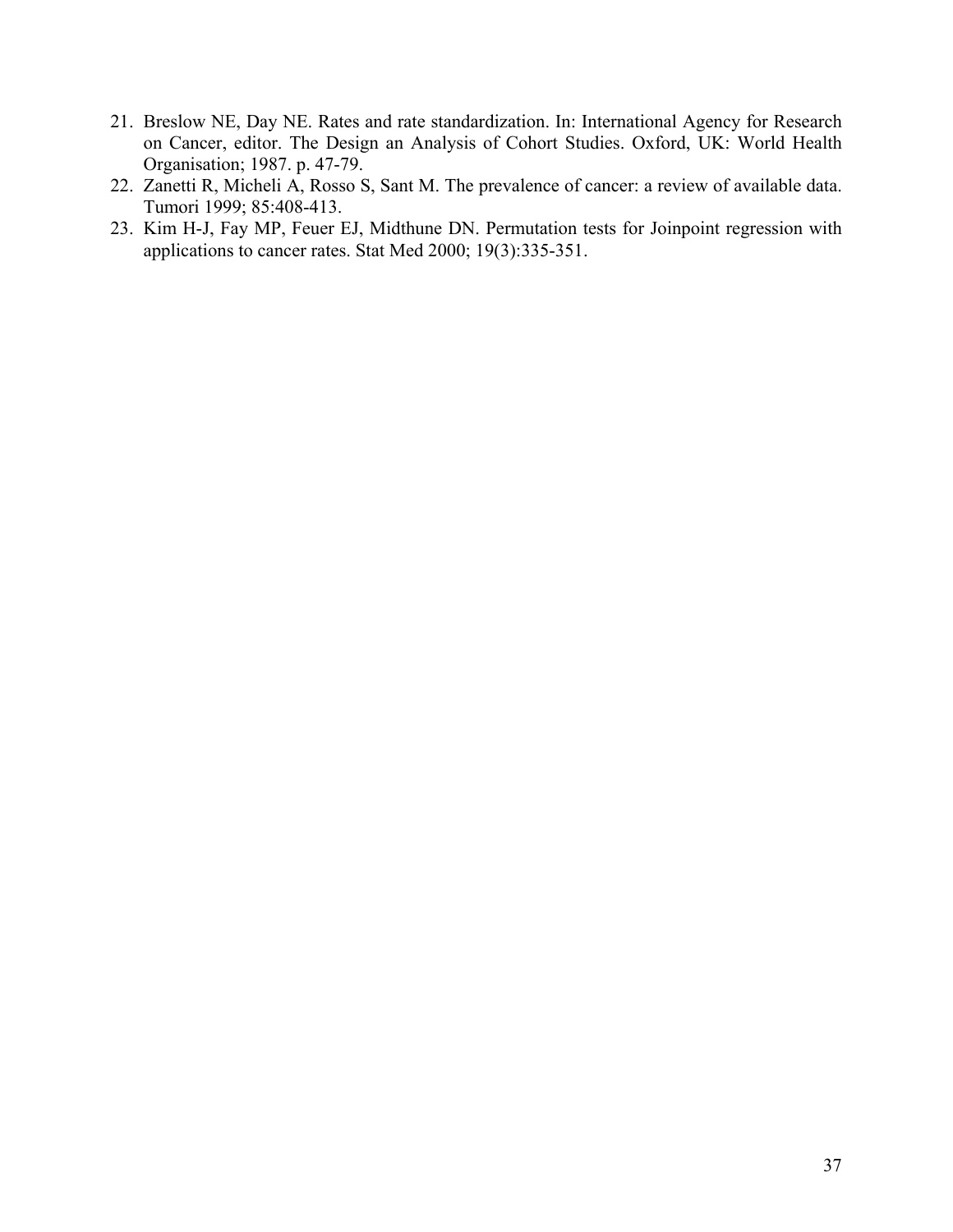21. Breslow NE, Day NE. Rates and rate standardization. In: International Agency for Research on Cancer, editor. The Design an Analysis of Cohort Studies. Oxford, UK: World Health Organisation; 1987. p. 47-79.
22. Zanetti R, Micheli A, Rosso S, Sant M. The prevalence of cancer: a review of available data. Tumori 1999; 85:408-413.
23. Kim H-J, Fay MP, Feuer EJ, Midthune DN. Permutation tests for Joinpoint regression with applications to cancer rates. Stat Med 2000; 19(3):335-351.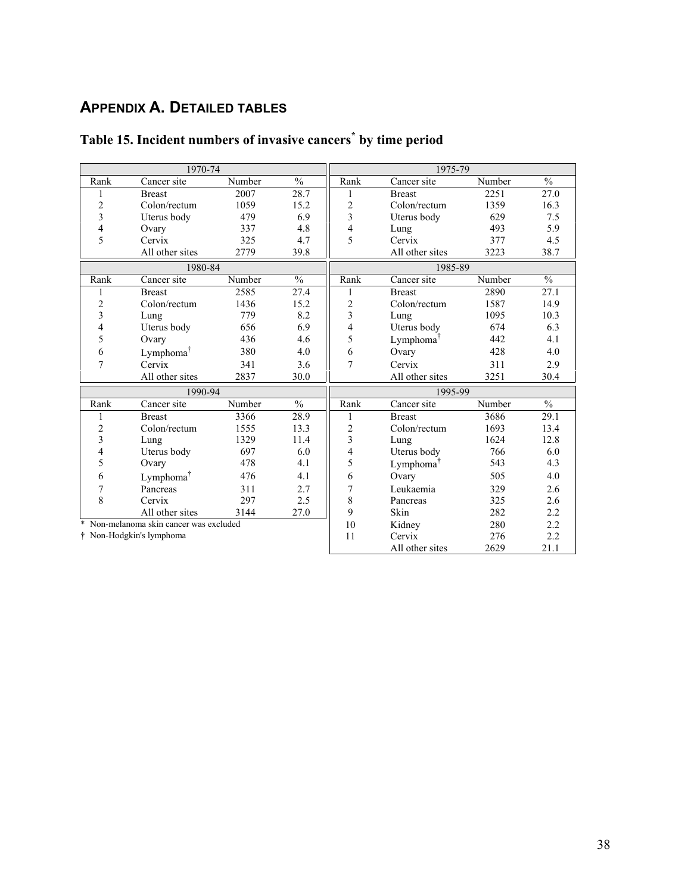## APPENDIX A. DETAILED TABLES

### Table 15. Incident numbers of invasive cancers* by time period

| 1970-74 | | | |
|---|---|---|---|
| Rank | Cancer site | Number | % |
| 1 | Breast | 2007 | 28.7 |
| 2 | Colon/rectum | 1059 | 15.2 |
| 3 | Uterus body | 479 | 6.9 |
| 4 | Ovary | 337 | 4.8 |
| 5 | Cervix | 325 | 4.7 |
| | All other sites | 2779 | 39.8 |

| 1975-79 | | | |
|---|---|---|---|
| Rank | Cancer site | Number | % |
| 1 | Breast | 2251 | 27.0 |
| 2 | Colon/rectum | 1359 | 16.3 |
| 3 | Uterus body | 629 | 7.5 |
| 4 | Lung | 493 | 5.9 |
| 5 | Cervix | 377 | 4.5 |
| | All other sites | 3223 | 38.7 |

| 1980-84 | | | |
|---|---|---|---|
| Rank | Cancer site | Number | % |
| 1 | Breast | 2585 | 27.4 |
| 2 | Colon/rectum | 1436 | 15.2 |
| 3 | Lung | 779 | 8.2 |
| 4 | Uterus body | 656 | 6.9 |
| 5 | Ovary | 436 | 4.6 |
| 6 | Lymphoma† | 380 | 4.0 |
| 7 | Cervix | 341 | 3.6 |
| | All other sites | 2837 | 30.0 |

| 1985-89 | | | |
|---|---|---|---|
| Rank | Cancer site | Number | % |
| 1 | Breast | 2890 | 27.1 |
| 2 | Colon/rectum | 1587 | 14.9 |
| 3 | Lung | 1095 | 10.3 |
| 4 | Uterus body | 674 | 6.3 |
| 5 | Lymphoma† | 442 | 4.1 |
| 6 | Ovary | 428 | 4.0 |
| 7 | Cervix | 311 | 2.9 |
| | All other sites | 3251 | 30.4 |

| 1990-94 | | | |
|---|---|---|---|
| Rank | Cancer site | Number | % |
| 1 | Breast | 3366 | 28.9 |
| 2 | Colon/rectum | 1555 | 13.3 |
| 3 | Lung | 1329 | 11.4 |
| 4 | Uterus body | 697 | 6.0 |
| 5 | Ovary | 478 | 4.1 |
| 6 | Lymphoma† | 476 | 4.1 |
| 7 | Pancreas | 311 | 2.7 |
| 8 | Cervix | 297 | 2.5 |
| | All other sites | 3144 | 27.0 |

| 1995-99 | | | |
|---|---|---|---|
| Rank | Cancer site | Number | % |
| 1 | Breast | 3686 | 29.1 |
| 2 | Colon/rectum | 1693 | 13.4 |
| 3 | Lung | 1624 | 12.8 |
| 4 | Uterus body | 766 | 6.0 |
| 5 | Lymphoma† | 543 | 4.3 |
| 6 | Ovary | 505 | 4.0 |
| 7 | Leukaemia | 329 | 2.6 |
| 8 | Pancreas | 325 | 2.6 |
| 9 | Skin | 282 | 2.2 |
| 10 | Kidney | 280 | 2.2 |
| 11 | Cervix | 276 | 2.2 |
| | All other sites | 2629 | 21.1 |

* Non-melanoma skin cancer was excluded

† Non-Hodgkin's lymphoma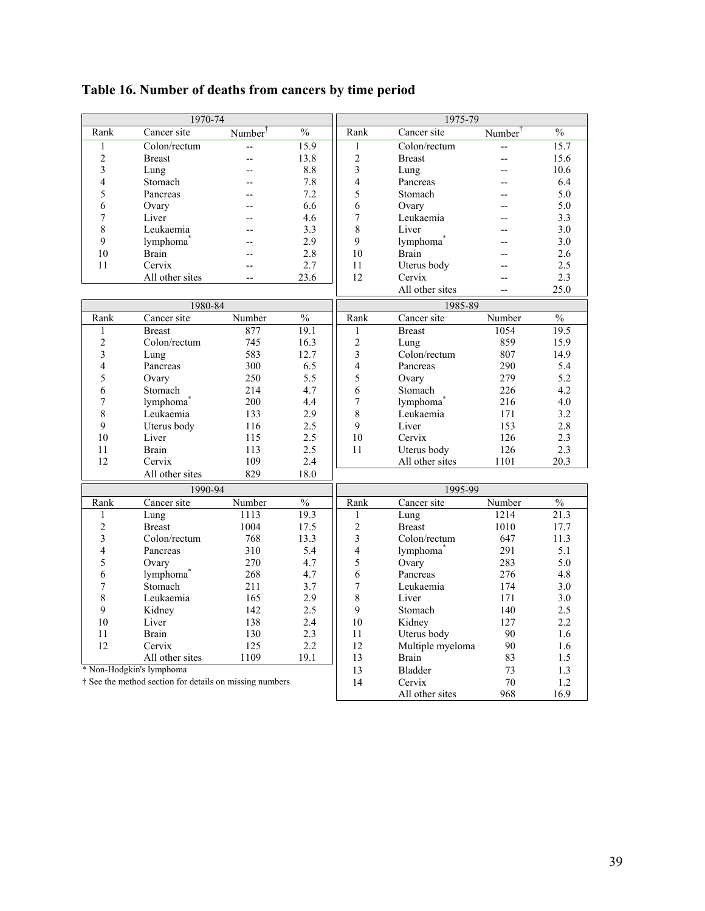# Table 16. Number of deaths from cancers by time period

| 1970-74 | | | |
|---|---|---|---|
| Rank | Cancer site | Number[†] | % |
| 1 | Colon/rectum | -- | 15.9 |
| 2 | Breast | -- | 13.8 |
| 3 | Lung | -- | 8.8 |
| 4 | Stomach | -- | 7.8 |
| 5 | Pancreas | -- | 7.2 |
| 6 | Ovary | -- | 6.6 |
| 7 | Liver | -- | 4.6 |
| 8 | Leukaemia | -- | 3.3 |
| 9 | lymphoma* | -- | 2.9 |
| 10 | Brain | -- | 2.8 |
| 11 | Cervix | -- | 2.7 |
| | All other sites | -- | 23.6 |

| 1975-79 | | | |
|---|---|---|---|
| Rank | Cancer site | Number[†] | % |
| 1 | Colon/rectum | -- | 15.7 |
| 2 | Breast | -- | 15.6 |
| 3 | Lung | -- | 10.6 |
| 4 | Pancreas | -- | 6.4 |
| 5 | Stomach | -- | 5.0 |
| 6 | Ovary | -- | 5.0 |
| 7 | Leukaemia | -- | 3.3 |
| 8 | Liver | -- | 3.0 |
| 9 | lymphoma* | -- | 3.0 |
| 10 | Brain | -- | 2.6 |
| 11 | Uterus body | -- | 2.5 |
| 12 | Cervix | -- | 2.3 |
| | All other sites | -- | 25.0 |

| 1980-84 | | | |
|---|---|---|---|
| Rank | Cancer site | Number | % |
| 1 | Breast | 877 | 19.1 |
| 2 | Colon/rectum | 745 | 16.3 |
| 3 | Lung | 583 | 12.7 |
| 4 | Pancreas | 300 | 6.5 |
| 5 | Ovary | 250 | 5.5 |
| 6 | Stomach | 214 | 4.7 |
| 7 | lymphoma* | 200 | 4.4 |
| 8 | Leukaemia | 133 | 2.9 |
| 9 | Uterus body | 116 | 2.5 |
| 10 | Liver | 115 | 2.5 |
| 11 | Brain | 113 | 2.5 |
| 12 | Cervix | 109 | 2.4 |
| | All other sites | 829 | 18.0 |

| 1985-89 | | | |
|---|---|---|---|
| Rank | Cancer site | Number | % |
| 1 | Breast | 1054 | 19.5 |
| 2 | Lung | 859 | 15.9 |
| 3 | Colon/rectum | 807 | 14.9 |
| 4 | Pancreas | 290 | 5.4 |
| 5 | Ovary | 279 | 5.2 |
| 6 | Stomach | 226 | 4.2 |
| 7 | lymphoma* | 216 | 4.0 |
| 8 | Leukaemia | 171 | 3.2 |
| 9 | Liver | 153 | 2.8 |
| 10 | Cervix | 126 | 2.3 |
| 11 | Uterus body | 126 | 2.3 |
| | All other sites | 1101 | 20.3 |

| 1990-94 | | | |
|---|---|---|---|
| Rank | Cancer site | Number | % |
| 1 | Lung | 1113 | 19.3 |
| 2 | Breast | 1004 | 17.5 |
| 3 | Colon/rectum | 768 | 13.3 |
| 4 | Pancreas | 310 | 5.4 |
| 5 | Ovary | 270 | 4.7 |
| 6 | lymphoma* | 268 | 4.7 |
| 7 | Stomach | 211 | 3.7 |
| 8 | Leukaemia | 165 | 2.9 |
| 9 | Kidney | 142 | 2.5 |
| 10 | Liver | 138 | 2.4 |
| 11 | Brain | 130 | 2.3 |
| 12 | Cervix | 125 | 2.2 |
| | All other sites | 1109 | 19.1 |

| 1995-99 | | | |
|---|---|---|---|
| Rank | Cancer site | Number | % |
| 1 | Lung | 1214 | 21.3 |
| 2 | Breast | 1010 | 17.7 |
| 3 | Colon/rectum | 647 | 11.3 |
| 4 | lymphoma* | 291 | 5.1 |
| 5 | Ovary | 283 | 5.0 |
| 6 | Pancreas | 276 | 4.8 |
| 7 | Leukaemia | 174 | 3.0 |
| 8 | Liver | 171 | 3.0 |
| 9 | Stomach | 140 | 2.5 |
| 10 | Kidney | 127 | 2.2 |
| 11 | Uterus body | 90 | 1.6 |
| 12 | Multiple myeloma | 90 | 1.6 |
| 13 | Brain | 83 | 1.5 |
| 13 | Bladder | 73 | 1.3 |
| 14 | Cervix | 70 | 1.2 |
| | All other sites | 968 | 16.9 |

\* Non-Hodgkin's lymphoma

† See the method section for details on missing numbers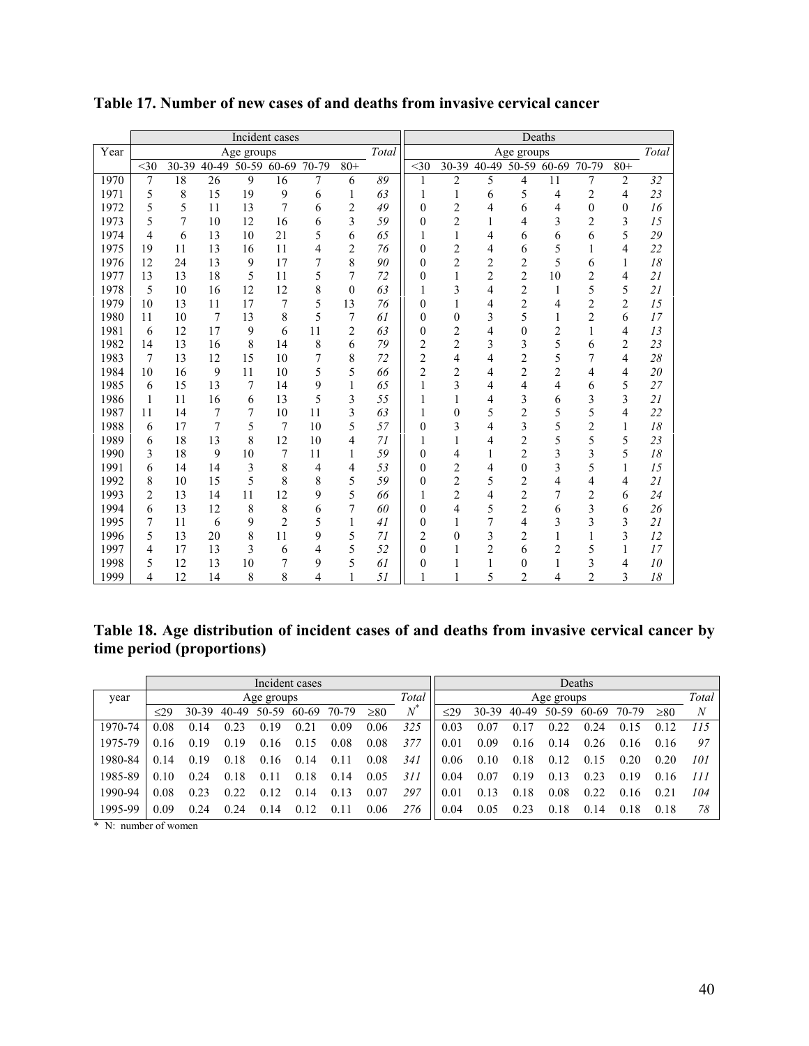**Table 17. Number of new cases of and deaths from invasive cervical cancer**

| Year | Incident cases | | | | | | | | Deaths | | | | | | | |
|---|---|---|---|---|---|---|---|---|---|---|---|---|---|---|---|---|
| | Age groups | | | | | | | *Total* | Age groups | | | | | | | *Total* |
| | <30 | 30-39 | 40-49 | 50-59 | 60-69 | 70-79 | 80+ | | <30 | 30-39 | 40-49 | 50-59 | 60-69 | 70-79 | 80+ | |
| 1970 | 7 | 18 | 26 | 9 | 16 | 7 | 6 | *89* | 1 | 2 | 5 | 4 | 11 | 7 | 2 | *32* |
| 1971 | 5 | 8 | 15 | 19 | 9 | 6 | 1 | *63* | 1 | 1 | 6 | 5 | 4 | 2 | 4 | *23* |
| 1972 | 5 | 5 | 11 | 13 | 7 | 6 | 2 | *49* | 0 | 2 | 4 | 6 | 4 | 0 | 0 | *16* |
| 1973 | 5 | 7 | 10 | 12 | 16 | 6 | 3 | *59* | 0 | 2 | 1 | 4 | 3 | 2 | 3 | *15* |
| 1974 | 4 | 6 | 13 | 10 | 21 | 5 | 6 | *65* | 1 | 1 | 4 | 6 | 6 | 6 | 5 | *29* |
| 1975 | 19 | 11 | 13 | 16 | 11 | 4 | 2 | *76* | 0 | 2 | 4 | 6 | 5 | 1 | 4 | *22* |
| 1976 | 12 | 24 | 13 | 9 | 17 | 7 | 8 | *90* | 0 | 2 | 2 | 2 | 5 | 6 | 1 | *18* |
| 1977 | 13 | 13 | 18 | 5 | 11 | 5 | 7 | *72* | 0 | 1 | 2 | 2 | 10 | 2 | 4 | *21* |
| 1978 | 5 | 10 | 16 | 12 | 12 | 8 | 0 | *63* | 1 | 3 | 4 | 2 | 1 | 5 | 5 | *21* |
| 1979 | 10 | 13 | 11 | 17 | 7 | 5 | 13 | *76* | 0 | 1 | 4 | 2 | 4 | 2 | 2 | *15* |
| 1980 | 11 | 10 | 7 | 13 | 8 | 5 | 7 | *61* | 0 | 0 | 3 | 5 | 1 | 2 | 6 | *17* |
| 1981 | 6 | 12 | 17 | 9 | 6 | 11 | 2 | *63* | 0 | 2 | 4 | 0 | 2 | 1 | 4 | *13* |
| 1982 | 14 | 13 | 16 | 8 | 14 | 8 | 6 | *79* | 2 | 2 | 3 | 3 | 5 | 6 | 2 | *23* |
| 1983 | 7 | 13 | 12 | 15 | 10 | 7 | 8 | *72* | 2 | 4 | 4 | 2 | 5 | 7 | 4 | *28* |
| 1984 | 10 | 16 | 9 | 11 | 10 | 5 | 5 | *66* | 2 | 2 | 4 | 2 | 2 | 4 | 4 | *20* |
| 1985 | 6 | 15 | 13 | 7 | 14 | 9 | 1 | *65* | 1 | 3 | 4 | 4 | 4 | 6 | 5 | *27* |
| 1986 | 1 | 11 | 16 | 6 | 13 | 5 | 3 | *55* | 1 | 1 | 4 | 3 | 6 | 3 | 3 | *21* |
| 1987 | 11 | 14 | 7 | 7 | 10 | 11 | 3 | *63* | 1 | 0 | 5 | 2 | 5 | 5 | 4 | *22* |
| 1988 | 6 | 17 | 7 | 5 | 7 | 10 | 5 | *57* | 0 | 3 | 4 | 3 | 5 | 2 | 1 | *18* |
| 1989 | 6 | 18 | 13 | 8 | 12 | 10 | 4 | *71* | 1 | 1 | 4 | 2 | 5 | 5 | 5 | *23* |
| 1990 | 3 | 18 | 9 | 10 | 7 | 11 | 1 | *59* | 0 | 4 | 1 | 2 | 3 | 3 | 5 | *18* |
| 1991 | 6 | 14 | 14 | 3 | 8 | 4 | 4 | *53* | 0 | 2 | 4 | 0 | 3 | 5 | 1 | *15* |
| 1992 | 8 | 10 | 15 | 5 | 8 | 8 | 5 | *59* | 0 | 2 | 5 | 2 | 4 | 4 | 4 | *21* |
| 1993 | 2 | 13 | 14 | 11 | 12 | 9 | 5 | *66* | 1 | 2 | 4 | 2 | 7 | 2 | 6 | *24* |
| 1994 | 6 | 13 | 12 | 8 | 8 | 6 | 7 | *60* | 0 | 4 | 5 | 2 | 6 | 3 | 6 | *26* |
| 1995 | 7 | 11 | 6 | 9 | 2 | 5 | 1 | *41* | 0 | 1 | 7 | 4 | 3 | 3 | 3 | *21* |
| 1996 | 5 | 13 | 20 | 8 | 11 | 9 | 5 | *71* | 2 | 0 | 3 | 2 | 1 | 1 | 3 | *12* |
| 1997 | 4 | 17 | 13 | 3 | 6 | 4 | 5 | *52* | 0 | 1 | 2 | 6 | 2 | 5 | 1 | *17* |
| 1998 | 5 | 12 | 13 | 10 | 7 | 9 | 5 | *61* | 0 | 1 | 1 | 0 | 1 | 3 | 4 | *10* |
| 1999 | 4 | 12 | 14 | 8 | 8 | 4 | 1 | *51* | 1 | 1 | 5 | 2 | 4 | 2 | 3 | *18* |

**Table 18. Age distribution of incident cases of and deaths from invasive cervical cancer by time period (proportions)**

| year | Incident cases | | | | | | | | Deaths | | | | | | | |
|---|---|---|---|---|---|---|---|---|---|---|---|---|---|---|---|---|
| | Age groups | | | | | | | Total | Age groups | | | | | | | Total |
| | ≤29 | 30-39 | 40-49 | 50-59 | 60-69 | 70-79 | ≥80 | *N*[*] | ≤29 | 30-39 | 40-49 | 50-59 | 60-69 | 70-79 | ≥80 | *N* |
| 1970-74 | 0.08 | 0.14 | 0.23 | 0.19 | 0.21 | 0.09 | 0.06 | *325* | 0.03 | 0.07 | 0.17 | 0.22 | 0.24 | 0.15 | 0.12 | *115* |
| 1975-79 | 0.16 | 0.19 | 0.19 | 0.16 | 0.15 | 0.08 | 0.08 | *377* | 0.01 | 0.09 | 0.16 | 0.14 | 0.26 | 0.16 | 0.16 | *97* |
| 1980-84 | 0.14 | 0.19 | 0.18 | 0.16 | 0.14 | 0.11 | 0.08 | *341* | 0.06 | 0.10 | 0.18 | 0.12 | 0.15 | 0.20 | 0.20 | *101* |
| 1985-89 | 0.10 | 0.24 | 0.18 | 0.11 | 0.18 | 0.14 | 0.05 | *311* | 0.04 | 0.07 | 0.19 | 0.13 | 0.23 | 0.19 | 0.16 | *111* |
| 1990-94 | 0.08 | 0.23 | 0.22 | 0.12 | 0.14 | 0.13 | 0.07 | *297* | 0.01 | 0.13 | 0.18 | 0.08 | 0.22 | 0.16 | 0.21 | *104* |
| 1995-99 | 0.09 | 0.24 | 0.24 | 0.14 | 0.12 | 0.11 | 0.06 | *276* | 0.04 | 0.05 | 0.23 | 0.18 | 0.14 | 0.18 | 0.18 | *78* |

\* N: number of women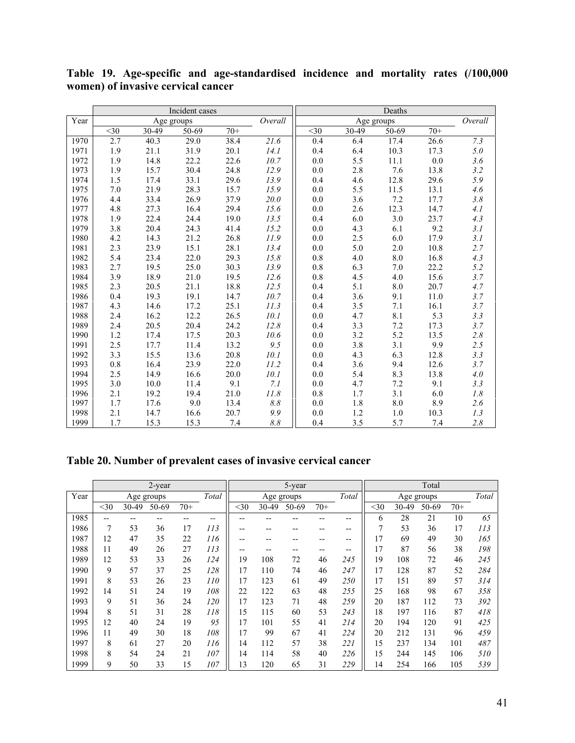**Table 19. Age-specific and age-standardised incidence and mortality rates (/100,000 women) of invasive cervical cancer**

| Year | Incident cases | | | | | Deaths | | | | |
|---|---|---|---|---|---|---|---|---|---|---|
| | Age groups | | | | *Overall* | Age groups | | | | *Overall* |
| | <30 | 30-49 | 50-69 | 70+ | | <30 | 30-49 | 50-69 | 70+ | |
| 1970 | 2.7 | 40.3 | 29.0 | 38.4 | *21.6* | 0.4 | 6.4 | 17.4 | 26.6 | *7.3* |
| 1971 | 1.9 | 21.1 | 31.9 | 20.1 | *14.1* | 0.4 | 6.4 | 10.3 | 17.3 | *5.0* |
| 1972 | 1.9 | 14.8 | 22.2 | 22.6 | *10.7* | 0.0 | 5.5 | 11.1 | 0.0 | *3.6* |
| 1973 | 1.9 | 15.7 | 30.4 | 24.8 | *12.9* | 0.0 | 2.8 | 7.6 | 13.8 | *3.2* |
| 1974 | 1.5 | 17.4 | 33.1 | 29.6 | *13.9* | 0.4 | 4.6 | 12.8 | 29.6 | *5.9* |
| 1975 | 7.0 | 21.9 | 28.3 | 15.7 | *15.9* | 0.0 | 5.5 | 11.5 | 13.1 | *4.6* |
| 1976 | 4.4 | 33.4 | 26.9 | 37.9 | *20.0* | 0.0 | 3.6 | 7.2 | 17.7 | *3.8* |
| 1977 | 4.8 | 27.3 | 16.4 | 29.4 | *15.6* | 0.0 | 2.6 | 12.3 | 14.7 | *4.1* |
| 1978 | 1.9 | 22.4 | 24.4 | 19.0 | *13.5* | 0.4 | 6.0 | 3.0 | 23.7 | *4.3* |
| 1979 | 3.8 | 20.4 | 24.3 | 41.4 | *15.2* | 0.0 | 4.3 | 6.1 | 9.2 | *3.1* |
| 1980 | 4.2 | 14.3 | 21.2 | 26.8 | *11.9* | 0.0 | 2.5 | 6.0 | 17.9 | *3.1* |
| 1981 | 2.3 | 23.9 | 15.1 | 28.1 | *13.4* | 0.0 | 5.0 | 2.0 | 10.8 | *2.7* |
| 1982 | 5.4 | 23.4 | 22.0 | 29.3 | *15.8* | 0.8 | 4.0 | 8.0 | 16.8 | *4.3* |
| 1983 | 2.7 | 19.5 | 25.0 | 30.3 | *13.9* | 0.8 | 6.3 | 7.0 | 22.2 | *5.2* |
| 1984 | 3.9 | 18.9 | 21.0 | 19.5 | *12.6* | 0.8 | 4.5 | 4.0 | 15.6 | *3.7* |
| 1985 | 2.3 | 20.5 | 21.1 | 18.8 | *12.5* | 0.4 | 5.1 | 8.0 | 20.7 | *4.7* |
| 1986 | 0.4 | 19.3 | 19.1 | 14.7 | *10.7* | 0.4 | 3.6 | 9.1 | 11.0 | *3.7* |
| 1987 | 4.3 | 14.6 | 17.2 | 25.1 | *11.3* | 0.4 | 3.5 | 7.1 | 16.1 | *3.7* |
| 1988 | 2.4 | 16.2 | 12.2 | 26.5 | *10.1* | 0.0 | 4.7 | 8.1 | 5.3 | *3.3* |
| 1989 | 2.4 | 20.5 | 20.4 | 24.2 | *12.8* | 0.4 | 3.3 | 7.2 | 17.3 | *3.7* |
| 1990 | 1.2 | 17.4 | 17.5 | 20.3 | *10.6* | 0.0 | 3.2 | 5.2 | 13.5 | *2.8* |
| 1991 | 2.5 | 17.7 | 11.4 | 13.2 | *9.5* | 0.0 | 3.8 | 3.1 | 9.9 | *2.5* |
| 1992 | 3.3 | 15.5 | 13.6 | 20.8 | *10.1* | 0.0 | 4.3 | 6.3 | 12.8 | *3.3* |
| 1993 | 0.8 | 16.4 | 23.9 | 22.0 | *11.2* | 0.4 | 3.6 | 9.4 | 12.6 | *3.7* |
| 1994 | 2.5 | 14.9 | 16.6 | 20.0 | *10.1* | 0.0 | 5.4 | 8.3 | 13.8 | *4.0* |
| 1995 | 3.0 | 10.0 | 11.4 | 9.1 | *7.1* | 0.0 | 4.7 | 7.2 | 9.1 | *3.3* |
| 1996 | 2.1 | 19.2 | 19.4 | 21.0 | *11.8* | 0.8 | 1.7 | 3.1 | 6.0 | *1.8* |
| 1997 | 1.7 | 17.6 | 9.0 | 13.4 | *8.8* | 0.0 | 1.8 | 8.0 | 8.9 | *2.6* |
| 1998 | 2.1 | 14.7 | 16.6 | 20.7 | *9.9* | 0.0 | 1.2 | 1.0 | 10.3 | *1.3* |
| 1999 | 1.7 | 15.3 | 15.3 | 7.4 | *8.8* | 0.4 | 3.5 | 5.7 | 7.4 | *2.8* |

**Table 20. Number of prevalent cases of invasive cervical cancer**

| Year | 2-year | | | | | 5-year | | | | | Total | | | | |
|---|---|---|---|---|---|---|---|---|---|---|---|---|---|---|---|
| | Age groups | | | | *Total* | Age groups | | | | *Total* | Age groups | | | | *Total* |
| | <30 | 30-49 | 50-69 | 70+ | | <30 | 30-49 | 50-69 | 70+ | | <30 | 30-49 | 50-69 | 70+ | |
| 1985 | -- | -- | -- | -- | -- | -- | -- | -- | -- | -- | 6 | 28 | 21 | 10 | *65* |
| 1986 | 7 | 53 | 36 | 17 | *113* | -- | -- | -- | -- | -- | 7 | 53 | 36 | 17 | *113* |
| 1987 | 12 | 47 | 35 | 22 | *116* | -- | -- | -- | -- | -- | 17 | 69 | 49 | 30 | *165* |
| 1988 | 11 | 49 | 26 | 27 | *113* | -- | -- | -- | -- | -- | 17 | 87 | 56 | 38 | *198* |
| 1989 | 12 | 53 | 33 | 26 | *124* | 19 | 108 | 72 | 46 | *245* | 19 | 108 | 72 | 46 | *245* |
| 1990 | 9 | 57 | 37 | 25 | *128* | 17 | 110 | 74 | 46 | *247* | 17 | 128 | 87 | 52 | *284* |
| 1991 | 8 | 53 | 26 | 23 | *110* | 17 | 123 | 61 | 49 | *250* | 17 | 151 | 89 | 57 | *314* |
| 1992 | 14 | 51 | 24 | 19 | *108* | 22 | 122 | 63 | 48 | *255* | 25 | 168 | 98 | 67 | *358* |
| 1993 | 9 | 51 | 36 | 24 | *120* | 17 | 123 | 71 | 48 | *259* | 20 | 187 | 112 | 73 | *392* |
| 1994 | 8 | 51 | 31 | 28 | *118* | 15 | 115 | 60 | 53 | *243* | 18 | 197 | 116 | 87 | *418* |
| 1995 | 12 | 40 | 24 | 19 | *95* | 17 | 101 | 55 | 41 | *214* | 20 | 194 | 120 | 91 | *425* |
| 1996 | 11 | 49 | 30 | 18 | *108* | 17 | 99 | 67 | 41 | *224* | 20 | 212 | 131 | 96 | *459* |
| 1997 | 8 | 61 | 27 | 20 | *116* | 14 | 112 | 57 | 38 | *221* | 15 | 237 | 134 | 101 | *487* |
| 1998 | 8 | 54 | 24 | 21 | *107* | 14 | 114 | 58 | 40 | *226* | 15 | 244 | 145 | 106 | *510* |
| 1999 | 9 | 50 | 33 | 15 | *107* | 13 | 120 | 65 | 31 | *229* | 14 | 254 | 166 | 105 | *539* |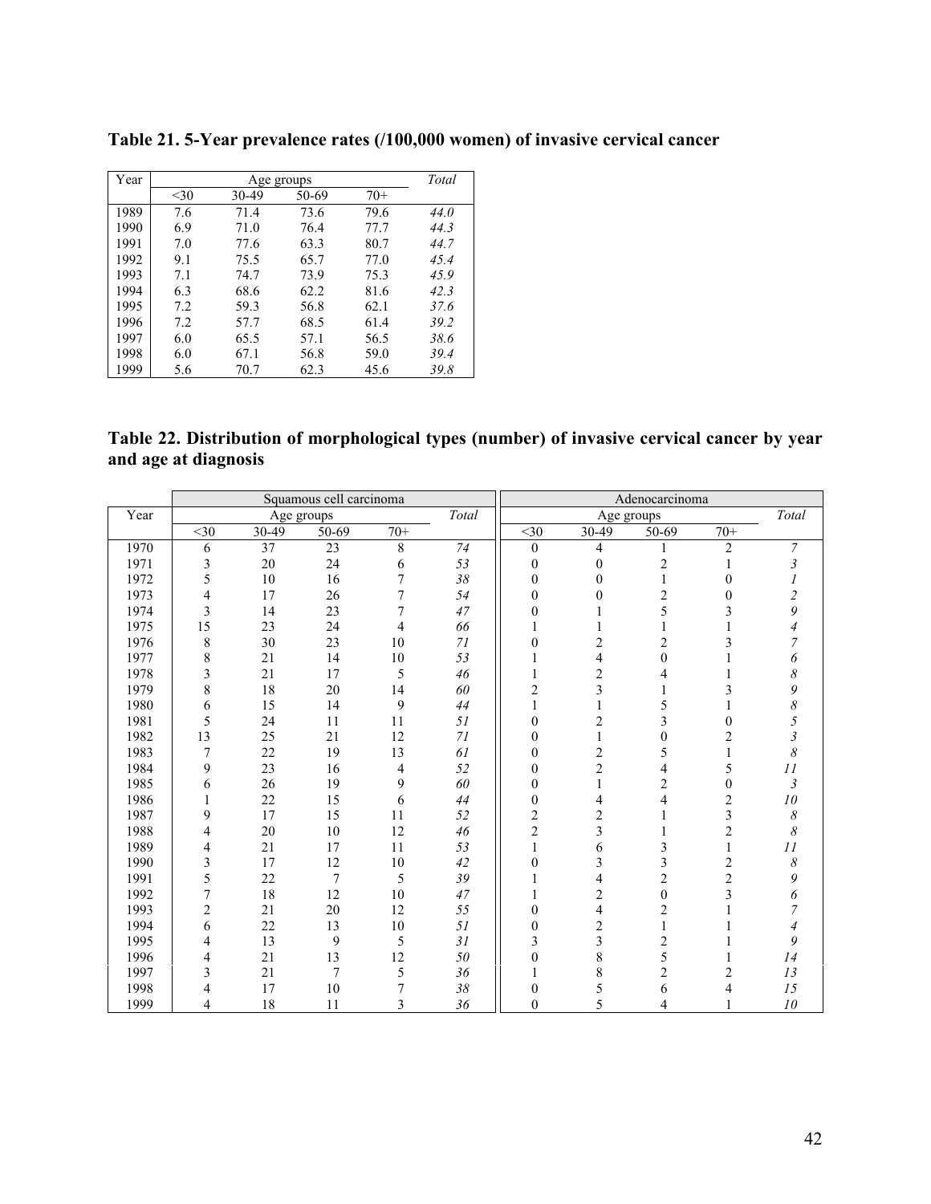**Table 21. 5-Year prevalence rates (/100,000 women) of invasive cervical cancer**

| Year | Age groups | | | | *Total* |
|---|---|---|---|---|---|
| | <30 | 30-49 | 50-69 | 70+ | |
| 1989 | 7.6 | 71.4 | 73.6 | 79.6 | *44.0* |
| 1990 | 6.9 | 71.0 | 76.4 | 77.7 | *44.3* |
| 1991 | 7.0 | 77.6 | 63.3 | 80.7 | *44.7* |
| 1992 | 9.1 | 75.5 | 65.7 | 77.0 | *45.4* |
| 1993 | 7.1 | 74.7 | 73.9 | 75.3 | *45.9* |
| 1994 | 6.3 | 68.6 | 62.2 | 81.6 | *42.3* |
| 1995 | 7.2 | 59.3 | 56.8 | 62.1 | *37.6* |
| 1996 | 7.2 | 57.7 | 68.5 | 61.4 | *39.2* |
| 1997 | 6.0 | 65.5 | 57.1 | 56.5 | *38.6* |
| 1998 | 6.0 | 67.1 | 56.8 | 59.0 | *39.4* |
| 1999 | 5.6 | 70.7 | 62.3 | 45.6 | *39.8* |

**Table 22. Distribution of morphological types (number) of invasive cervical cancer by year and age at diagnosis**

| | Squamous cell carcinoma | | | | | Adenocarcinoma | | | | |
|---|---|---|---|---|---|---|---|---|---|---|
| Year | Age groups | | | | *Total* | Age groups | | | | *Total* |
| | <30 | 30-49 | 50-69 | 70+ | | <30 | 30-49 | 50-69 | 70+ | |
| 1970 | 6 | 37 | 23 | 8 | *74* | 0 | 4 | 1 | 2 | *7* |
| 1971 | 3 | 20 | 24 | 6 | *53* | 0 | 0 | 2 | 1 | *3* |
| 1972 | 5 | 10 | 16 | 7 | *38* | 0 | 0 | 1 | 0 | *1* |
| 1973 | 4 | 17 | 26 | 7 | *54* | 0 | 0 | 2 | 0 | *2* |
| 1974 | 3 | 14 | 23 | 7 | *47* | 0 | 1 | 5 | 3 | *9* |
| 1975 | 15 | 23 | 24 | 4 | *66* | 1 | 1 | 1 | 1 | *4* |
| 1976 | 8 | 30 | 23 | 10 | *71* | 0 | 2 | 2 | 3 | *7* |
| 1977 | 8 | 21 | 14 | 10 | *53* | 1 | 4 | 0 | 1 | *6* |
| 1978 | 3 | 21 | 17 | 5 | *46* | 1 | 2 | 4 | 1 | *8* |
| 1979 | 8 | 18 | 20 | 14 | *60* | 2 | 3 | 1 | 3 | *9* |
| 1980 | 6 | 15 | 14 | 9 | *44* | 1 | 1 | 5 | 1 | *8* |
| 1981 | 5 | 24 | 11 | 11 | *51* | 0 | 2 | 3 | 0 | *5* |
| 1982 | 13 | 25 | 21 | 12 | *71* | 0 | 1 | 0 | 2 | *3* |
| 1983 | 7 | 22 | 19 | 13 | *61* | 0 | 2 | 5 | 1 | *8* |
| 1984 | 9 | 23 | 16 | 4 | *52* | 0 | 2 | 4 | 5 | *11* |
| 1985 | 6 | 26 | 19 | 9 | *60* | 0 | 1 | 2 | 0 | *3* |
| 1986 | 1 | 22 | 15 | 6 | *44* | 0 | 4 | 4 | 2 | *10* |
| 1987 | 9 | 17 | 15 | 11 | *52* | 2 | 2 | 1 | 3 | *8* |
| 1988 | 4 | 20 | 10 | 12 | *46* | 2 | 3 | 1 | 2 | *8* |
| 1989 | 4 | 21 | 17 | 11 | *53* | 1 | 6 | 3 | 1 | *11* |
| 1990 | 3 | 17 | 12 | 10 | *42* | 0 | 3 | 3 | 2 | *8* |
| 1991 | 5 | 22 | 7 | 5 | *39* | 1 | 4 | 2 | 2 | *9* |
| 1992 | 7 | 18 | 12 | 10 | *47* | 1 | 2 | 0 | 3 | *6* |
| 1993 | 2 | 21 | 20 | 12 | *55* | 0 | 4 | 2 | 1 | *7* |
| 1994 | 6 | 22 | 13 | 10 | *51* | 0 | 2 | 1 | 1 | *4* |
| 1995 | 4 | 13 | 9 | 5 | *31* | 3 | 3 | 2 | 1 | *9* |
| 1996 | 4 | 21 | 13 | 12 | *50* | 0 | 8 | 5 | 1 | *14* |
| 1997 | 3 | 21 | 7 | 5 | *36* | 1 | 8 | 2 | 2 | *13* |
| 1998 | 4 | 17 | 10 | 7 | *38* | 0 | 5 | 6 | 4 | *15* |
| 1999 | 4 | 18 | 11 | 3 | *36* | 0 | 5 | 4 | 1 | *10* |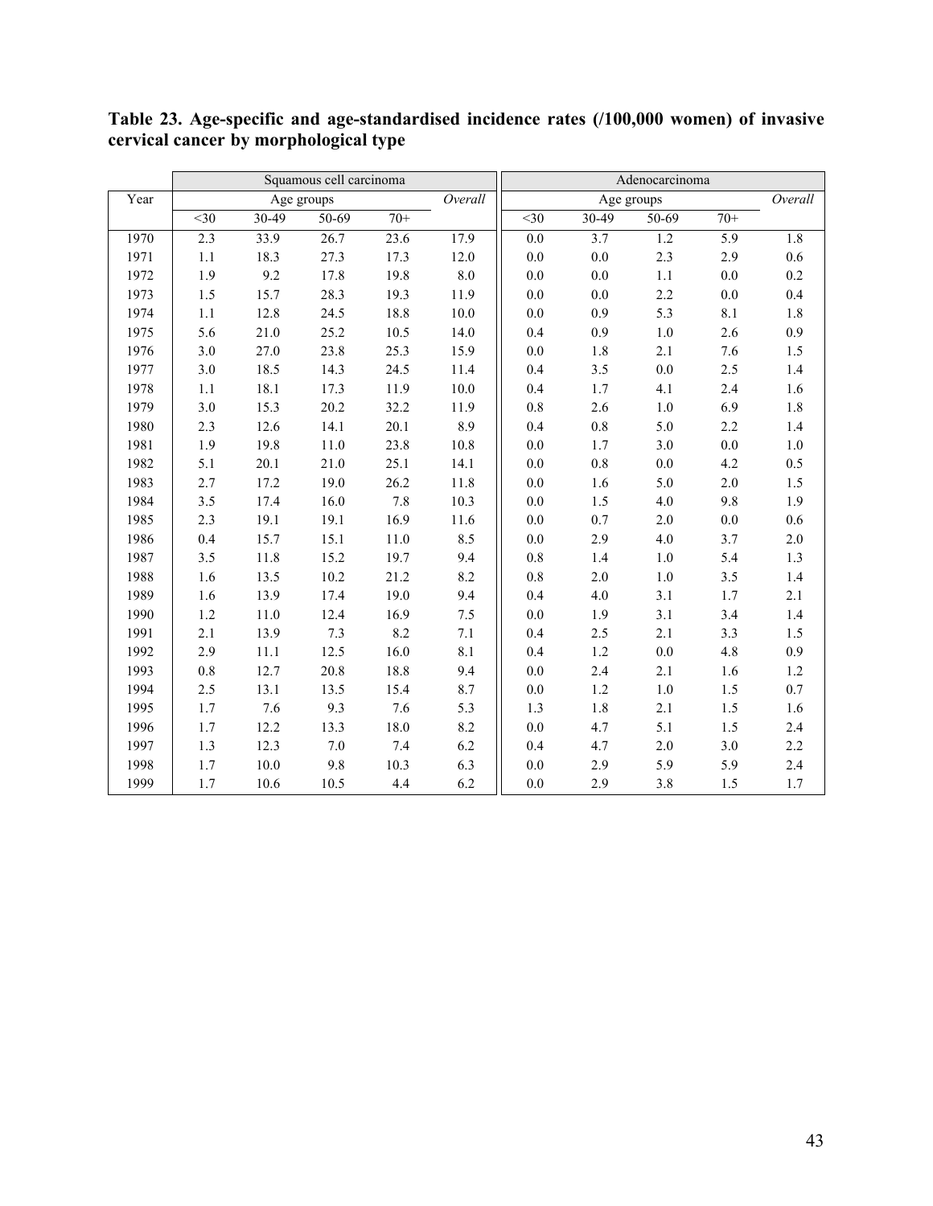**Table 23. Age-specific and age-standardised incidence rates (/100,000 women) of invasive cervical cancer by morphological type**

| | Squamous cell carcinoma | | | | | Adenocarcinoma | | | | |
|---|---|---|---|---|---|---|---|---|---|---|
| Year | Age groups | | | | *Overall* | Age groups | | | | *Overall* |
| | <30 | 30-49 | 50-69 | 70+ | | <30 | 30-49 | 50-69 | 70+ | |
| 1970 | 2.3 | 33.9 | 26.7 | 23.6 | 17.9 | 0.0 | 3.7 | 1.2 | 5.9 | 1.8 |
| 1971 | 1.1 | 18.3 | 27.3 | 17.3 | 12.0 | 0.0 | 0.0 | 2.3 | 2.9 | 0.6 |
| 1972 | 1.9 | 9.2 | 17.8 | 19.8 | 8.0 | 0.0 | 0.0 | 1.1 | 0.0 | 0.2 |
| 1973 | 1.5 | 15.7 | 28.3 | 19.3 | 11.9 | 0.0 | 0.0 | 2.2 | 0.0 | 0.4 |
| 1974 | 1.1 | 12.8 | 24.5 | 18.8 | 10.0 | 0.0 | 0.9 | 5.3 | 8.1 | 1.8 |
| 1975 | 5.6 | 21.0 | 25.2 | 10.5 | 14.0 | 0.4 | 0.9 | 1.0 | 2.6 | 0.9 |
| 1976 | 3.0 | 27.0 | 23.8 | 25.3 | 15.9 | 0.0 | 1.8 | 2.1 | 7.6 | 1.5 |
| 1977 | 3.0 | 18.5 | 14.3 | 24.5 | 11.4 | 0.4 | 3.5 | 0.0 | 2.5 | 1.4 |
| 1978 | 1.1 | 18.1 | 17.3 | 11.9 | 10.0 | 0.4 | 1.7 | 4.1 | 2.4 | 1.6 |
| 1979 | 3.0 | 15.3 | 20.2 | 32.2 | 11.9 | 0.8 | 2.6 | 1.0 | 6.9 | 1.8 |
| 1980 | 2.3 | 12.6 | 14.1 | 20.1 | 8.9 | 0.4 | 0.8 | 5.0 | 2.2 | 1.4 |
| 1981 | 1.9 | 19.8 | 11.0 | 23.8 | 10.8 | 0.0 | 1.7 | 3.0 | 0.0 | 1.0 |
| 1982 | 5.1 | 20.1 | 21.0 | 25.1 | 14.1 | 0.0 | 0.8 | 0.0 | 4.2 | 0.5 |
| 1983 | 2.7 | 17.2 | 19.0 | 26.2 | 11.8 | 0.0 | 1.6 | 5.0 | 2.0 | 1.5 |
| 1984 | 3.5 | 17.4 | 16.0 | 7.8 | 10.3 | 0.0 | 1.5 | 4.0 | 9.8 | 1.9 |
| 1985 | 2.3 | 19.1 | 19.1 | 16.9 | 11.6 | 0.0 | 0.7 | 2.0 | 0.0 | 0.6 |
| 1986 | 0.4 | 15.7 | 15.1 | 11.0 | 8.5 | 0.0 | 2.9 | 4.0 | 3.7 | 2.0 |
| 1987 | 3.5 | 11.8 | 15.2 | 19.7 | 9.4 | 0.8 | 1.4 | 1.0 | 5.4 | 1.3 |
| 1988 | 1.6 | 13.5 | 10.2 | 21.2 | 8.2 | 0.8 | 2.0 | 1.0 | 3.5 | 1.4 |
| 1989 | 1.6 | 13.9 | 17.4 | 19.0 | 9.4 | 0.4 | 4.0 | 3.1 | 1.7 | 2.1 |
| 1990 | 1.2 | 11.0 | 12.4 | 16.9 | 7.5 | 0.0 | 1.9 | 3.1 | 3.4 | 1.4 |
| 1991 | 2.1 | 13.9 | 7.3 | 8.2 | 7.1 | 0.4 | 2.5 | 2.1 | 3.3 | 1.5 |
| 1992 | 2.9 | 11.1 | 12.5 | 16.0 | 8.1 | 0.4 | 1.2 | 0.0 | 4.8 | 0.9 |
| 1993 | 0.8 | 12.7 | 20.8 | 18.8 | 9.4 | 0.0 | 2.4 | 2.1 | 1.6 | 1.2 |
| 1994 | 2.5 | 13.1 | 13.5 | 15.4 | 8.7 | 0.0 | 1.2 | 1.0 | 1.5 | 0.7 |
| 1995 | 1.7 | 7.6 | 9.3 | 7.6 | 5.3 | 1.3 | 1.8 | 2.1 | 1.5 | 1.6 |
| 1996 | 1.7 | 12.2 | 13.3 | 18.0 | 8.2 | 0.0 | 4.7 | 5.1 | 1.5 | 2.4 |
| 1997 | 1.3 | 12.3 | 7.0 | 7.4 | 6.2 | 0.4 | 4.7 | 2.0 | 3.0 | 2.2 |
| 1998 | 1.7 | 10.0 | 9.8 | 10.3 | 6.3 | 0.0 | 2.9 | 5.9 | 5.9 | 2.4 |
| 1999 | 1.7 | 10.6 | 10.5 | 4.4 | 6.2 | 0.0 | 2.9 | 3.8 | 1.5 | 1.7 |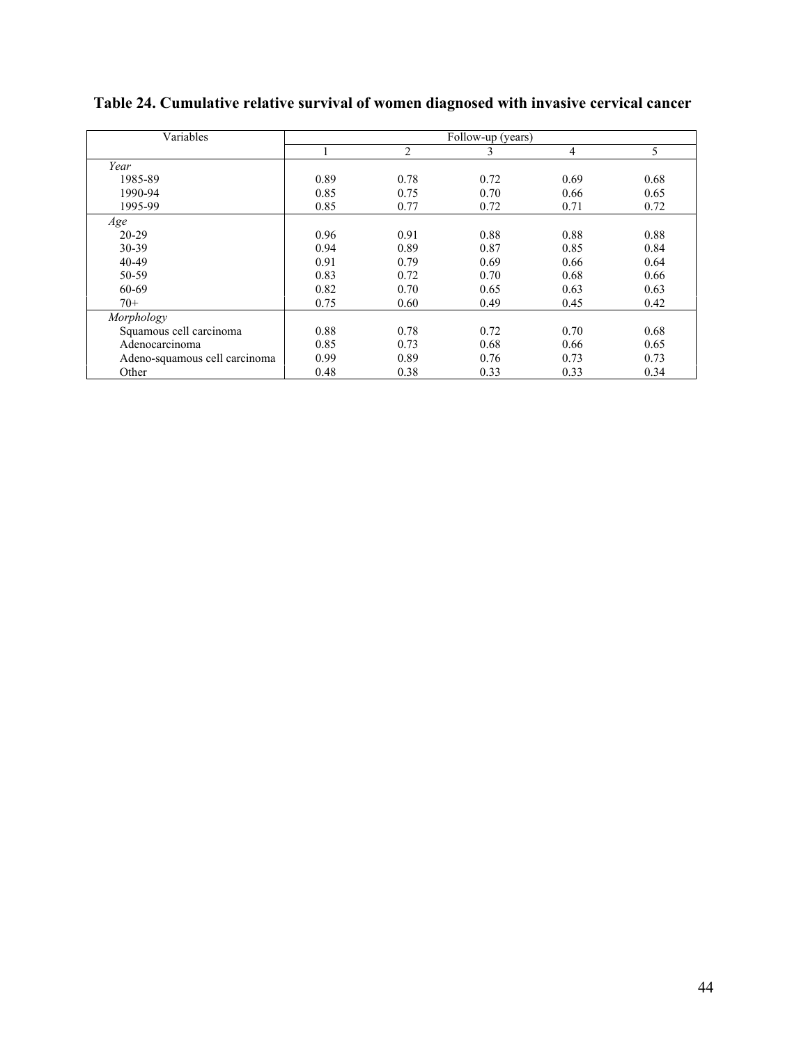**Table 24. Cumulative relative survival of women diagnosed with invasive cervical cancer**

| Variables | Follow-up (years) | | | | |
|---|---|---|---|---|---|
| | 1 | 2 | 3 | 4 | 5 |
| *Year* | | | | | |
| 1985-89 | 0.89 | 0.78 | 0.72 | 0.69 | 0.68 |
| 1990-94 | 0.85 | 0.75 | 0.70 | 0.66 | 0.65 |
| 1995-99 | 0.85 | 0.77 | 0.72 | 0.71 | 0.72 |
| *Age* | | | | | |
| 20-29 | 0.96 | 0.91 | 0.88 | 0.88 | 0.88 |
| 30-39 | 0.94 | 0.89 | 0.87 | 0.85 | 0.84 |
| 40-49 | 0.91 | 0.79 | 0.69 | 0.66 | 0.64 |
| 50-59 | 0.83 | 0.72 | 0.70 | 0.68 | 0.66 |
| 60-69 | 0.82 | 0.70 | 0.65 | 0.63 | 0.63 |
| 70+ | 0.75 | 0.60 | 0.49 | 0.45 | 0.42 |
| *Morphology* | | | | | |
| Squamous cell carcinoma | 0.88 | 0.78 | 0.72 | 0.70 | 0.68 |
| Adenocarcinoma | 0.85 | 0.73 | 0.68 | 0.66 | 0.65 |
| Adeno-squamous cell carcinoma | 0.99 | 0.89 | 0.76 | 0.73 | 0.73 |
| Other | 0.48 | 0.38 | 0.33 | 0.33 | 0.34 |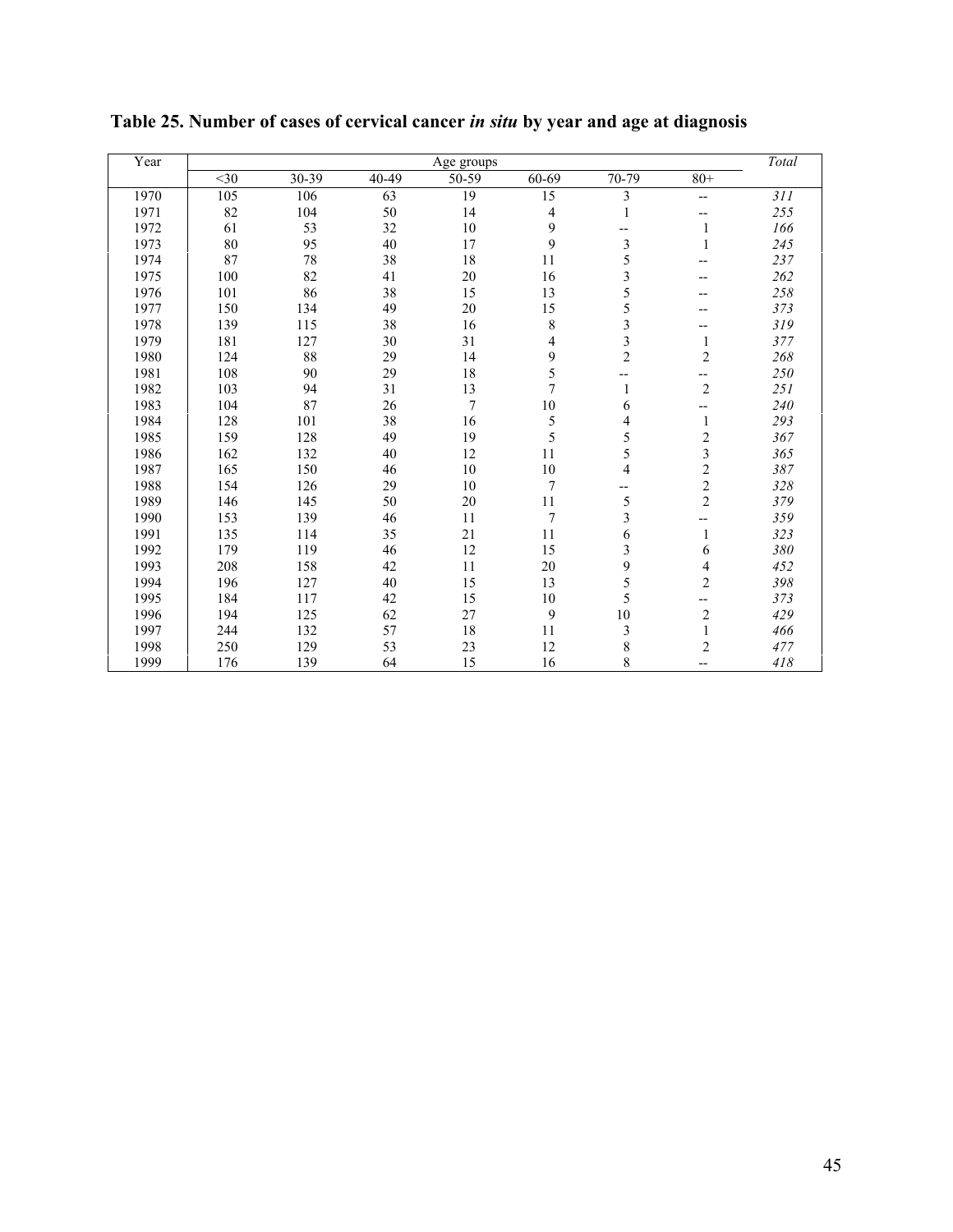**Table 25. Number of cases of cervical cancer *in situ* by year and age at diagnosis**

| Year | Age groups | | | | | | | *Total* |
|---|---|---|---|---|---|---|---|---|
| | <30 | 30-39 | 40-49 | 50-59 | 60-69 | 70-79 | 80+ | |
| 1970 | 105 | 106 | 63 | 19 | 15 | 3 | -- | *311* |
| 1971 | 82 | 104 | 50 | 14 | 4 | 1 | -- | *255* |
| 1972 | 61 | 53 | 32 | 10 | 9 | -- | 1 | *166* |
| 1973 | 80 | 95 | 40 | 17 | 9 | 3 | 1 | *245* |
| 1974 | 87 | 78 | 38 | 18 | 11 | 5 | -- | *237* |
| 1975 | 100 | 82 | 41 | 20 | 16 | 3 | -- | *262* |
| 1976 | 101 | 86 | 38 | 15 | 13 | 5 | -- | *258* |
| 1977 | 150 | 134 | 49 | 20 | 15 | 5 | -- | *373* |
| 1978 | 139 | 115 | 38 | 16 | 8 | 3 | -- | *319* |
| 1979 | 181 | 127 | 30 | 31 | 4 | 3 | 1 | *377* |
| 1980 | 124 | 88 | 29 | 14 | 9 | 2 | 2 | *268* |
| 1981 | 108 | 90 | 29 | 18 | 5 | -- | -- | *250* |
| 1982 | 103 | 94 | 31 | 13 | 7 | 1 | 2 | *251* |
| 1983 | 104 | 87 | 26 | 7 | 10 | 6 | -- | *240* |
| 1984 | 128 | 101 | 38 | 16 | 5 | 4 | 1 | *293* |
| 1985 | 159 | 128 | 49 | 19 | 5 | 5 | 2 | *367* |
| 1986 | 162 | 132 | 40 | 12 | 11 | 5 | 3 | *365* |
| 1987 | 165 | 150 | 46 | 10 | 10 | 4 | 2 | *387* |
| 1988 | 154 | 126 | 29 | 10 | 7 | -- | 2 | *328* |
| 1989 | 146 | 145 | 50 | 20 | 11 | 5 | 2 | *379* |
| 1990 | 153 | 139 | 46 | 11 | 7 | 3 | -- | *359* |
| 1991 | 135 | 114 | 35 | 21 | 11 | 6 | 1 | *323* |
| 1992 | 179 | 119 | 46 | 12 | 15 | 3 | 6 | *380* |
| 1993 | 208 | 158 | 42 | 11 | 20 | 9 | 4 | *452* |
| 1994 | 196 | 127 | 40 | 15 | 13 | 5 | 2 | *398* |
| 1995 | 184 | 117 | 42 | 15 | 10 | 5 | -- | *373* |
| 1996 | 194 | 125 | 62 | 27 | 9 | 10 | 2 | *429* |
| 1997 | 244 | 132 | 57 | 18 | 11 | 3 | 1 | *466* |
| 1998 | 250 | 129 | 53 | 23 | 12 | 8 | 2 | *477* |
| 1999 | 176 | 139 | 64 | 15 | 16 | 8 | -- | *418* |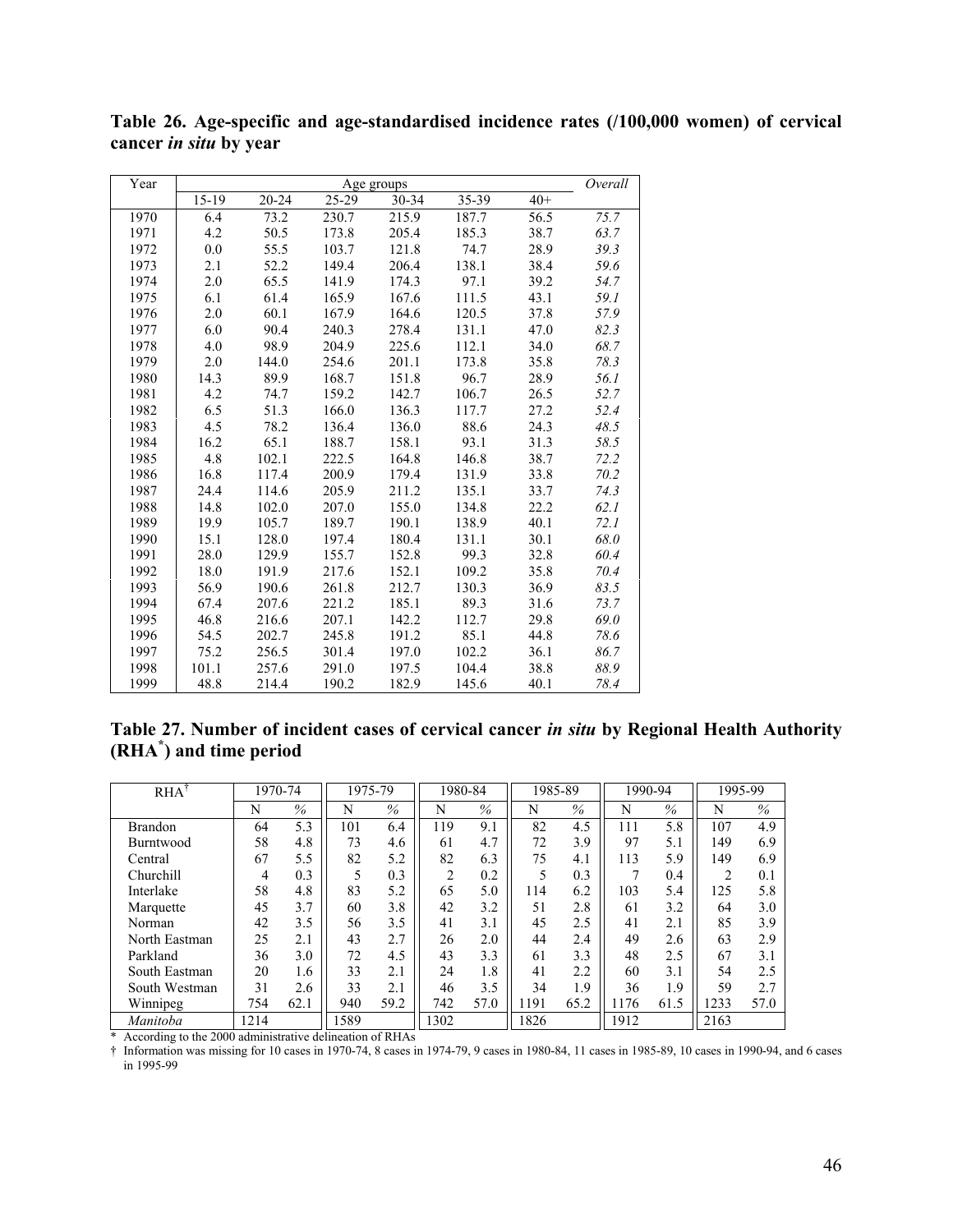**Table 26. Age-specific and age-standardised incidence rates (/100,000 women) of cervical cancer *in situ* by year**

| Year | Age groups | | | | | | *Overall* |
|---|---|---|---|---|---|---|---|
| | 15-19 | 20-24 | 25-29 | 30-34 | 35-39 | 40+ | |
| 1970 | 6.4 | 73.2 | 230.7 | 215.9 | 187.7 | 56.5 | *75.7* |
| 1971 | 4.2 | 50.5 | 173.8 | 205.4 | 185.3 | 38.7 | *63.7* |
| 1972 | 0.0 | 55.5 | 103.7 | 121.8 | 74.7 | 28.9 | *39.3* |
| 1973 | 2.1 | 52.2 | 149.4 | 206.4 | 138.1 | 38.4 | *59.6* |
| 1974 | 2.0 | 65.5 | 141.9 | 174.3 | 97.1 | 39.2 | *54.7* |
| 1975 | 6.1 | 61.4 | 165.9 | 167.6 | 111.5 | 43.1 | *59.1* |
| 1976 | 2.0 | 60.1 | 167.9 | 164.6 | 120.5 | 37.8 | *57.9* |
| 1977 | 6.0 | 90.4 | 240.3 | 278.4 | 131.1 | 47.0 | *82.3* |
| 1978 | 4.0 | 98.9 | 204.9 | 225.6 | 112.1 | 34.0 | *68.7* |
| 1979 | 2.0 | 144.0 | 254.6 | 201.1 | 173.8 | 35.8 | *78.3* |
| 1980 | 14.3 | 89.9 | 168.7 | 151.8 | 96.7 | 28.9 | *56.1* |
| 1981 | 4.2 | 74.7 | 159.2 | 142.7 | 106.7 | 26.5 | *52.7* |
| 1982 | 6.5 | 51.3 | 166.0 | 136.3 | 117.7 | 27.2 | *52.4* |
| 1983 | 4.5 | 78.2 | 136.4 | 136.0 | 88.6 | 24.3 | *48.5* |
| 1984 | 16.2 | 65.1 | 188.7 | 158.1 | 93.1 | 31.3 | *58.5* |
| 1985 | 4.8 | 102.1 | 222.5 | 164.8 | 146.8 | 38.7 | *72.2* |
| 1986 | 16.8 | 117.4 | 200.9 | 179.4 | 131.9 | 33.8 | *70.2* |
| 1987 | 24.4 | 114.6 | 205.9 | 211.2 | 135.1 | 33.7 | *74.3* |
| 1988 | 14.8 | 102.0 | 207.0 | 155.0 | 134.8 | 22.2 | *62.1* |
| 1989 | 19.9 | 105.7 | 189.7 | 190.1 | 138.9 | 40.1 | *72.1* |
| 1990 | 15.1 | 128.0 | 197.4 | 180.4 | 131.1 | 30.1 | *68.0* |
| 1991 | 28.0 | 129.9 | 155.7 | 152.8 | 99.3 | 32.8 | *60.4* |
| 1992 | 18.0 | 191.9 | 217.6 | 152.1 | 109.2 | 35.8 | *70.4* |
| 1993 | 56.9 | 190.6 | 261.8 | 212.7 | 130.3 | 36.9 | *83.5* |
| 1994 | 67.4 | 207.6 | 221.2 | 185.1 | 89.3 | 31.6 | *73.7* |
| 1995 | 46.8 | 216.6 | 207.1 | 142.2 | 112.7 | 29.8 | *69.0* |
| 1996 | 54.5 | 202.7 | 245.8 | 191.2 | 85.1 | 44.8 | *78.6* |
| 1997 | 75.2 | 256.5 | 301.4 | 197.0 | 102.2 | 36.1 | *86.7* |
| 1998 | 101.1 | 257.6 | 291.0 | 197.5 | 104.4 | 38.8 | *88.9* |
| 1999 | 48.8 | 214.4 | 190.2 | 182.9 | 145.6 | 40.1 | *78.4* |

**Table 27. Number of incident cases of cervical cancer *in situ* by Regional Health Authority (RHA[*]) and time period**

| RHA[†] | 1970-74 | | 1975-79 | | 1980-84 | | 1985-89 | | 1990-94 | | 1995-99 | |
|---|---|---|---|---|---|---|---|---|---|---|---|---|
| | N | % | N | % | N | % | N | % | N | % | N | % |
| Brandon | 64 | 5.3 | 101 | 6.4 | 119 | 9.1 | 82 | 4.5 | 111 | 5.8 | 107 | 4.9 |
| Burntwood | 58 | 4.8 | 73 | 4.6 | 61 | 4.7 | 72 | 3.9 | 97 | 5.1 | 149 | 6.9 |
| Central | 67 | 5.5 | 82 | 5.2 | 82 | 6.3 | 75 | 4.1 | 113 | 5.9 | 149 | 6.9 |
| Churchill | 4 | 0.3 | 5 | 0.3 | 2 | 0.2 | 5 | 0.3 | 7 | 0.4 | 2 | 0.1 |
| Interlake | 58 | 4.8 | 83 | 5.2 | 65 | 5.0 | 114 | 6.2 | 103 | 5.4 | 125 | 5.8 |
| Marquette | 45 | 3.7 | 60 | 3.8 | 42 | 3.2 | 51 | 2.8 | 61 | 3.2 | 64 | 3.0 |
| Norman | 42 | 3.5 | 56 | 3.5 | 41 | 3.1 | 45 | 2.5 | 41 | 2.1 | 85 | 3.9 |
| North Eastman | 25 | 2.1 | 43 | 2.7 | 26 | 2.0 | 44 | 2.4 | 49 | 2.6 | 63 | 2.9 |
| Parkland | 36 | 3.0 | 72 | 4.5 | 43 | 3.3 | 61 | 3.3 | 48 | 2.5 | 67 | 3.1 |
| South Eastman | 20 | 1.6 | 33 | 2.1 | 24 | 1.8 | 41 | 2.2 | 60 | 3.1 | 54 | 2.5 |
| South Westman | 31 | 2.6 | 33 | 2.1 | 46 | 3.5 | 34 | 1.9 | 36 | 1.9 | 59 | 2.7 |
| Winnipeg | 754 | 62.1 | 940 | 59.2 | 742 | 57.0 | 1191 | 65.2 | 1176 | 61.5 | 1233 | 57.0 |
| *Manitoba* | 1214 | | 1589 | | 1302 | | 1826 | | 1912 | | 2163 | |

\* According to the 2000 administrative delineation of RHAs

† Information was missing for 10 cases in 1970-74, 8 cases in 1974-79, 9 cases in 1980-84, 11 cases in 1985-89, 10 cases in 1990-94, and 6 cases in 1995-99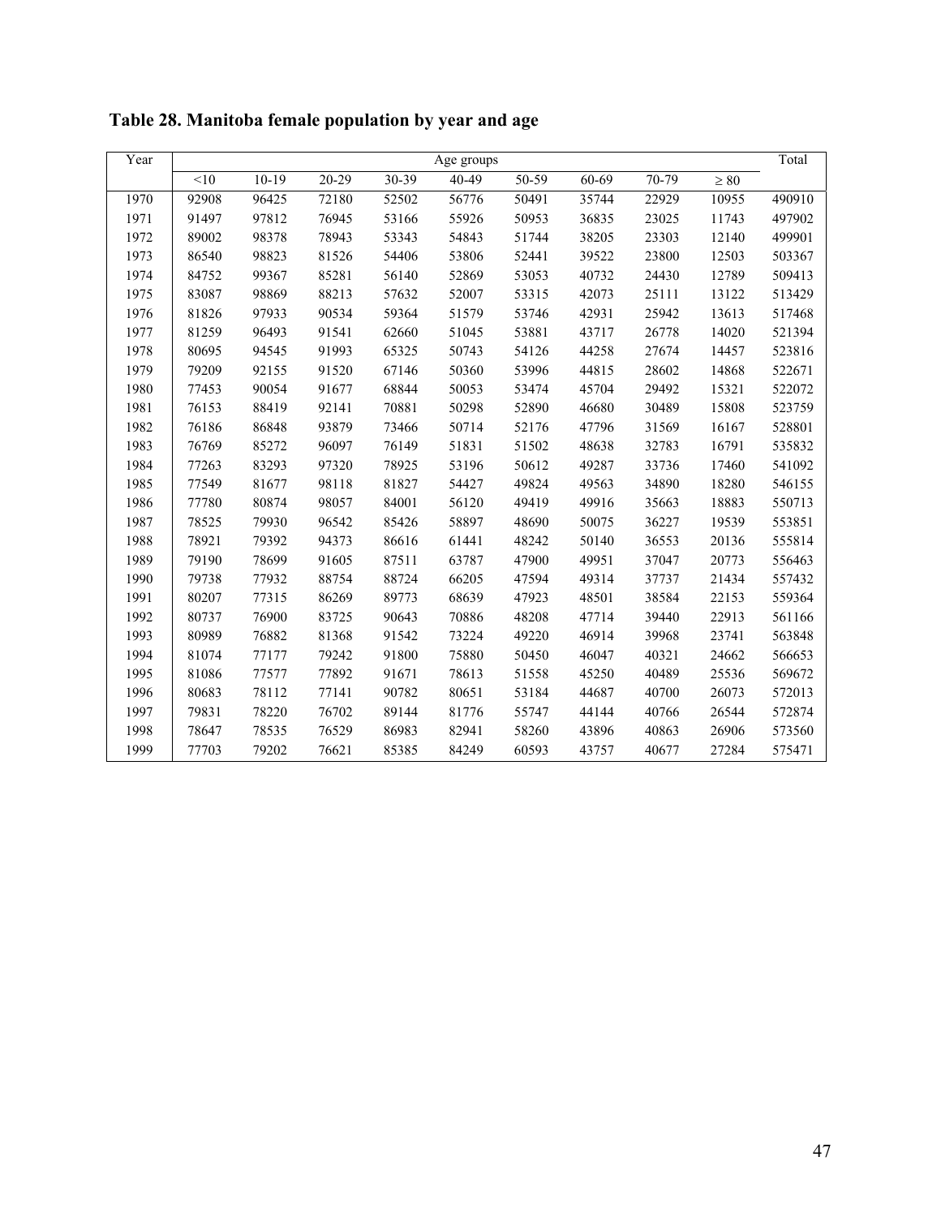**Table 28. Manitoba female population by year and age**

| Year | Age groups | | | | | | | | | Total |
|---|---|---|---|---|---|---|---|---|---|---|
| | <10 | 10-19 | 20-29 | 30-39 | 40-49 | 50-59 | 60-69 | 70-79 | ≥ 80 | |
| 1970 | 92908 | 96425 | 72180 | 52502 | 56776 | 50491 | 35744 | 22929 | 10955 | 490910 |
| 1971 | 91497 | 97812 | 76945 | 53166 | 55926 | 50953 | 36835 | 23025 | 11743 | 497902 |
| 1972 | 89002 | 98378 | 78943 | 53343 | 54843 | 51744 | 38205 | 23303 | 12140 | 499901 |
| 1973 | 86540 | 98823 | 81526 | 54406 | 53806 | 52441 | 39522 | 23800 | 12503 | 503367 |
| 1974 | 84752 | 99367 | 85281 | 56140 | 52869 | 53053 | 40732 | 24430 | 12789 | 509413 |
| 1975 | 83087 | 98869 | 88213 | 57632 | 52007 | 53315 | 42073 | 25111 | 13122 | 513429 |
| 1976 | 81826 | 97933 | 90534 | 59364 | 51579 | 53746 | 42931 | 25942 | 13613 | 517468 |
| 1977 | 81259 | 96493 | 91541 | 62660 | 51045 | 53881 | 43717 | 26778 | 14020 | 521394 |
| 1978 | 80695 | 94545 | 91993 | 65325 | 50743 | 54126 | 44258 | 27674 | 14457 | 523816 |
| 1979 | 79209 | 92155 | 91520 | 67146 | 50360 | 53996 | 44815 | 28602 | 14868 | 522671 |
| 1980 | 77453 | 90054 | 91677 | 68844 | 50053 | 53474 | 45704 | 29492 | 15321 | 522072 |
| 1981 | 76153 | 88419 | 92141 | 70881 | 50298 | 52890 | 46680 | 30489 | 15808 | 523759 |
| 1982 | 76186 | 86848 | 93879 | 73466 | 50714 | 52176 | 47796 | 31569 | 16167 | 528801 |
| 1983 | 76769 | 85272 | 96097 | 76149 | 51831 | 51502 | 48638 | 32783 | 16791 | 535832 |
| 1984 | 77263 | 83293 | 97320 | 78925 | 53196 | 50612 | 49287 | 33736 | 17460 | 541092 |
| 1985 | 77549 | 81677 | 98118 | 81827 | 54427 | 49824 | 49563 | 34890 | 18280 | 546155 |
| 1986 | 77780 | 80874 | 98057 | 84001 | 56120 | 49419 | 49916 | 35663 | 18883 | 550713 |
| 1987 | 78525 | 79930 | 96542 | 85426 | 58897 | 48690 | 50075 | 36227 | 19539 | 553851 |
| 1988 | 78921 | 79392 | 94373 | 86616 | 61441 | 48242 | 50140 | 36553 | 20136 | 555814 |
| 1989 | 79190 | 78699 | 91605 | 87511 | 63787 | 47900 | 49951 | 37047 | 20773 | 556463 |
| 1990 | 79738 | 77932 | 88754 | 88724 | 66205 | 47594 | 49314 | 37737 | 21434 | 557432 |
| 1991 | 80207 | 77315 | 86269 | 89773 | 68639 | 47923 | 48501 | 38584 | 22153 | 559364 |
| 1992 | 80737 | 76900 | 83725 | 90643 | 70886 | 48208 | 47714 | 39440 | 22913 | 561166 |
| 1993 | 80989 | 76882 | 81368 | 91542 | 73224 | 49220 | 46914 | 39968 | 23741 | 563848 |
| 1994 | 81074 | 77177 | 79242 | 91800 | 75880 | 50450 | 46047 | 40321 | 24662 | 566653 |
| 1995 | 81086 | 77577 | 77892 | 91671 | 78613 | 51558 | 45250 | 40489 | 25536 | 569672 |
| 1996 | 80683 | 78112 | 77141 | 90782 | 80651 | 53184 | 44687 | 40700 | 26073 | 572013 |
| 1997 | 79831 | 78220 | 76702 | 89144 | 81776 | 55747 | 44144 | 40766 | 26544 | 572874 |
| 1998 | 78647 | 78535 | 76529 | 86983 | 82941 | 58260 | 43896 | 40863 | 26906 | 573560 |
| 1999 | 77703 | 79202 | 76621 | 85385 | 84249 | 60593 | 43757 | 40677 | 27284 | 575471 |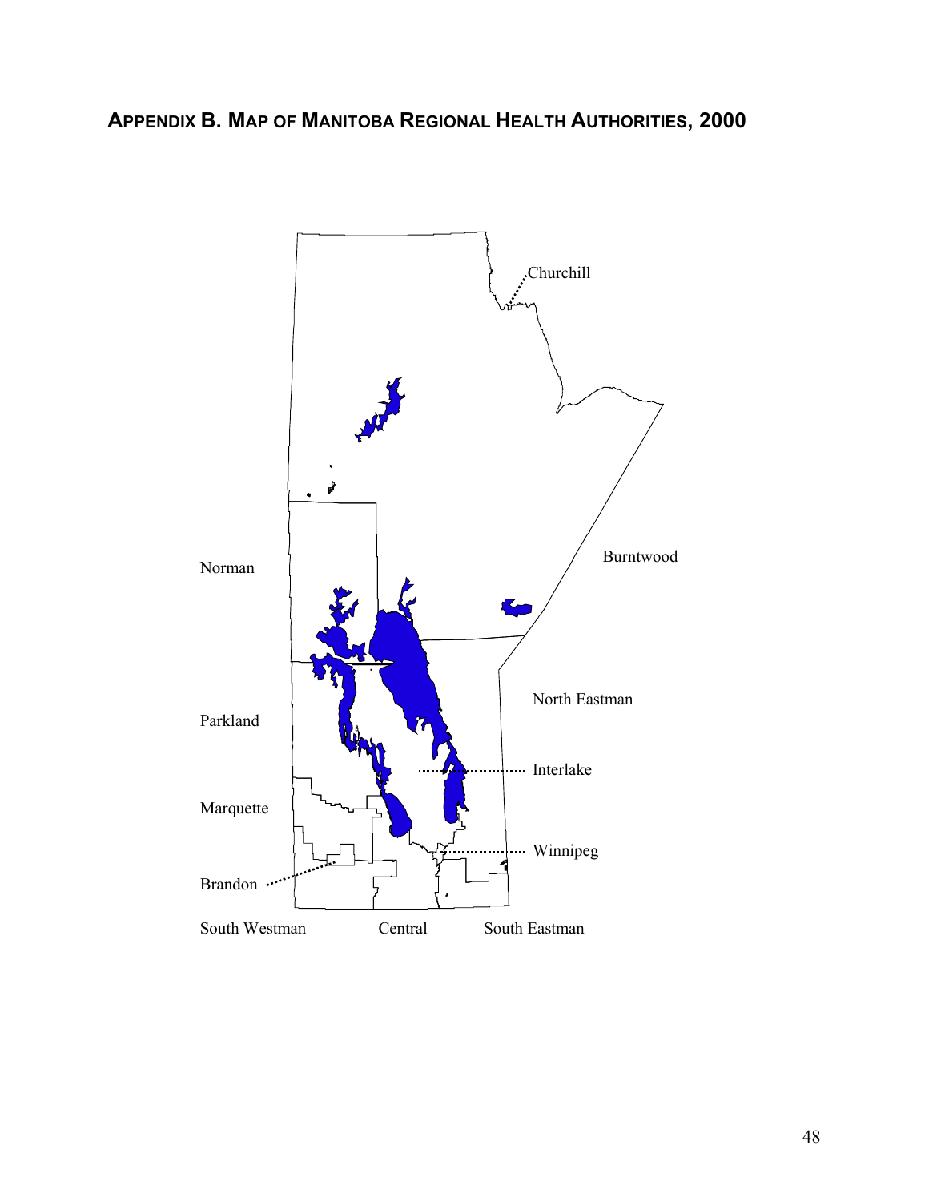## APPENDIX B. MAP OF MANITOBA REGIONAL HEALTH AUTHORITIES, 2000

Churchill

Burntwood

Norman

North Eastman

Parkland

Interlake

Marquette

Winnipeg

Brandon

South Westman

Central

South Eastman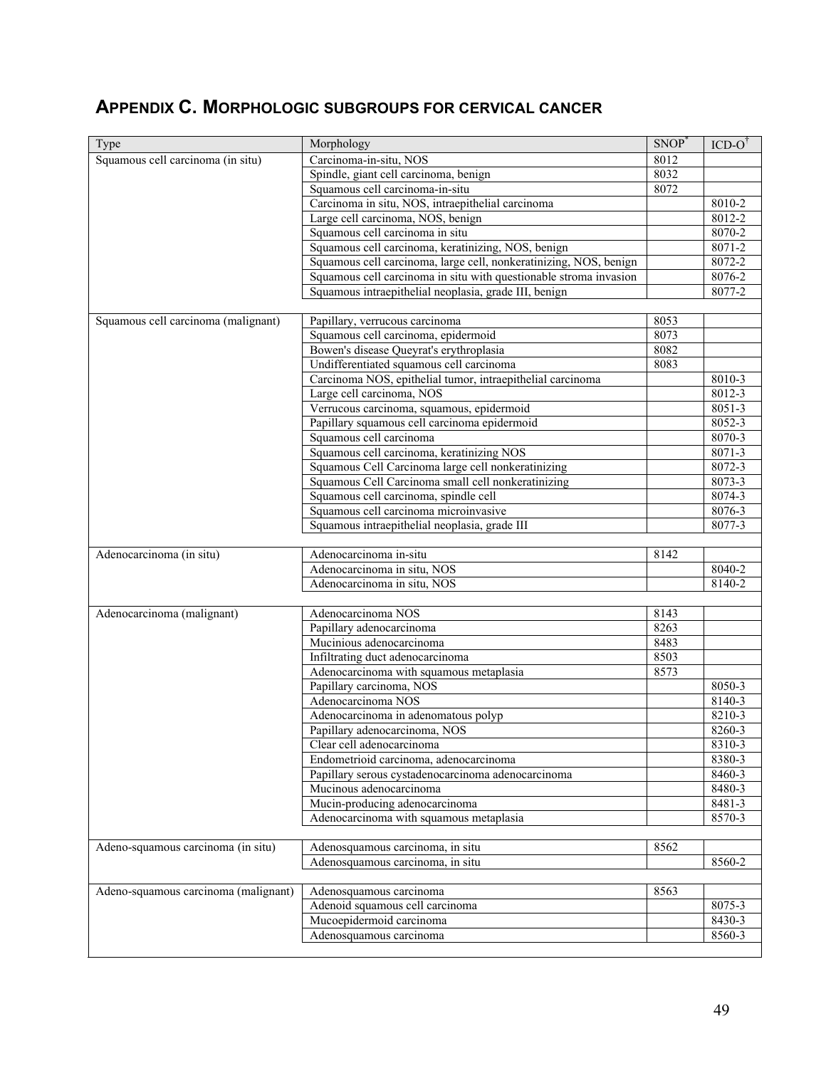## APPENDIX C. MORPHOLOGIC SUBGROUPS FOR CERVICAL CANCER

| Type | Morphology | SNOP[*] | ICD-O[†] |
|---|---|---|---|
| Squamous cell carcinoma (in situ) | Carcinoma-in-situ, NOS | 8012 | |
| | Spindle, giant cell carcinoma, benign | 8032 | |
| | Squamous cell carcinoma-in-situ | 8072 | |
| | Carcinoma in situ, NOS, intraepithelial carcinoma | | 8010-2 |
| | Large cell carcinoma, NOS, benign | | 8012-2 |
| | Squamous cell carcinoma in situ | | 8070-2 |
| | Squamous cell carcinoma, keratinizing, NOS, benign | | 8071-2 |
| | Squamous cell carcinoma, large cell, nonkeratinizing, NOS, benign | | 8072-2 |
| | Squamous cell carcinoma in situ with questionable stroma invasion | | 8076-2 |
| | Squamous intraepithelial neoplasia, grade III, benign | | 8077-2 |
| | | | |
| Squamous cell carcinoma (malignant) | Papillary, verrucous carcinoma | 8053 | |
| | Squamous cell carcinoma, epidermoid | 8073 | |
| | Bowen's disease Queyrat's erythroplasia | 8082 | |
| | Undifferentiated squamous cell carcinoma | 8083 | |
| | Carcinoma NOS, epithelial tumor, intraepithelial carcinoma | | 8010-3 |
| | Large cell carcinoma, NOS | | 8012-3 |
| | Verrucous carcinoma, squamous, epidermoid | | 8051-3 |
| | Papillary squamous cell carcinoma epidermoid | | 8052-3 |
| | Squamous cell carcinoma | | 8070-3 |
| | Squamous cell carcinoma, keratinizing NOS | | 8071-3 |
| | Squamous Cell Carcinoma large cell nonkeratinizing | | 8072-3 |
| | Squamous Cell Carcinoma small cell nonkeratinizing | | 8073-3 |
| | Squamous cell carcinoma, spindle cell | | 8074-3 |
| | Squamous cell carcinoma microinvasive | | 8076-3 |
| | Squamous intraepithelial neoplasia, grade III | | 8077-3 |
| | | | |
| Adenocarcinoma (in situ) | Adenocarcinoma in-situ | 8142 | |
| | Adenocarcinoma in situ, NOS | | 8040-2 |
| | Adenocarcinoma in situ, NOS | | 8140-2 |
| | | | |
| Adenocarcinoma (malignant) | Adenocarcinoma NOS | 8143 | |
| | Papillary adenocarcinoma | 8263 | |
| | Mucinious adenocarcinoma | 8483 | |
| | Infiltrating duct adenocarcinoma | 8503 | |
| | Adenocarcinoma with squamous metaplasia | 8573 | |
| | Papillary carcinoma, NOS | | 8050-3 |
| | Adenocarcinoma NOS | | 8140-3 |
| | Adenocarcinoma in adenomatous polyp | | 8210-3 |
| | Papillary adenocarcinoma, NOS | | 8260-3 |
| | Clear cell adenocarcinoma | | 8310-3 |
| | Endometrioid carcinoma, adenocarcinoma | | 8380-3 |
| | Papillary serous cystadenocarcinoma adenocarcinoma | | 8460-3 |
| | Mucinous adenocarcinoma | | 8480-3 |
| | Mucin-producing adenocarcinoma | | 8481-3 |
| | Adenocarcinoma with squamous metaplasia | | 8570-3 |
| | | | |
| Adeno-squamous carcinoma (in situ) | Adenosquamous carcinoma, in situ | 8562 | |
| | Adenosquamous carcinoma, in situ | | 8560-2 |
| | | | |
| Adeno-squamous carcinoma (malignant) | Adenosquamous carcinoma | 8563 | |
| | Adenoid squamous cell carcinoma | | 8075-3 |
| | Mucoepidermoid carcinoma | | 8430-3 |
| | Adenosquamous carcinoma | | 8560-3 |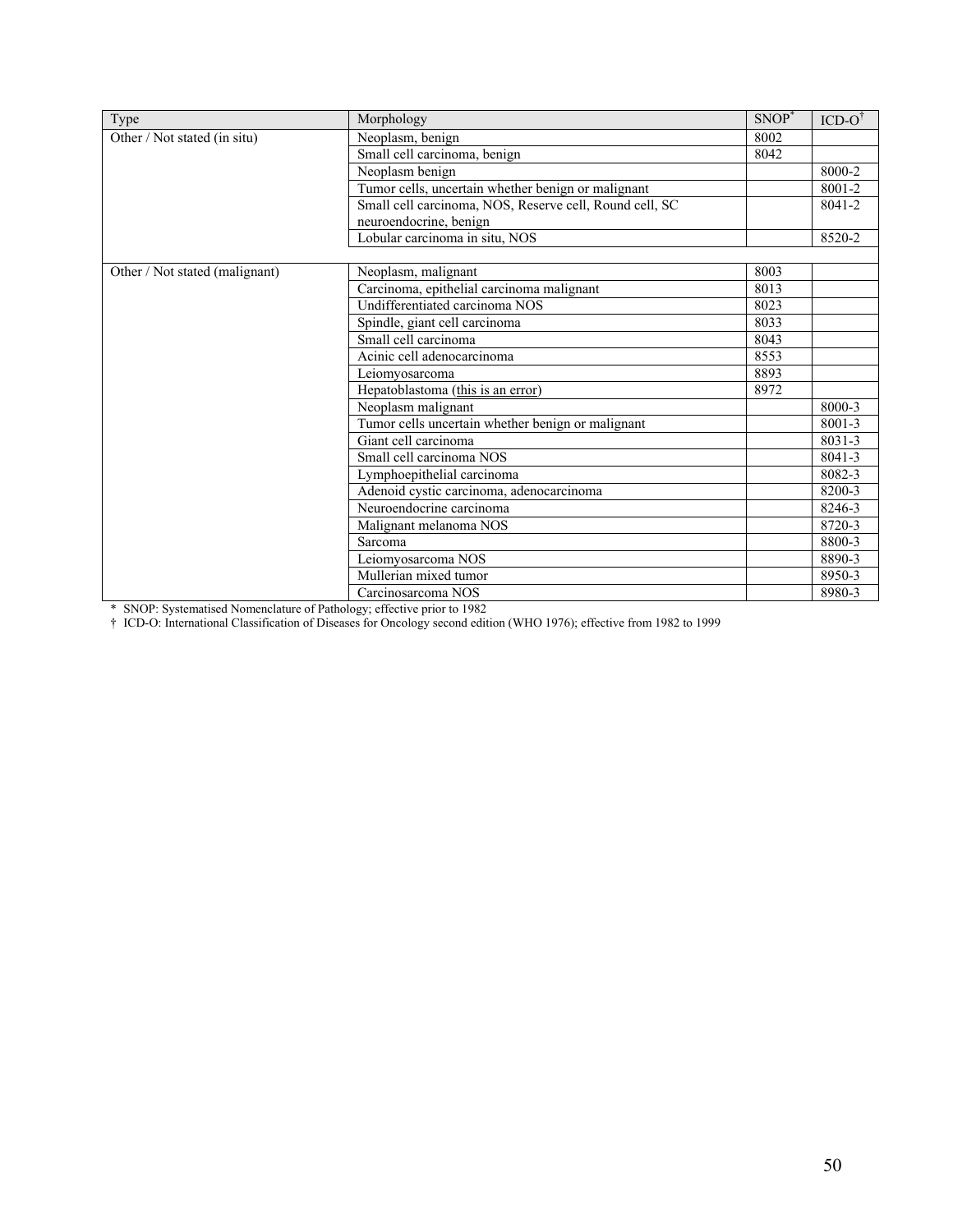| Type | Morphology | SNOP* | ICD-O† |
|---|---|---|---|
| Other / Not stated (in situ) | Neoplasm, benign | 8002 | |
| | Small cell carcinoma, benign | 8042 | |
| | Neoplasm benign | | 8000-2 |
| | Tumor cells, uncertain whether benign or malignant | | 8001-2 |
| | Small cell carcinoma, NOS, Reserve cell, Round cell, SC neuroendocrine, benign | | 8041-2 |
| | Lobular carcinoma in situ, NOS | | 8520-2 |
| | | | |
| Other / Not stated (malignant) | Neoplasm, malignant | 8003 | |
| | Carcinoma, epithelial carcinoma malignant | 8013 | |
| | Undifferentiated carcinoma NOS | 8023 | |
| | Spindle, giant cell carcinoma | 8033 | |
| | Small cell carcinoma | 8043 | |
| | Acinic cell adenocarcinoma | 8553 | |
| | Leiomyosarcoma | 8893 | |
| | Hepatoblastoma (this is an error) | 8972 | |
| | Neoplasm malignant | | 8000-3 |
| | Tumor cells uncertain whether benign or malignant | | 8001-3 |
| | Giant cell carcinoma | | 8031-3 |
| | Small cell carcinoma NOS | | 8041-3 |
| | Lymphoepithelial carcinoma | | 8082-3 |
| | Adenoid cystic carcinoma, adenocarcinoma | | 8200-3 |
| | Neuroendocrine carcinoma | | 8246-3 |
| | Malignant melanoma NOS | | 8720-3 |
| | Sarcoma | | 8800-3 |
| | Leiomyosarcoma NOS | | 8890-3 |
| | Mullerian mixed tumor | | 8950-3 |
| | Carcinosarcoma NOS | | 8980-3 |

\* SNOP: Systematised Nomenclature of Pathology; effective prior to 1982

† ICD-O: International Classification of Diseases for Oncology second edition (WHO 1976); effective from 1982 to 1999